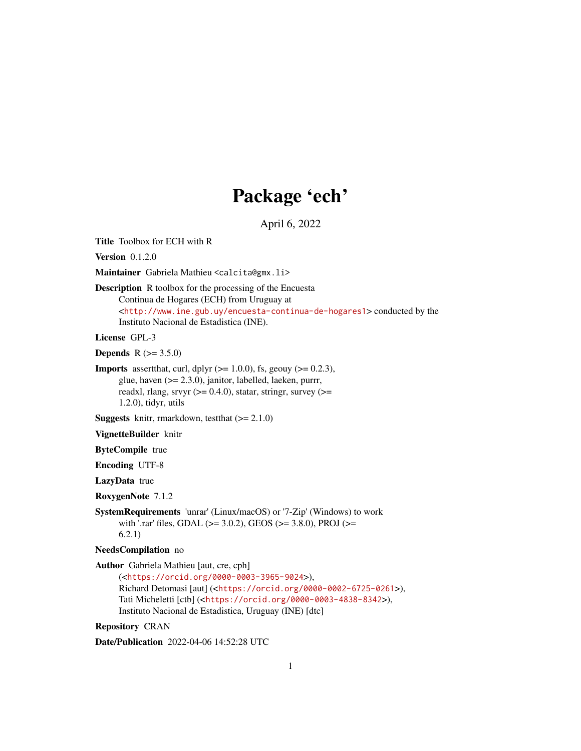# Package 'ech'

April 6, 2022

**Title** Toolbox for ECH with R

**Version** 0.1.2.0

**Maintainer** Gabriela Mathieu <calcita@gmx.li>

**Description** R toolbox for the processing of the Encuesta Continua de Hogares (ECH) from Uruguay at <http://www.ine.gub.uy/encuesta-continua-de-hogares1> conducted by the Instituto Nacional de Estadistica (INE).

**License** GPL-3

**Depends** R (>= 3.5.0)

**Imports** assertthat, curl, dplyr (>= 1.0.0), fs, geouy (>= 0.2.3), glue, haven (>= 2.3.0), janitor, labelled, laeken, purrr, readxl, rlang, srvyr (>= 0.4.0), statar, stringr, survey (>= 1.2.0), tidyr, utils

**Suggests** knitr, rmarkdown, testthat (>= 2.1.0)

**VignetteBuilder** knitr

**ByteCompile** true

**Encoding** UTF-8

**LazyData** true

**RoxygenNote** 7.1.2

**SystemRequirements** 'unrar' (Linux/macOS) or '7-Zip' (Windows) to work with '.rar' files, GDAL (>= 3.0.2), GEOS (>= 3.8.0), PROJ (>= 6.2.1)

**NeedsCompilation** no

**Author** Gabriela Mathieu [aut, cre, cph] (<https://orcid.org/0000-0003-3965-9024>), Richard Detomasi [aut] (<https://orcid.org/0000-0002-6725-0261>), Tati Micheletti [ctb] (<https://orcid.org/0000-0003-4838-8342>), Instituto Nacional de Estadistica, Uruguay (INE) [dtc]

**Repository** CRAN

**Date/Publication** 2022-04-06 14:52:28 UTC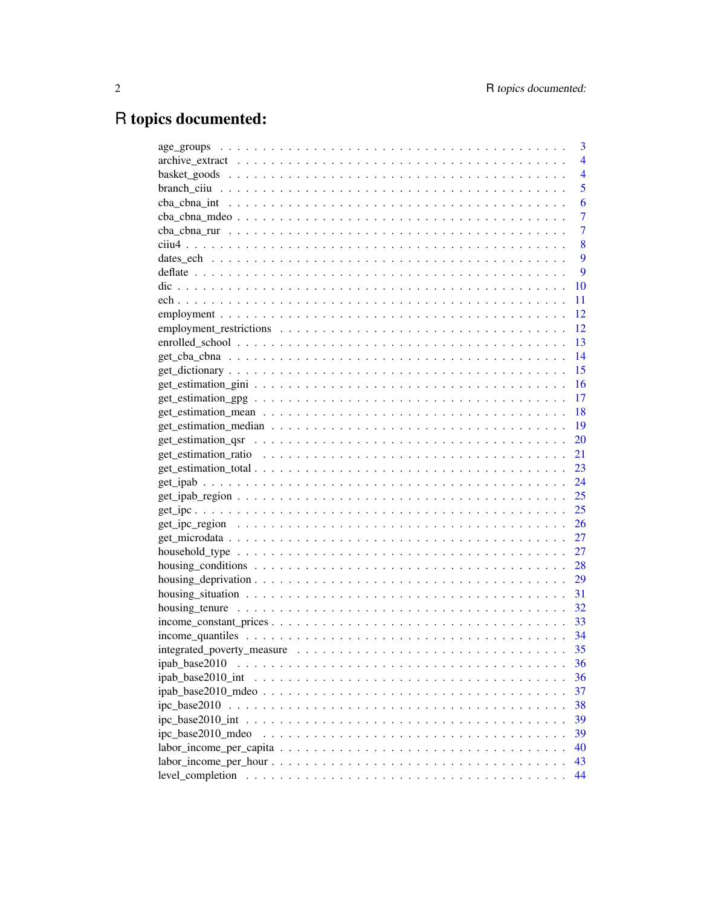# R topics documented:

| | |
|---|---|
| age_groups | 3 |
| archive_extract | 4 |
| basket_goods | 4 |
| branch_ciiu | 5 |
| cba_cbna_int | 6 |
| cba_cbna_mdeo | 7 |
| cba_cbna_rur | 7 |
| ciiu4 | 8 |
| dates_ech | 9 |
| deflate | 9 |
| dic | 10 |
| ech | 11 |
| employment | 12 |
| employment_restrictions | 12 |
| enrolled_school | 13 |
| get_cba_cbna | 14 |
| get_dictionary | 15 |
| get_estimation_gini | 16 |
| get_estimation_gpg | 17 |
| get_estimation_mean | 18 |
| get_estimation_median | 19 |
| get_estimation_qsr | 20 |
| get_estimation_ratio | 21 |
| get_estimation_total | 23 |
| get_ipab | 24 |
| get_ipab_region | 25 |
| get_ipc | 25 |
| get_ipc_region | 26 |
| get_microdata | 27 |
| household_type | 27 |
| housing_conditions | 28 |
| housing_deprivation | 29 |
| housing_situation | 31 |
| housing_tenure | 32 |
| income_constant_prices | 33 |
| income_quantiles | 34 |
| integrated_poverty_measure | 35 |
| ipab_base2010 | 36 |
| ipab_base2010_int | 36 |
| ipab_base2010_mdeo | 37 |
| ipc_base2010 | 38 |
| ipc_base2010_int | 39 |
| ipc_base2010_mdeo | 39 |
| labor_income_per_capita | 40 |
| labor_income_per_hour | 43 |
| level_completion | 44 |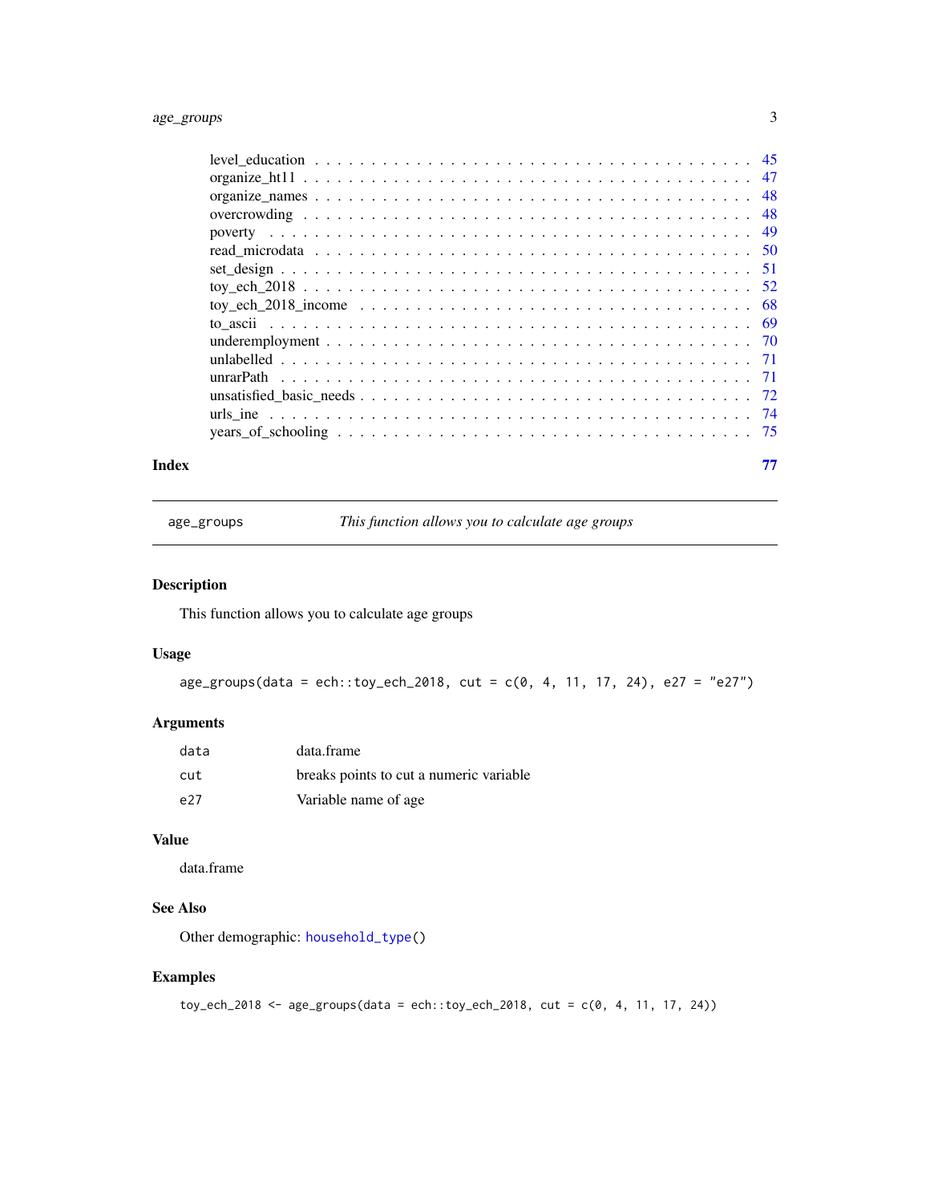| | |
|---|---|
| level_education | 45 |
| organize_ht11 | 47 |
| organize_names | 48 |
| overcrowding | 48 |
| poverty | 49 |
| read_microdata | 50 |
| set_design | 51 |
| toy_ech_2018 | 52 |
| toy_ech_2018_income | 68 |
| to_ascii | 69 |
| underemployment | 70 |
| unlabelled | 71 |
| unrarPath | 71 |
| unsatisfied_basic_needs | 72 |
| urls_ine | 74 |
| years_of_schooling | 75 |

**Index** **77**

---

`age_groups` *This function allows you to calculate age groups*

---

## Description

This function allows you to calculate age groups

## Usage

```
age_groups(data = ech::toy_ech_2018, cut = c(0, 4, 11, 17, 24), e27 = "e27")
```

## Arguments

| | |
|---|---|
| `data` | data.frame |
| `cut` | breaks points to cut a numeric variable |
| `e27` | Variable name of age |

## Value

data.frame

## See Also

Other demographic: `household_type()`

## Examples

```
toy_ech_2018 <- age_groups(data = ech::toy_ech_2018, cut = c(0, 4, 11, 17, 24))
```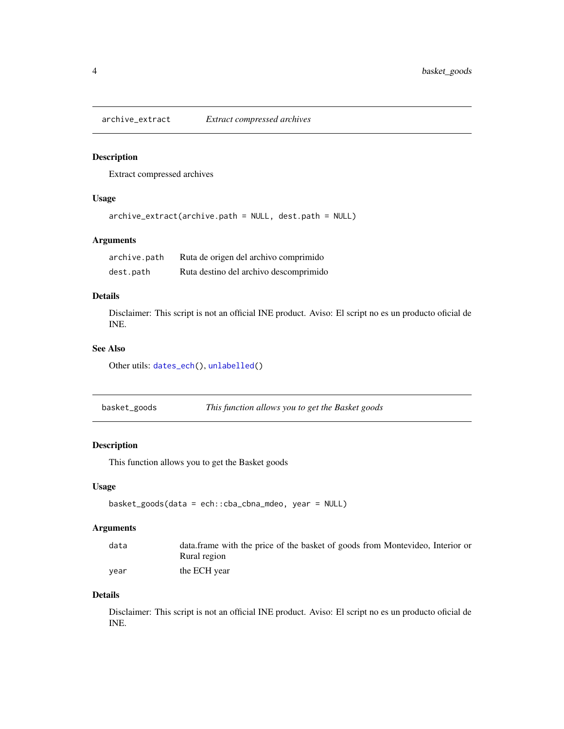## archive_extract — *Extract compressed archives*

### Description

Extract compressed archives

### Usage

```
archive_extract(archive.path = NULL, dest.path = NULL)
```

### Arguments

| | |
|---|---|
| archive.path | Ruta de origen del archivo comprimido |
| dest.path | Ruta destino del archivo descomprimido |

### Details

Disclaimer: This script is not an official INE product. Aviso: El script no es un producto oficial de INE.

### See Also

Other utils: dates_ech(), unlabelled()

## basket_goods — *This function allows you to get the Basket goods*

### Description

This function allows you to get the Basket goods

### Usage

```
basket_goods(data = ech::cba_cbna_mdeo, year = NULL)
```

### Arguments

| | |
|---|---|
| data | data.frame with the price of the basket of goods from Montevideo, Interior or Rural region |
| year | the ECH year |

### Details

Disclaimer: This script is not an official INE product. Aviso: El script no es un producto oficial de INE.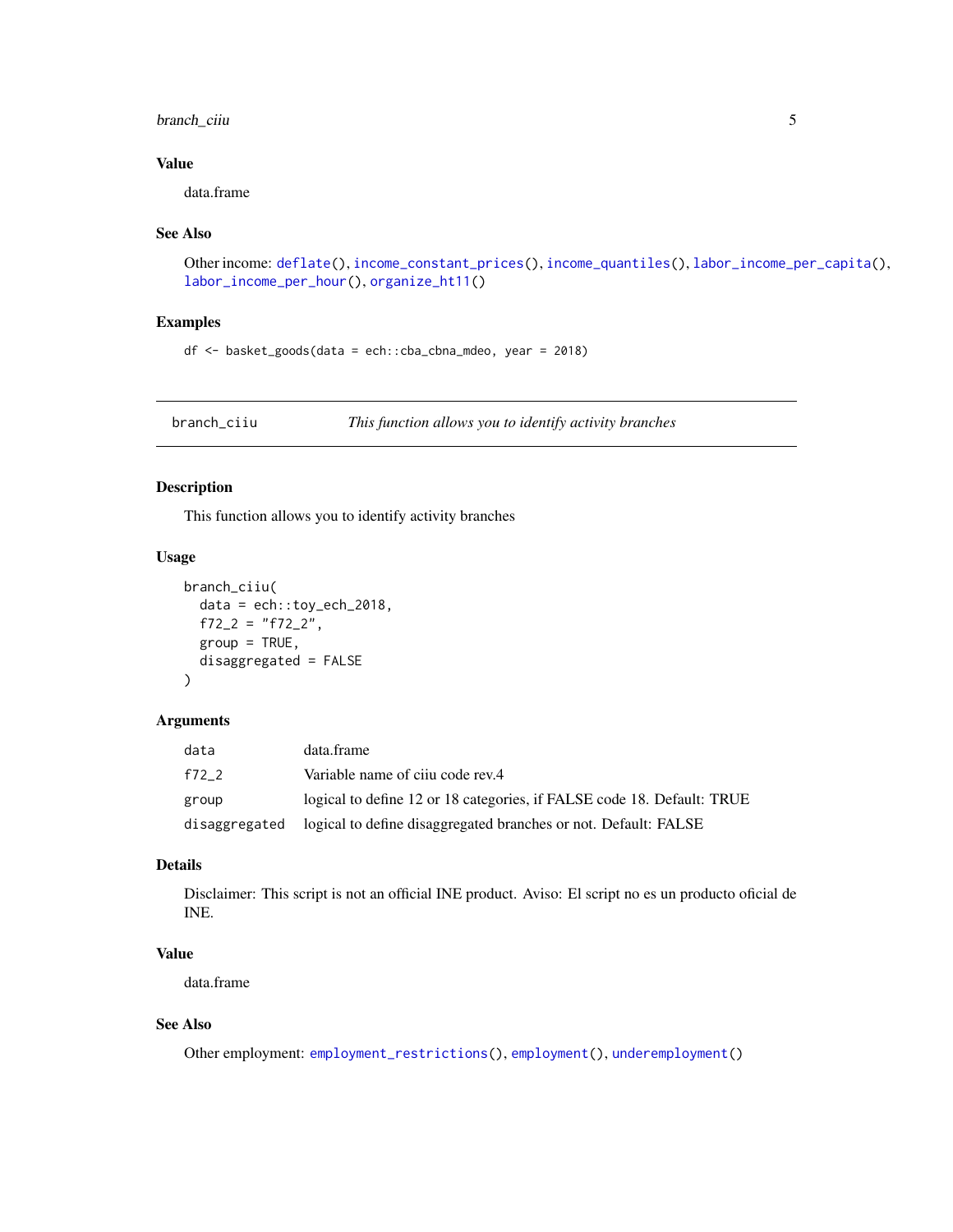### Value

data.frame

### See Also

Other income: deflate(), income_constant_prices(), income_quantiles(), labor_income_per_capita(), labor_income_per_hour(), organize_ht11()

### Examples

```
df <- basket_goods(data = ech::cba_cbna_mdeo, year = 2018)
```

---

## branch_ciiu — *This function allows you to identify activity branches*

---

### Description

This function allows you to identify activity branches

### Usage

```
branch_ciiu(
  data = ech::toy_ech_2018,
  f72_2 = "f72_2",
  group = TRUE,
  disaggregated = FALSE
)
```

### Arguments

| | |
|---|---|
| data | data.frame |
| f72_2 | Variable name of ciiu code rev.4 |
| group | logical to define 12 or 18 categories, if FALSE code 18. Default: TRUE |
| disaggregated | logical to define disaggregated branches or not. Default: FALSE |

### Details

Disclaimer: This script is not an official INE product. Aviso: El script no es un producto oficial de INE.

### Value

data.frame

### See Also

Other employment: employment_restrictions(), employment(), underemployment()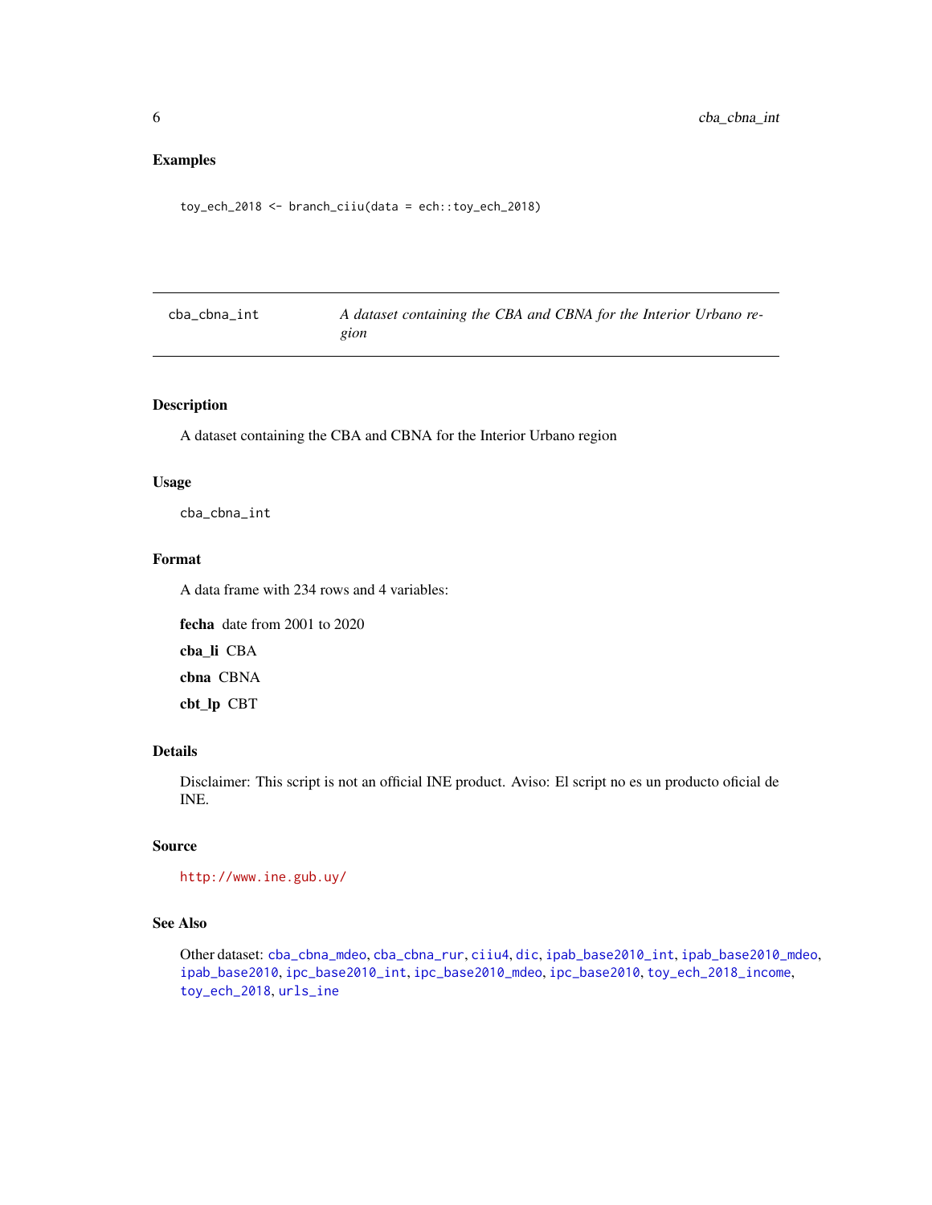### Examples

```
toy_ech_2018 <- branch_ciiu(data = ech::toy_ech_2018)
```

---

## cba_cbna_int — *A dataset containing the CBA and CBNA for the Interior Urbano region*

---

### Description

A dataset containing the CBA and CBNA for the Interior Urbano region

### Usage

```
cba_cbna_int
```

### Format

A data frame with 234 rows and 4 variables:

**fecha** date from 2001 to 2020

**cba_li** CBA

**cbna** CBNA

**cbt_lp** CBT

### Details

Disclaimer: This script is not an official INE product. Aviso: El script no es un producto oficial de INE.

### Source

http://www.ine.gub.uy/

### See Also

Other dataset: cba_cbna_mdeo, cba_cbna_rur, ciiu4, dic, ipab_base2010_int, ipab_base2010_mdeo, ipab_base2010, ipc_base2010_int, ipc_base2010_mdeo, ipc_base2010, toy_ech_2018_income, toy_ech_2018, urls_ine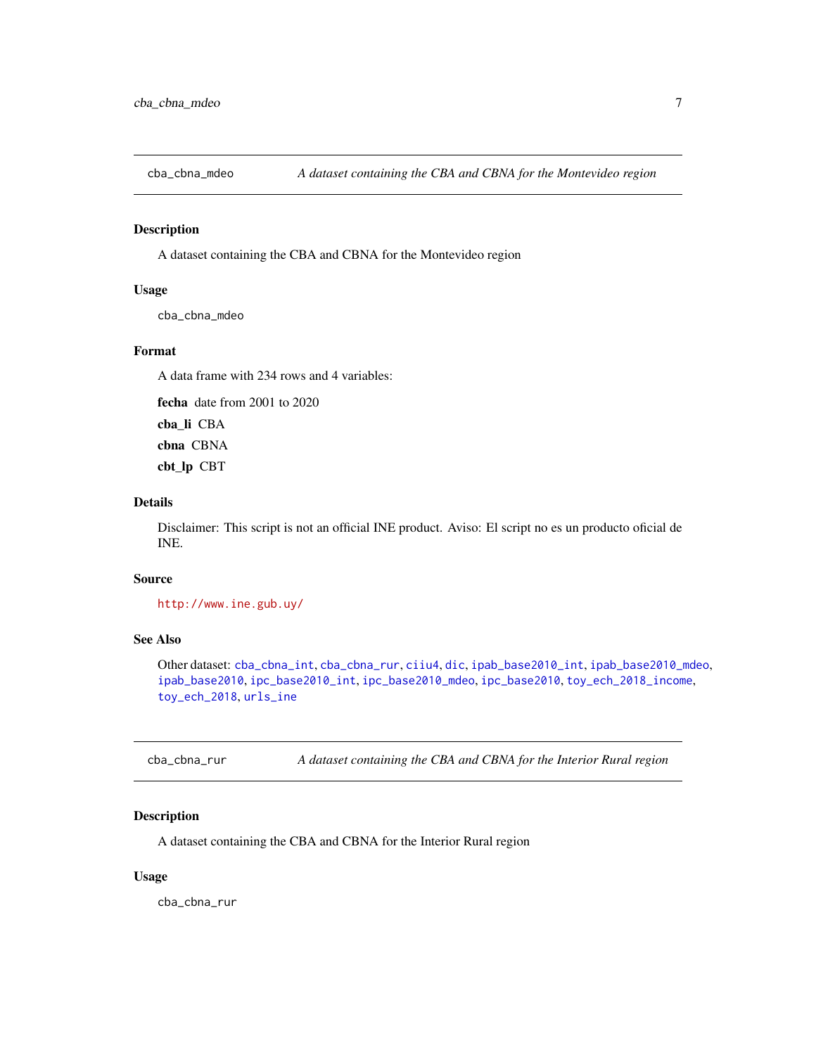cba_cbna_mdeo — *A dataset containing the CBA and CBNA for the Montevideo region*

## Description

A dataset containing the CBA and CBNA for the Montevideo region

## Usage

```
cba_cbna_mdeo
```

## Format

A data frame with 234 rows and 4 variables:

**fecha** date from 2001 to 2020

**cba_li** CBA

**cbna** CBNA

**cbt_lp** CBT

## Details

Disclaimer: This script is not an official INE product. Aviso: El script no es un producto oficial de INE.

## Source

http://www.ine.gub.uy/

## See Also

Other dataset: `cba_cbna_int`, `cba_cbna_rur`, `ciiu4`, `dic`, `ipab_base2010_int`, `ipab_base2010_mdeo`, `ipab_base2010`, `ipc_base2010_int`, `ipc_base2010_mdeo`, `ipc_base2010`, `toy_ech_2018_income`, `toy_ech_2018`, `urls_ine`

---

cba_cbna_rur — *A dataset containing the CBA and CBNA for the Interior Rural region*

## Description

A dataset containing the CBA and CBNA for the Interior Rural region

## Usage

```
cba_cbna_rur
```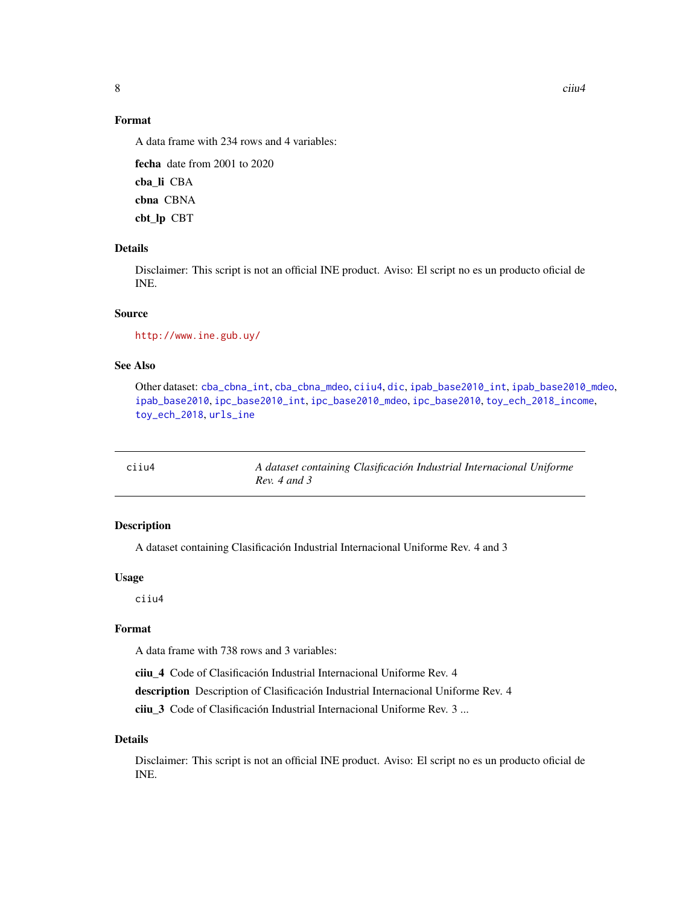### Format

A data frame with 234 rows and 4 variables:

**fecha** date from 2001 to 2020

**cba_li** CBA

**cbna** CBNA

**cbt_lp** CBT

### Details

Disclaimer: This script is not an official INE product. Aviso: El script no es un producto oficial de INE.

### Source

http://www.ine.gub.uy/

### See Also

Other dataset: cba_cbna_int, cba_cbna_mdeo, ciiu4, dic, ipab_base2010_int, ipab_base2010_mdeo, ipab_base2010, ipc_base2010_int, ipc_base2010_mdeo, ipc_base2010, toy_ech_2018_income, toy_ech_2018, urls_ine

---

## ciiu4 — *A dataset containing Clasificación Industrial Internacional Uniforme Rev. 4 and 3*

### Description

A dataset containing Clasificación Industrial Internacional Uniforme Rev. 4 and 3

### Usage

```
ciiu4
```

### Format

A data frame with 738 rows and 3 variables:

**ciiu_4** Code of Clasificación Industrial Internacional Uniforme Rev. 4

**description** Description of Clasificación Industrial Internacional Uniforme Rev. 4

**ciiu_3** Code of Clasificación Industrial Internacional Uniforme Rev. 3 ...

### Details

Disclaimer: This script is not an official INE product. Aviso: El script no es un producto oficial de INE.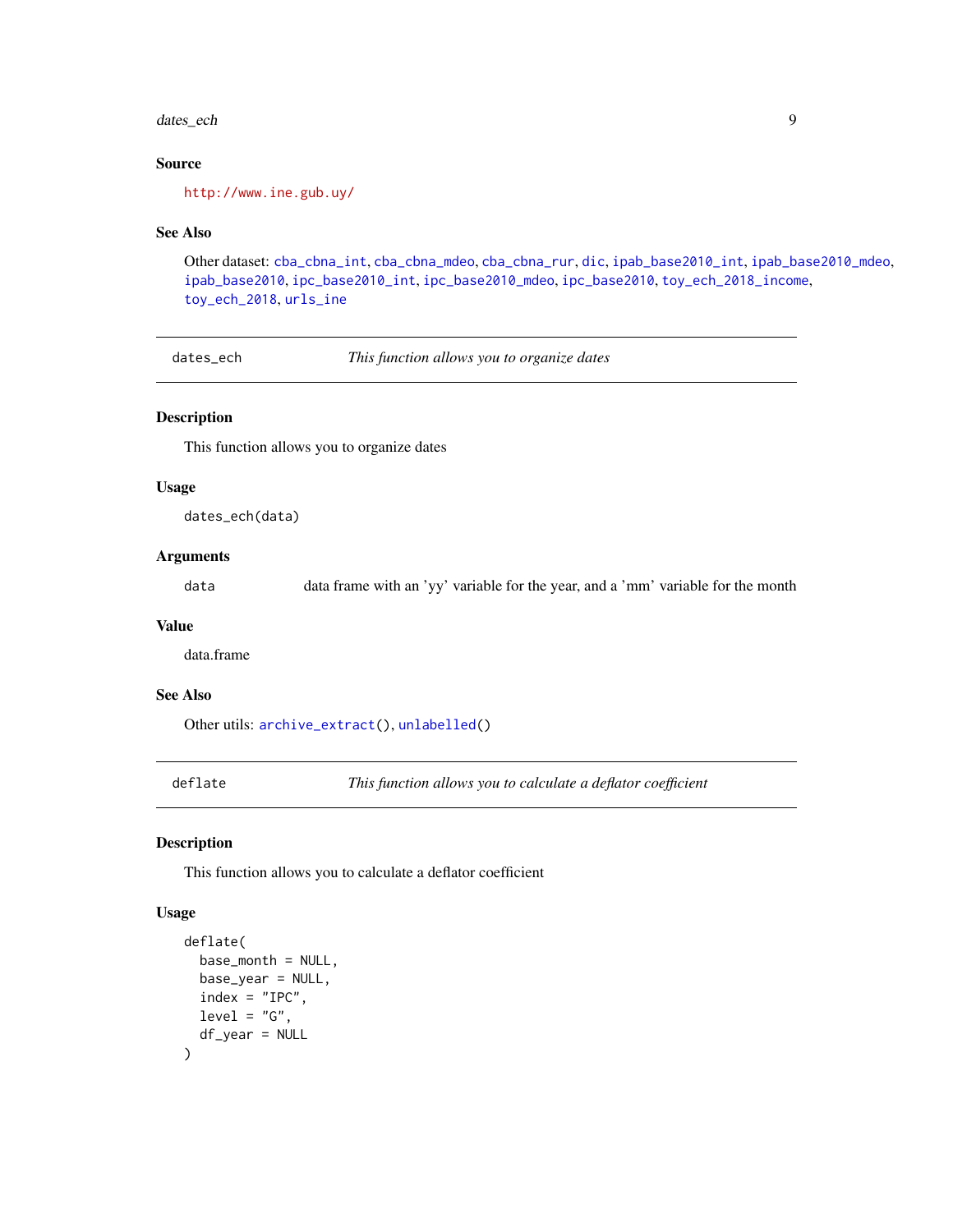### Source

http://www.ine.gub.uy/

### See Also

Other dataset: cba_cbna_int, cba_cbna_mdeo, cba_cbna_rur, dic, ipab_base2010_int, ipab_base2010_mdeo, ipab_base2010, ipc_base2010_int, ipc_base2010_mdeo, ipc_base2010, toy_ech_2018_income, toy_ech_2018, urls_ine

---

## dates_ech — *This function allows you to organize dates*

### Description

This function allows you to organize dates

### Usage

```
dates_ech(data)
```

### Arguments

| | |
|---|---|
| data | data frame with an 'yy' variable for the year, and a 'mm' variable for the month |

### Value

data.frame

### See Also

Other utils: archive_extract(), unlabelled()

---

## deflate — *This function allows you to calculate a deflator coefficient*

### Description

This function allows you to calculate a deflator coefficient

### Usage

```
deflate(
  base_month = NULL,
  base_year = NULL,
  index = "IPC",
  level = "G",
  df_year = NULL
)
```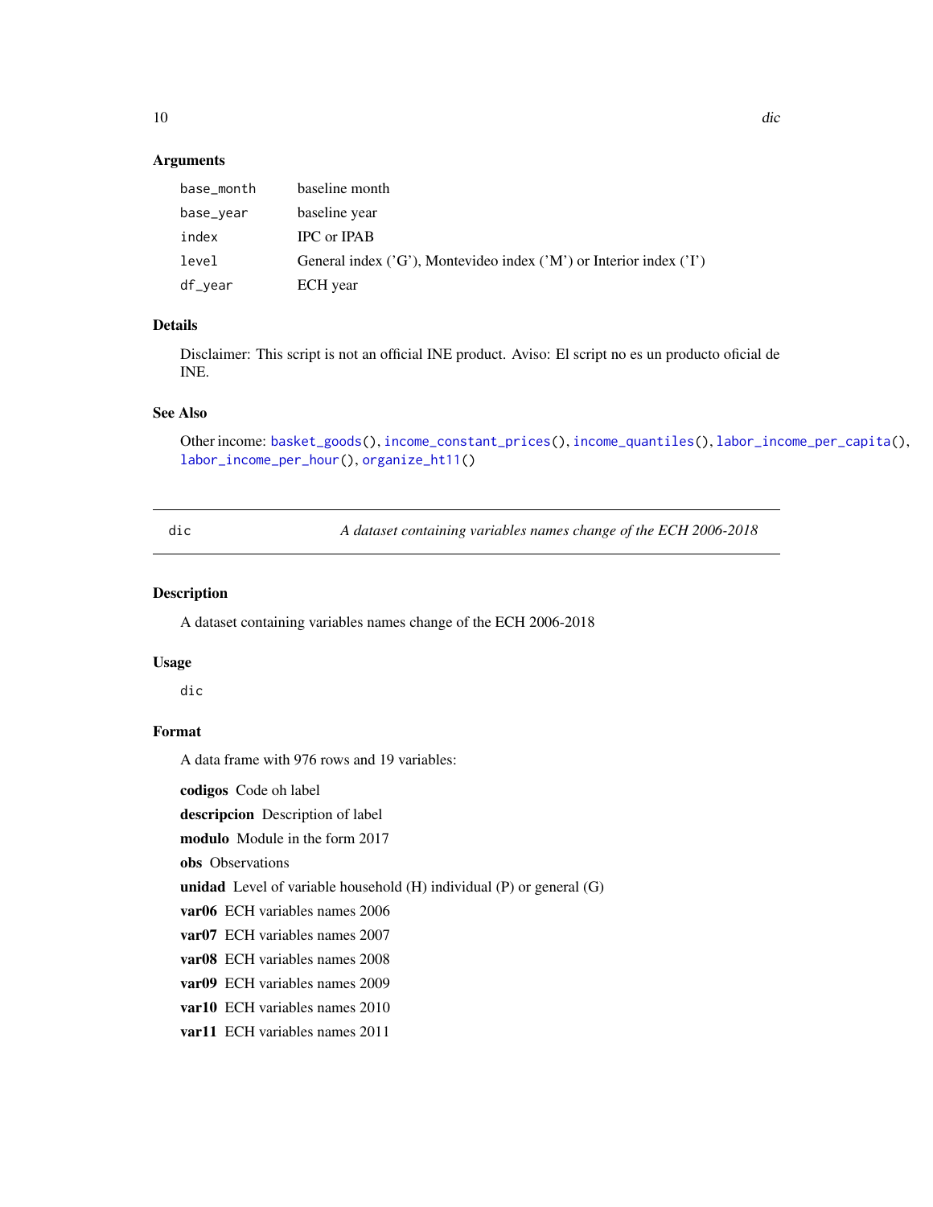## Arguments

| | |
|---|---|
| base_month | baseline month |
| base_year | baseline year |
| index | IPC or IPAB |
| level | General index ('G'), Montevideo index ('M') or Interior index ('I') |
| df_year | ECH year |

## Details

Disclaimer: This script is not an official INE product. Aviso: El script no es un producto oficial de INE.

## See Also

Other income: basket_goods(), income_constant_prices(), income_quantiles(), labor_income_per_capita(), labor_income_per_hour(), organize_ht11()

---

# dic — *A dataset containing variables names change of the ECH 2006-2018*

## Description

A dataset containing variables names change of the ECH 2006-2018

## Usage

```
dic
```

## Format

A data frame with 976 rows and 19 variables:

**codigos** Code oh label

**descripcion** Description of label

**modulo** Module in the form 2017

**obs** Observations

**unidad** Level of variable household (H) individual (P) or general (G)

**var06** ECH variables names 2006

**var07** ECH variables names 2007

**var08** ECH variables names 2008

**var09** ECH variables names 2009

**var10** ECH variables names 2010

**var11** ECH variables names 2011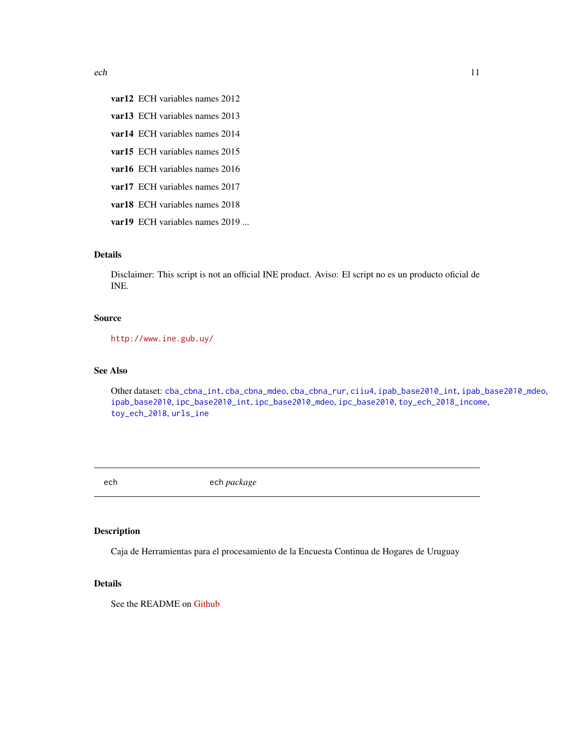**var12** ECH variables names 2012

**var13** ECH variables names 2013

**var14** ECH variables names 2014

**var15** ECH variables names 2015

**var16** ECH variables names 2016

**var17** ECH variables names 2017

**var18** ECH variables names 2018

**var19** ECH variables names 2019 ...

### Details

Disclaimer: This script is not an official INE product. Aviso: El script no es un producto oficial de INE.

### Source

http://www.ine.gub.uy/

### See Also

Other dataset: `cba_cbna_int`, `cba_cbna_mdeo`, `cba_cbna_rur`, `ciiu4`, `ipab_base2010_int`, `ipab_base2010_mdeo`, `ipab_base2010`, `ipc_base2010_int`, `ipc_base2010_mdeo`, `ipc_base2010`, `toy_ech_2018_income`, `toy_ech_2018`, `urls_ine`

---

## ech — *ech package*

### Description

Caja de Herramientas para el procesamiento de la Encuesta Continua de Hogares de Uruguay

### Details

See the README on Github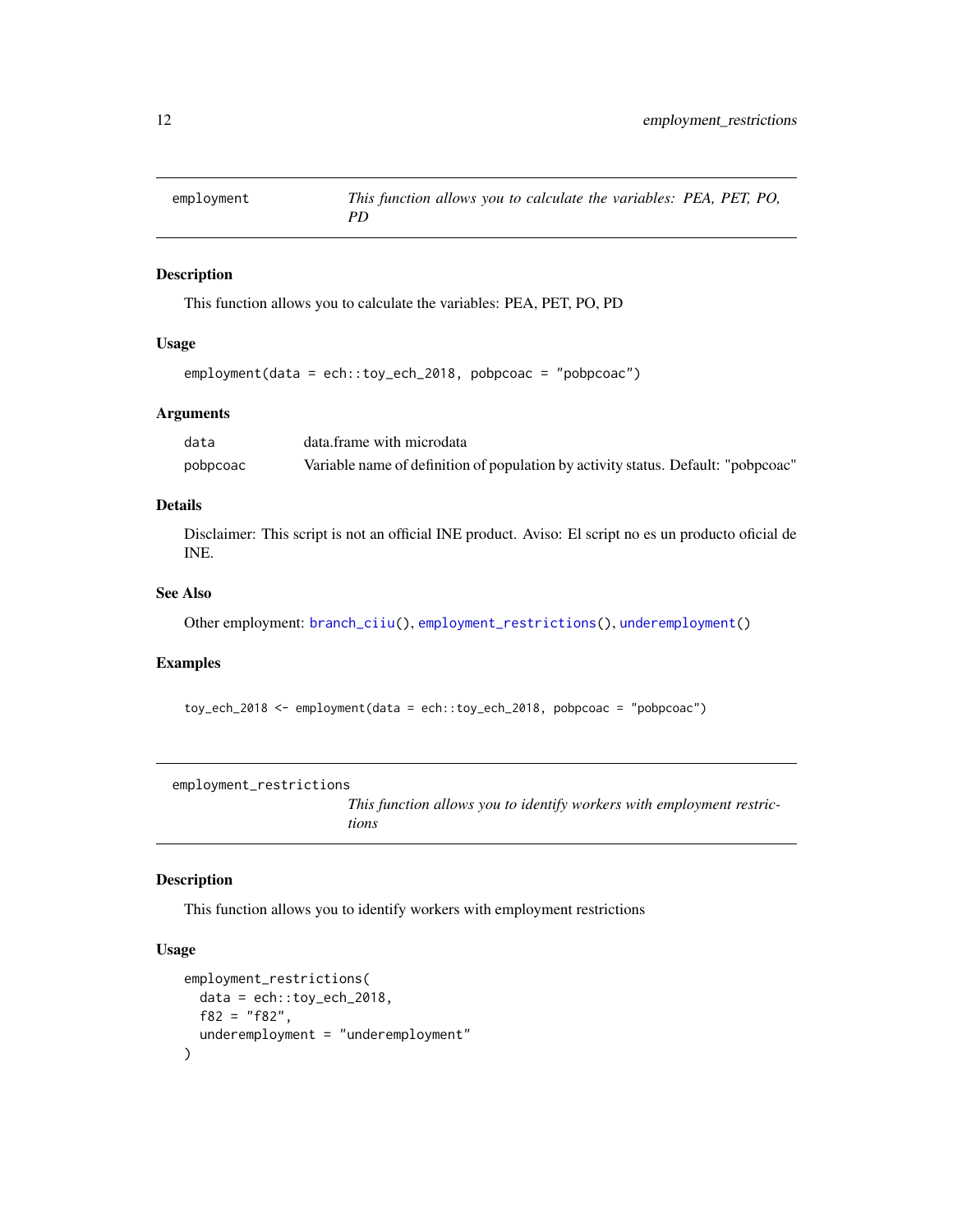## employment — This function allows you to calculate the variables: PEA, PET, PO, PD

### Description

This function allows you to calculate the variables: PEA, PET, PO, PD

### Usage

```
employment(data = ech::toy_ech_2018, pobpcoac = "pobpcoac")
```

### Arguments

| | |
|---|---|
| data | data.frame with microdata |
| pobpcoac | Variable name of definition of population by activity status. Default: "pobpcoac" |

### Details

Disclaimer: This script is not an official INE product. Aviso: El script no es un producto oficial de INE.

### See Also

Other employment: branch_ciiu(), employment_restrictions(), underemployment()

### Examples

```
toy_ech_2018 <- employment(data = ech::toy_ech_2018, pobpcoac = "pobpcoac")
```

## employment_restrictions — This function allows you to identify workers with employment restrictions

### Description

This function allows you to identify workers with employment restrictions

### Usage

```
employment_restrictions(
  data = ech::toy_ech_2018,
  f82 = "f82",
  underemployment = "underemployment"
)
```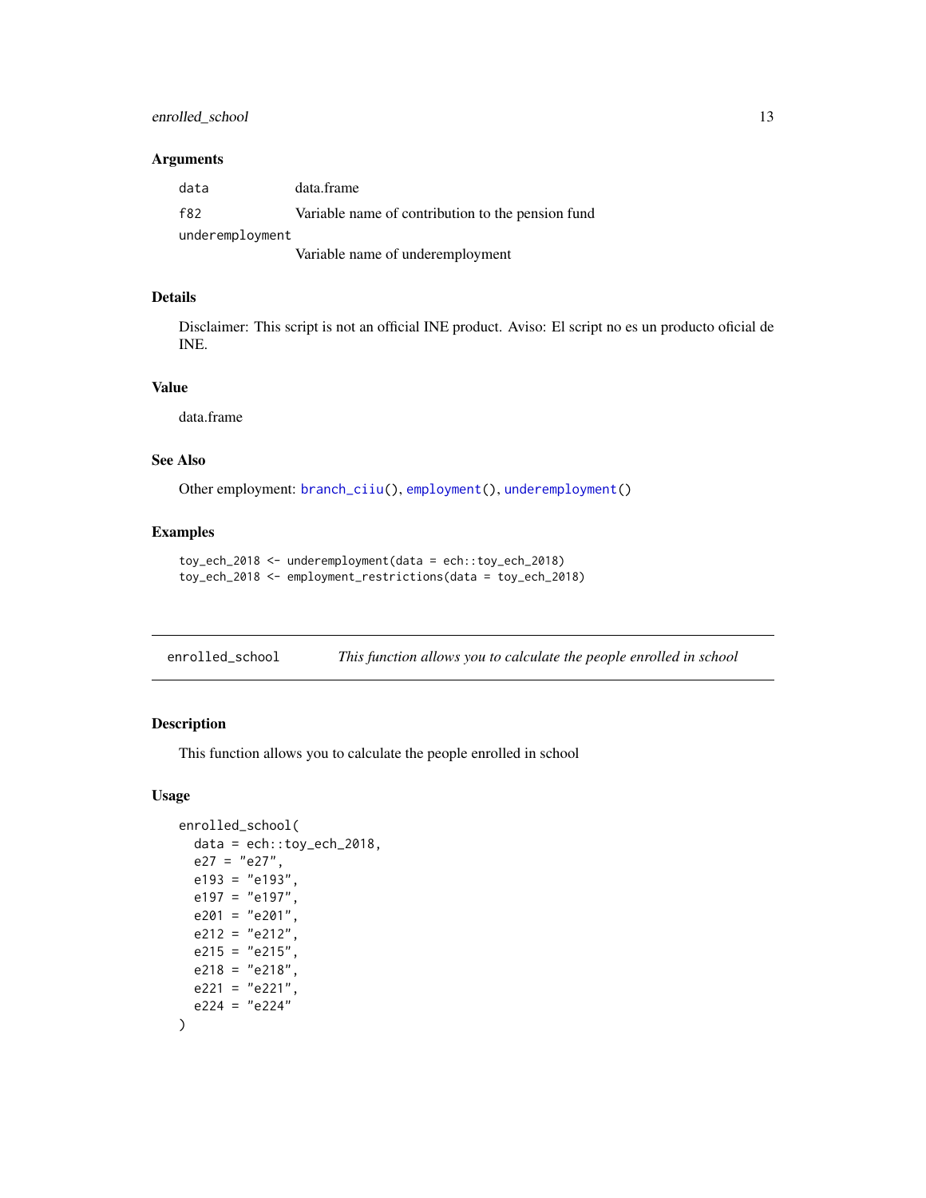### Arguments

| | |
|---|---|
| data | data.frame |
| f82 | Variable name of contribution to the pension fund |
| underemployment | Variable name of underemployment |

### Details

Disclaimer: This script is not an official INE product. Aviso: El script no es un producto oficial de INE.

### Value

data.frame

### See Also

Other employment: branch_ciiu(), employment(), underemployment()

### Examples

```
toy_ech_2018 <- underemployment(data = ech::toy_ech_2018)
toy_ech_2018 <- employment_restrictions(data = toy_ech_2018)
```

---

## enrolled_school — *This function allows you to calculate the people enrolled in school*

### Description

This function allows you to calculate the people enrolled in school

### Usage

```
enrolled_school(
  data = ech::toy_ech_2018,
  e27 = "e27",
  e193 = "e193",
  e197 = "e197",
  e201 = "e201",
  e212 = "e212",
  e215 = "e215",
  e218 = "e218",
  e221 = "e221",
  e224 = "e224"
)
```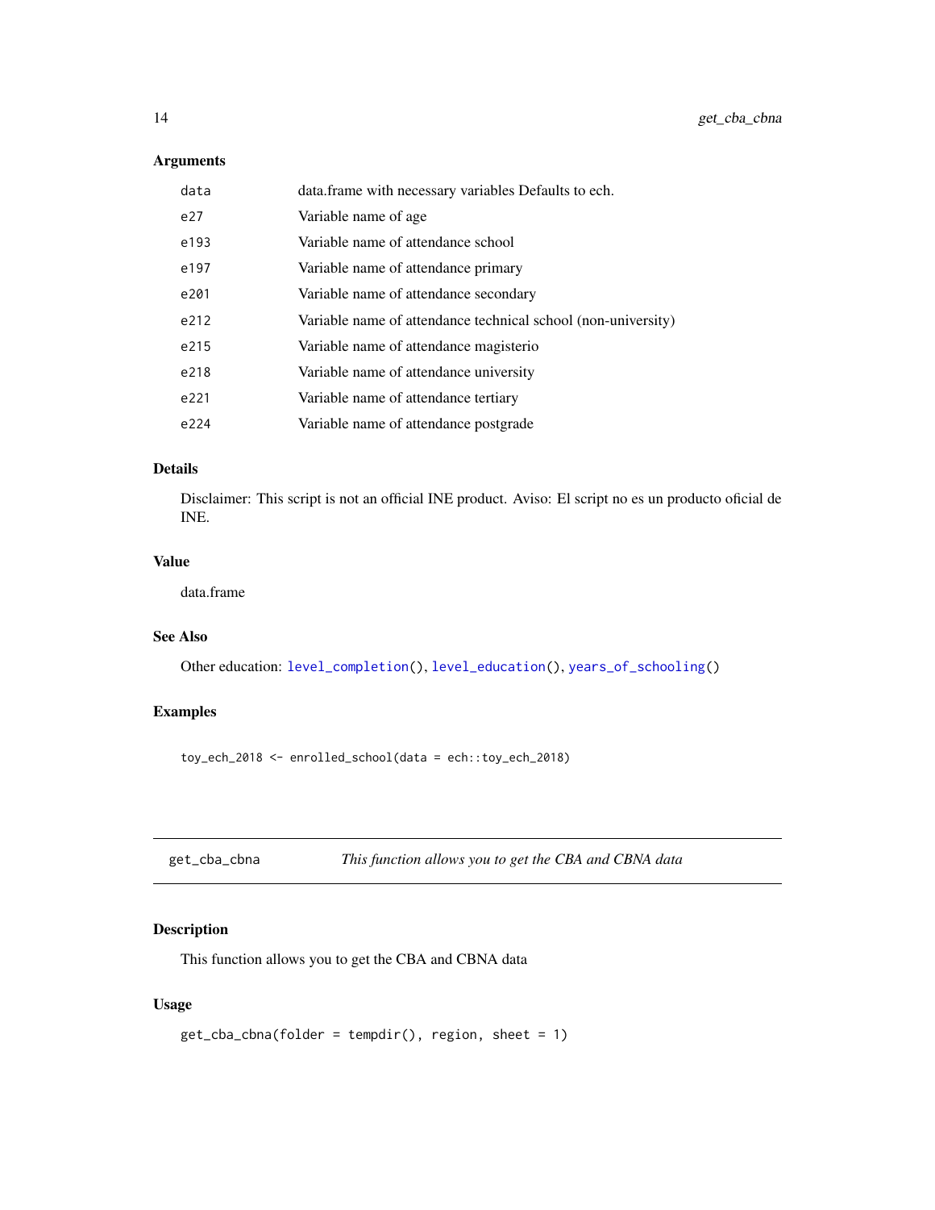### Arguments

| | |
|---|---|
| data | data.frame with necessary variables Defaults to ech. |
| e27 | Variable name of age |
| e193 | Variable name of attendance school |
| e197 | Variable name of attendance primary |
| e201 | Variable name of attendance secondary |
| e212 | Variable name of attendance technical school (non-university) |
| e215 | Variable name of attendance magisterio |
| e218 | Variable name of attendance university |
| e221 | Variable name of attendance tertiary |
| e224 | Variable name of attendance postgrade |

### Details

Disclaimer: This script is not an official INE product. Aviso: El script no es un producto oficial de INE.

### Value

data.frame

### See Also

Other education: level_completion(), level_education(), years_of_schooling()

### Examples

```
toy_ech_2018 <- enrolled_school(data = ech::toy_ech_2018)
```

## get_cba_cbna *This function allows you to get the CBA and CBNA data*

### Description

This function allows you to get the CBA and CBNA data

### Usage

```
get_cba_cbna(folder = tempdir(), region, sheet = 1)
```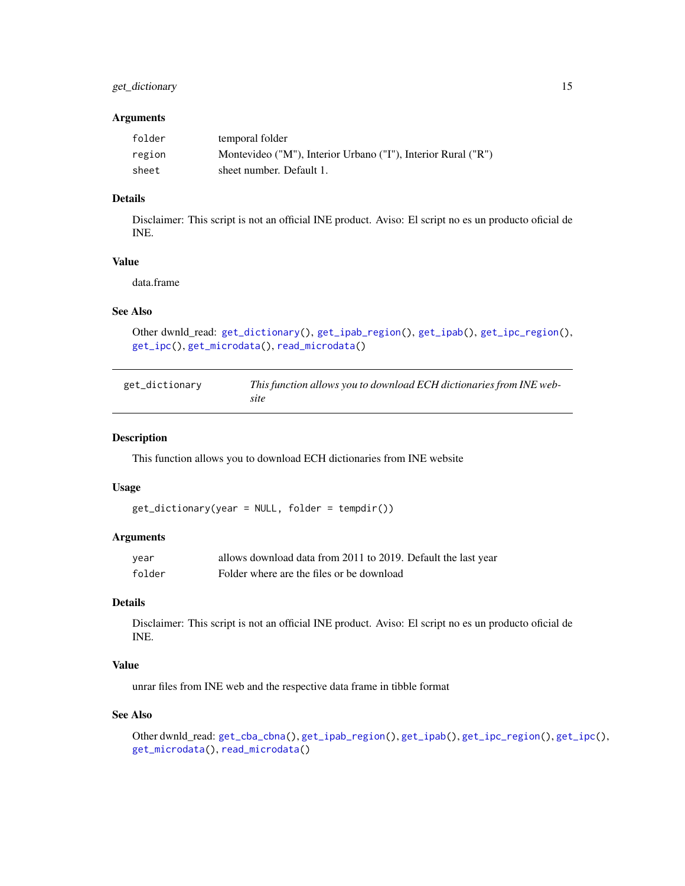### Arguments

| | |
|---|---|
| `folder` | temporal folder |
| `region` | Montevideo ("M"), Interior Urbano ("I"), Interior Rural ("R") |
| `sheet` | sheet number. Default 1. |

### Details

Disclaimer: This script is not an official INE product. Aviso: El script no es un producto oficial de INE.

### Value

data.frame

### See Also

Other dwnld_read: `get_dictionary()`, `get_ipab_region()`, `get_ipab()`, `get_ipc_region()`, `get_ipc()`, `get_microdata()`, `read_microdata()`

---

## get_dictionary — *This function allows you to download ECH dictionaries from INE website*

---

### Description

This function allows you to download ECH dictionaries from INE website

### Usage

```
get_dictionary(year = NULL, folder = tempdir())
```

### Arguments

| | |
|---|---|
| `year` | allows download data from 2011 to 2019. Default the last year |
| `folder` | Folder where are the files or be download |

### Details

Disclaimer: This script is not an official INE product. Aviso: El script no es un producto oficial de INE.

### Value

unrar files from INE web and the respective data frame in tibble format

### See Also

Other dwnld_read: `get_cba_cbna()`, `get_ipab_region()`, `get_ipab()`, `get_ipc_region()`, `get_ipc()`, `get_microdata()`, `read_microdata()`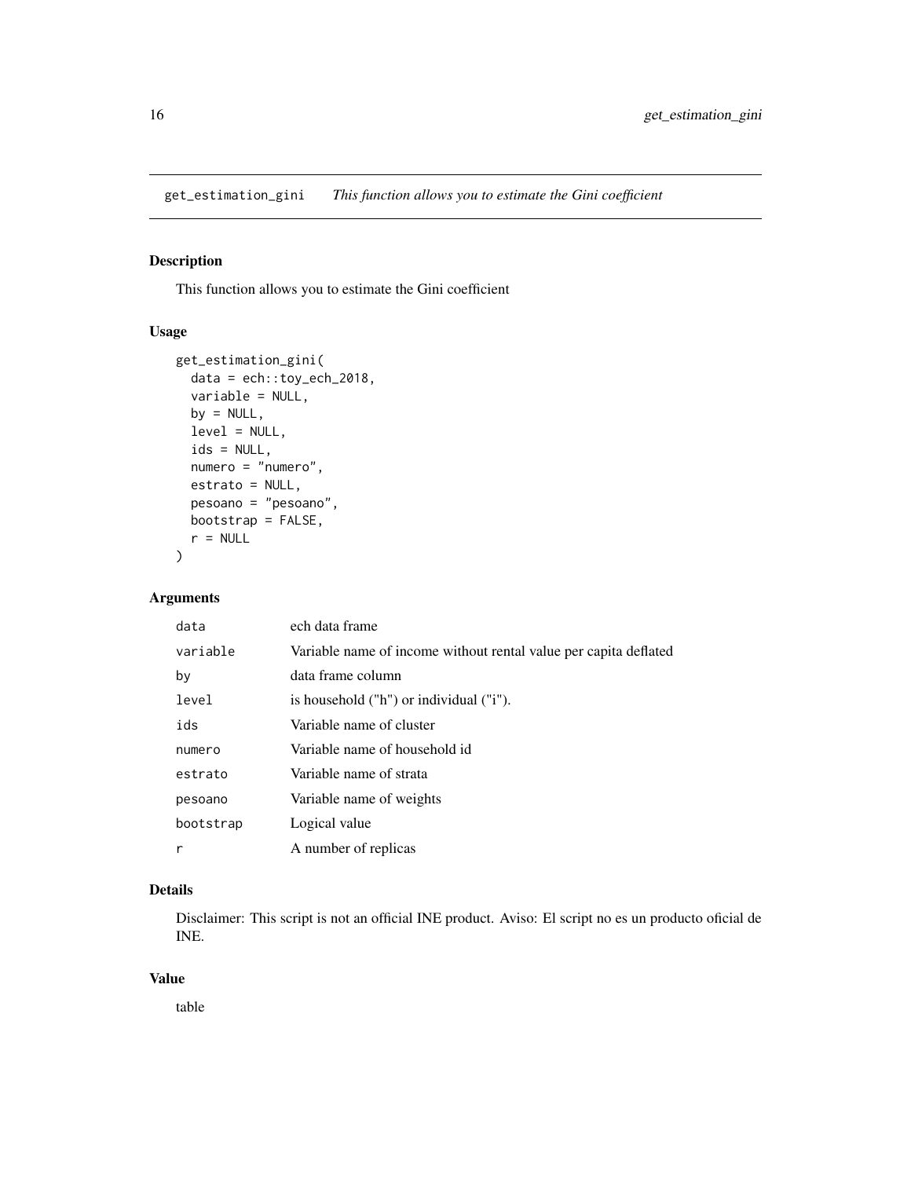# get_estimation_gini *This function allows you to estimate the Gini coefficient*

## Description

This function allows you to estimate the Gini coefficient

## Usage

```
get_estimation_gini(
  data = ech::toy_ech_2018,
  variable = NULL,
  by = NULL,
  level = NULL,
  ids = NULL,
  numero = "numero",
  estrato = NULL,
  pesoano = "pesoano",
  bootstrap = FALSE,
  r = NULL
)
```

## Arguments

| | |
|---|---|
| `data` | ech data frame |
| `variable` | Variable name of income without rental value per capita deflated |
| `by` | data frame column |
| `level` | is household ("h") or individual ("i"). |
| `ids` | Variable name of cluster |
| `numero` | Variable name of household id |
| `estrato` | Variable name of strata |
| `pesoano` | Variable name of weights |
| `bootstrap` | Logical value |
| `r` | A number of replicas |

## Details

Disclaimer: This script is not an official INE product. Aviso: El script no es un producto oficial de INE.

## Value

table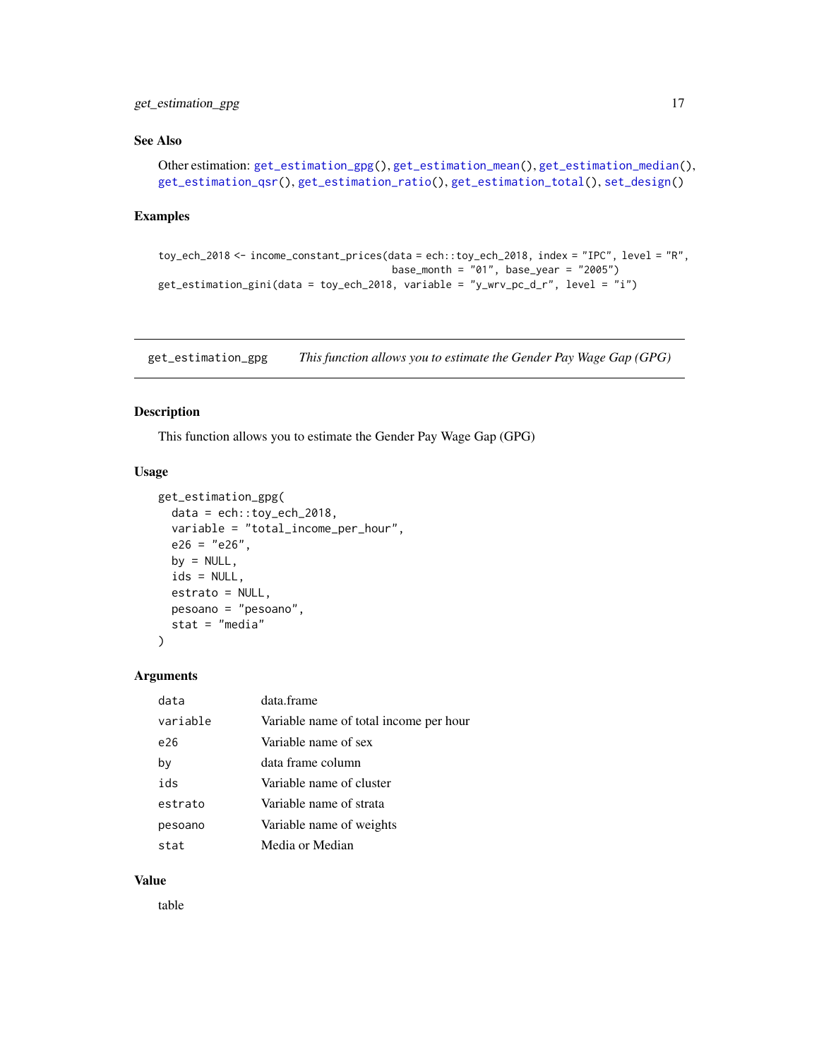### See Also

Other estimation: get_estimation_gpg(), get_estimation_mean(), get_estimation_median(), get_estimation_qsr(), get_estimation_ratio(), get_estimation_total(), set_design()

### Examples

```
toy_ech_2018 <- income_constant_prices(data = ech::toy_ech_2018, index = "IPC", level = "R",
                                       base_month = "01", base_year = "2005")
get_estimation_gini(data = toy_ech_2018, variable = "y_wrv_pc_d_r", level = "i")
```

---

## get_estimation_gpg — *This function allows you to estimate the Gender Pay Wage Gap (GPG)*

---

### Description

This function allows you to estimate the Gender Pay Wage Gap (GPG)

### Usage

```
get_estimation_gpg(
  data = ech::toy_ech_2018,
  variable = "total_income_per_hour",
  e26 = "e26",
  by = NULL,
  ids = NULL,
  estrato = NULL,
  pesoano = "pesoano",
  stat = "media"
)
```

### Arguments

| | |
|---|---|
| data | data.frame |
| variable | Variable name of total income per hour |
| e26 | Variable name of sex |
| by | data frame column |
| ids | Variable name of cluster |
| estrato | Variable name of strata |
| pesoano | Variable name of weights |
| stat | Media or Median |

### Value

table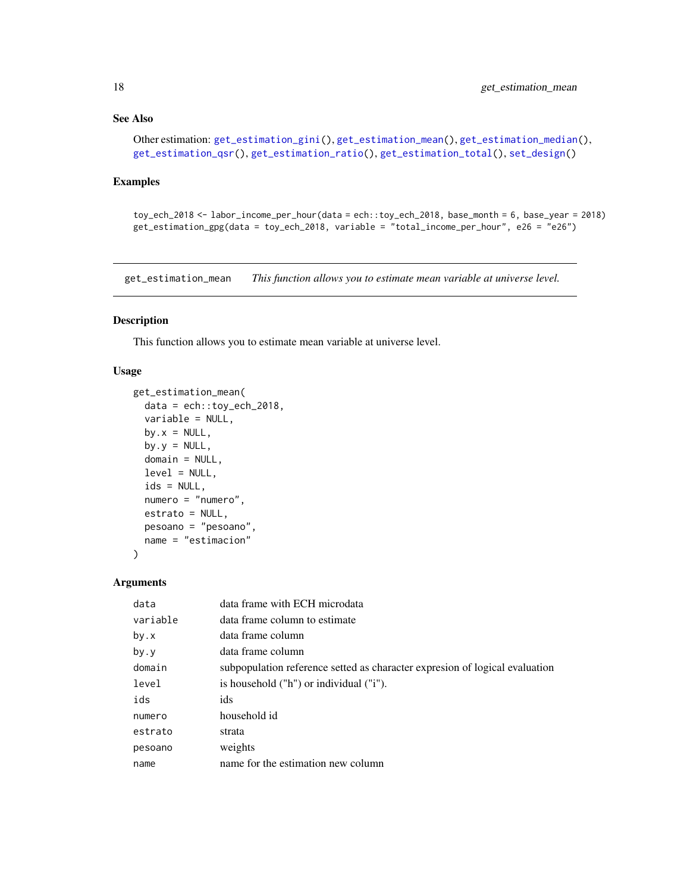### See Also

Other estimation: get_estimation_gini(), get_estimation_mean(), get_estimation_median(), get_estimation_qsr(), get_estimation_ratio(), get_estimation_total(), set_design()

### Examples

```
toy_ech_2018 <- labor_income_per_hour(data = ech::toy_ech_2018, base_month = 6, base_year = 2018)
get_estimation_gpg(data = toy_ech_2018, variable = "total_income_per_hour", e26 = "e26")
```

---

## get_estimation_mean — *This function allows you to estimate mean variable at universe level.*

---

### Description

This function allows you to estimate mean variable at universe level.

### Usage

```
get_estimation_mean(
  data = ech::toy_ech_2018,
  variable = NULL,
  by.x = NULL,
  by.y = NULL,
  domain = NULL,
  level = NULL,
  ids = NULL,
  numero = "numero",
  estrato = NULL,
  pesoano = "pesoano",
  name = "estimacion"
)
```

### Arguments

| | |
|---|---|
| data | data frame with ECH microdata |
| variable | data frame column to estimate |
| by.x | data frame column |
| by.y | data frame column |
| domain | subpopulation reference setted as character expresion of logical evaluation |
| level | is household ("h") or individual ("i"). |
| ids | ids |
| numero | household id |
| estrato | strata |
| pesoano | weights |
| name | name for the estimation new column |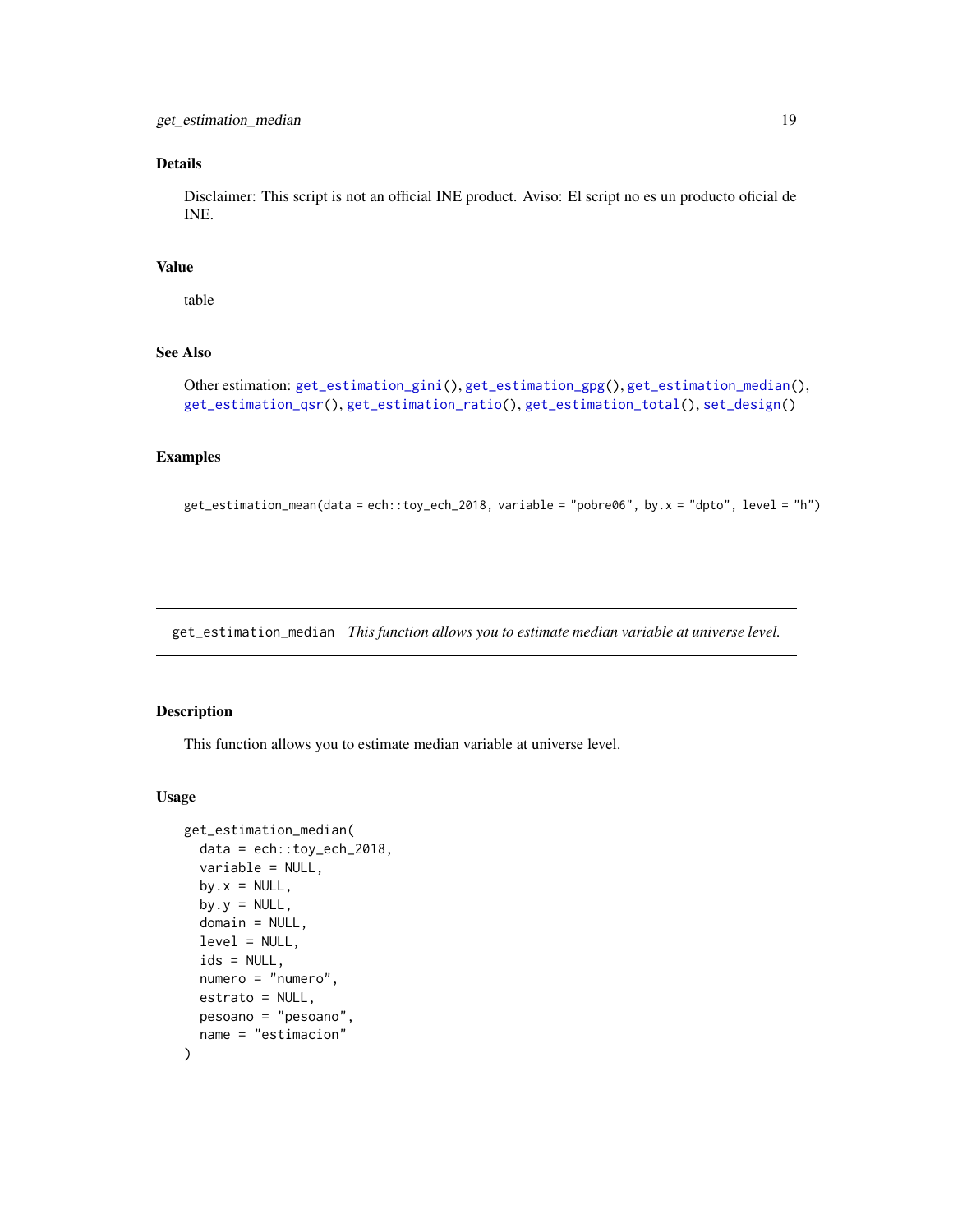## Details

Disclaimer: This script is not an official INE product. Aviso: El script no es un producto oficial de INE.

## Value

table

## See Also

Other estimation: `get_estimation_gini()`, `get_estimation_gpg()`, `get_estimation_median()`, `get_estimation_qsr()`, `get_estimation_ratio()`, `get_estimation_total()`, `set_design()`

## Examples

```
get_estimation_mean(data = ech::toy_ech_2018, variable = "pobre06", by.x = "dpto", level = "h")
```

---

# get_estimation_median    *This function allows you to estimate median variable at universe level.*

---

## Description

This function allows you to estimate median variable at universe level.

## Usage

```
get_estimation_median(
  data = ech::toy_ech_2018,
  variable = NULL,
  by.x = NULL,
  by.y = NULL,
  domain = NULL,
  level = NULL,
  ids = NULL,
  numero = "numero",
  estrato = NULL,
  pesoano = "pesoano",
  name = "estimacion"
)
```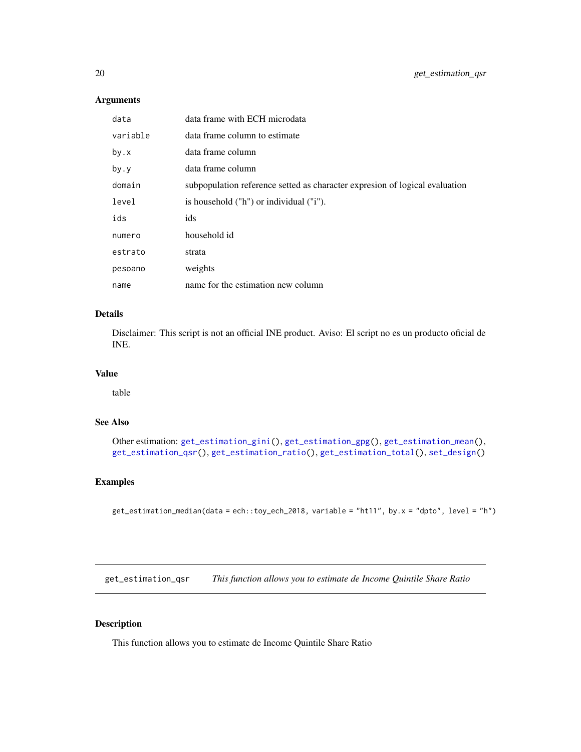## Arguments

| | |
|---|---|
| `data` | data frame with ECH microdata |
| `variable` | data frame column to estimate |
| `by.x` | data frame column |
| `by.y` | data frame column |
| `domain` | subpopulation reference setted as character expresion of logical evaluation |
| `level` | is household ("h") or individual ("i"). |
| `ids` | ids |
| `numero` | household id |
| `estrato` | strata |
| `pesoano` | weights |
| `name` | name for the estimation new column |

## Details

Disclaimer: This script is not an official INE product. Aviso: El script no es un producto oficial de INE.

## Value

table

## See Also

Other estimation: `get_estimation_gini()`, `get_estimation_gpg()`, `get_estimation_mean()`, `get_estimation_qsr()`, `get_estimation_ratio()`, `get_estimation_total()`, `set_design()`

## Examples

```
get_estimation_median(data = ech::toy_ech_2018, variable = "ht11", by.x = "dpto", level = "h")
```

---

# get_estimation_qsr *This function allows you to estimate de Income Quintile Share Ratio*

## Description

This function allows you to estimate de Income Quintile Share Ratio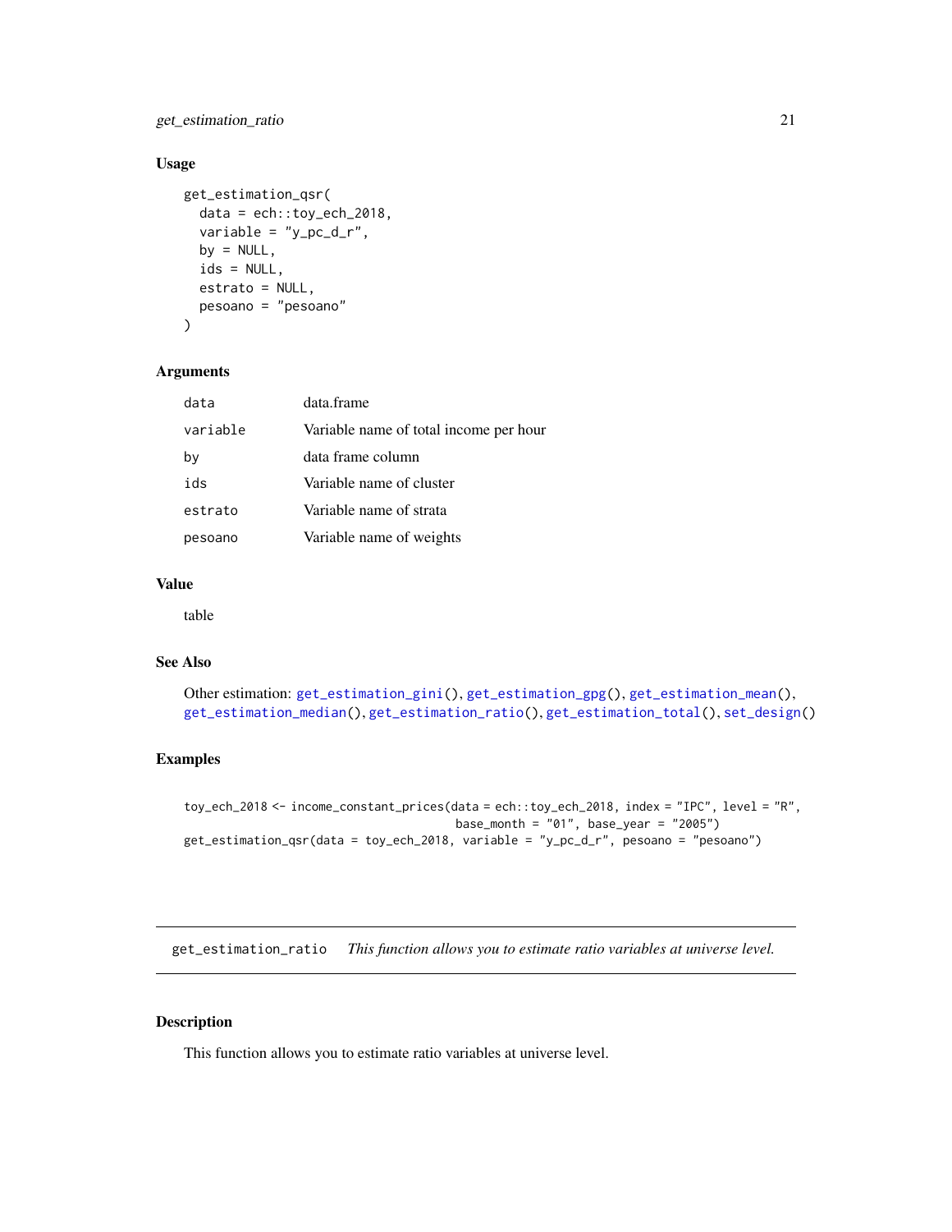### Usage

```
get_estimation_qsr(
  data = ech::toy_ech_2018,
  variable = "y_pc_d_r",
  by = NULL,
  ids = NULL,
  estrato = NULL,
  pesoano = "pesoano"
)
```

### Arguments

| | |
|---|---|
| data | data.frame |
| variable | Variable name of total income per hour |
| by | data frame column |
| ids | Variable name of cluster |
| estrato | Variable name of strata |
| pesoano | Variable name of weights |

### Value

table

### See Also

Other estimation: `get_estimation_gini()`, `get_estimation_gpg()`, `get_estimation_mean()`, `get_estimation_median()`, `get_estimation_ratio()`, `get_estimation_total()`, `set_design()`

### Examples

```
toy_ech_2018 <- income_constant_prices(data = ech::toy_ech_2018, index = "IPC", level = "R",
                                       base_month = "01", base_year = "2005")
get_estimation_qsr(data = toy_ech_2018, variable = "y_pc_d_r", pesoano = "pesoano")
```

---

## get_estimation_ratio *This function allows you to estimate ratio variables at universe level.*

---

### Description

This function allows you to estimate ratio variables at universe level.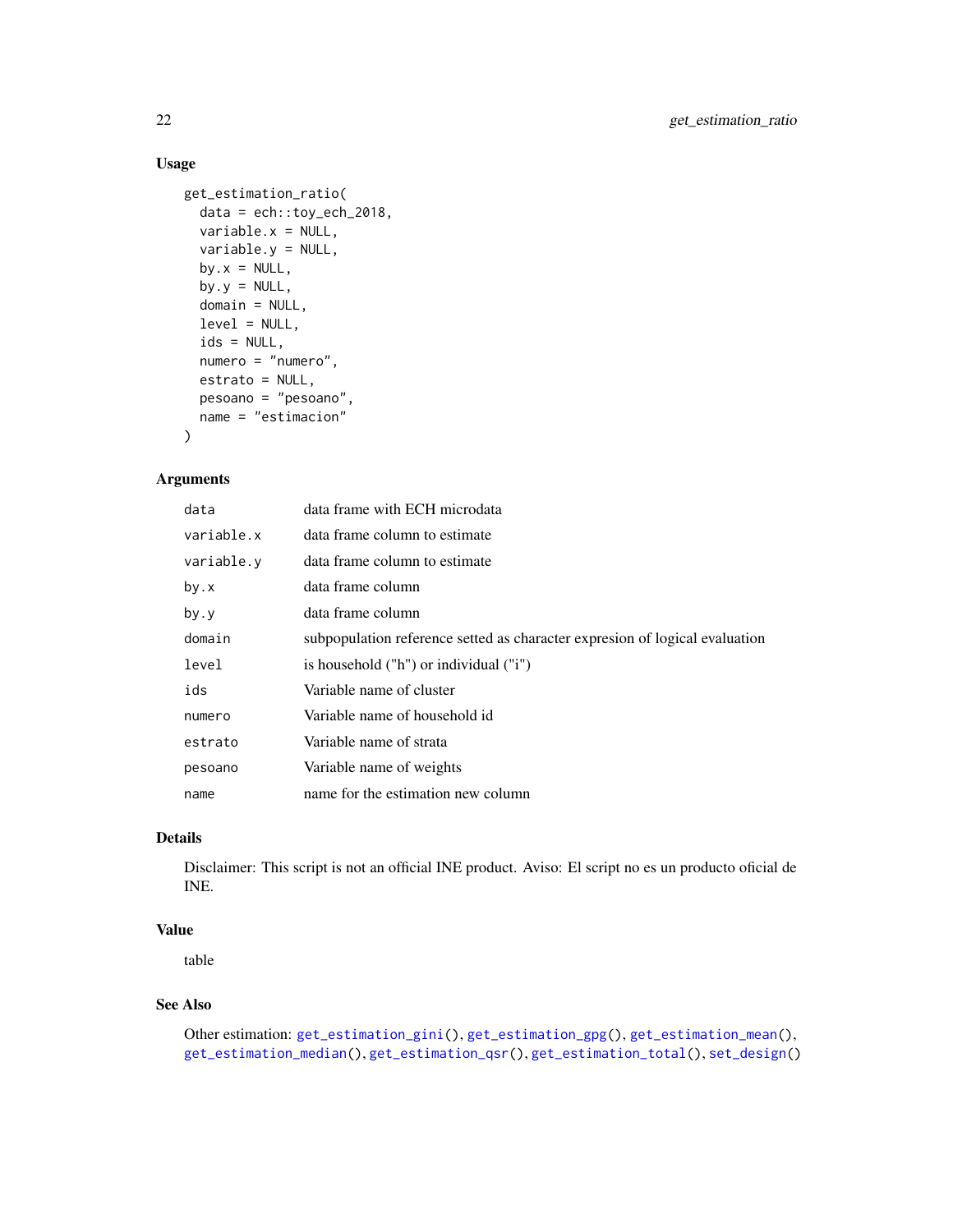## Usage

```
get_estimation_ratio(
  data = ech::toy_ech_2018,
  variable.x = NULL,
  variable.y = NULL,
  by.x = NULL,
  by.y = NULL,
  domain = NULL,
  level = NULL,
  ids = NULL,
  numero = "numero",
  estrato = NULL,
  pesoano = "pesoano",
  name = "estimacion"
)
```

## Arguments

| | |
|---|---|
| data | data frame with ECH microdata |
| variable.x | data frame column to estimate |
| variable.y | data frame column to estimate |
| by.x | data frame column |
| by.y | data frame column |
| domain | subpopulation reference setted as character expresion of logical evaluation |
| level | is household ("h") or individual ("i") |
| ids | Variable name of cluster |
| numero | Variable name of household id |
| estrato | Variable name of strata |
| pesoano | Variable name of weights |
| name | name for the estimation new column |

## Details

Disclaimer: This script is not an official INE product. Aviso: El script no es un producto oficial de INE.

## Value

table

## See Also

Other estimation: `get_estimation_gini()`, `get_estimation_gpg()`, `get_estimation_mean()`, `get_estimation_median()`, `get_estimation_qsr()`, `get_estimation_total()`, `set_design()`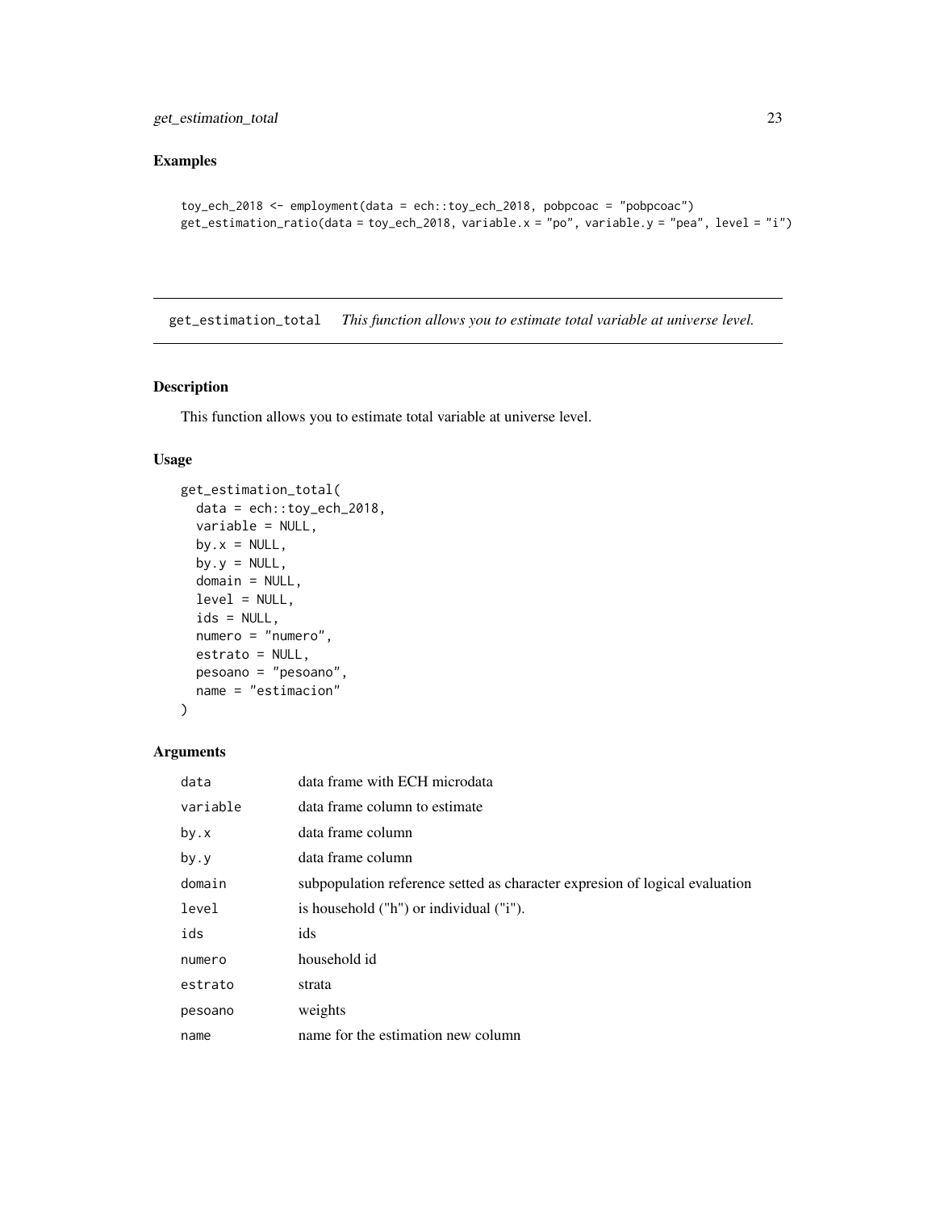## Examples

```
toy_ech_2018 <- employment(data = ech::toy_ech_2018, pobpcoac = "pobpcoac")
get_estimation_ratio(data = toy_ech_2018, variable.x = "po", variable.y = "pea", level = "i")
```

---

# get_estimation_total — *This function allows you to estimate total variable at universe level.*

---

## Description

This function allows you to estimate total variable at universe level.

## Usage

```
get_estimation_total(
  data = ech::toy_ech_2018,
  variable = NULL,
  by.x = NULL,
  by.y = NULL,
  domain = NULL,
  level = NULL,
  ids = NULL,
  numero = "numero",
  estrato = NULL,
  pesoano = "pesoano",
  name = "estimacion"
)
```

## Arguments

| | |
|---|---|
| `data` | data frame with ECH microdata |
| `variable` | data frame column to estimate |
| `by.x` | data frame column |
| `by.y` | data frame column |
| `domain` | subpopulation reference setted as character expresion of logical evaluation |
| `level` | is household ("h") or individual ("i"). |
| `ids` | ids |
| `numero` | household id |
| `estrato` | strata |
| `pesoano` | weights |
| `name` | name for the estimation new column |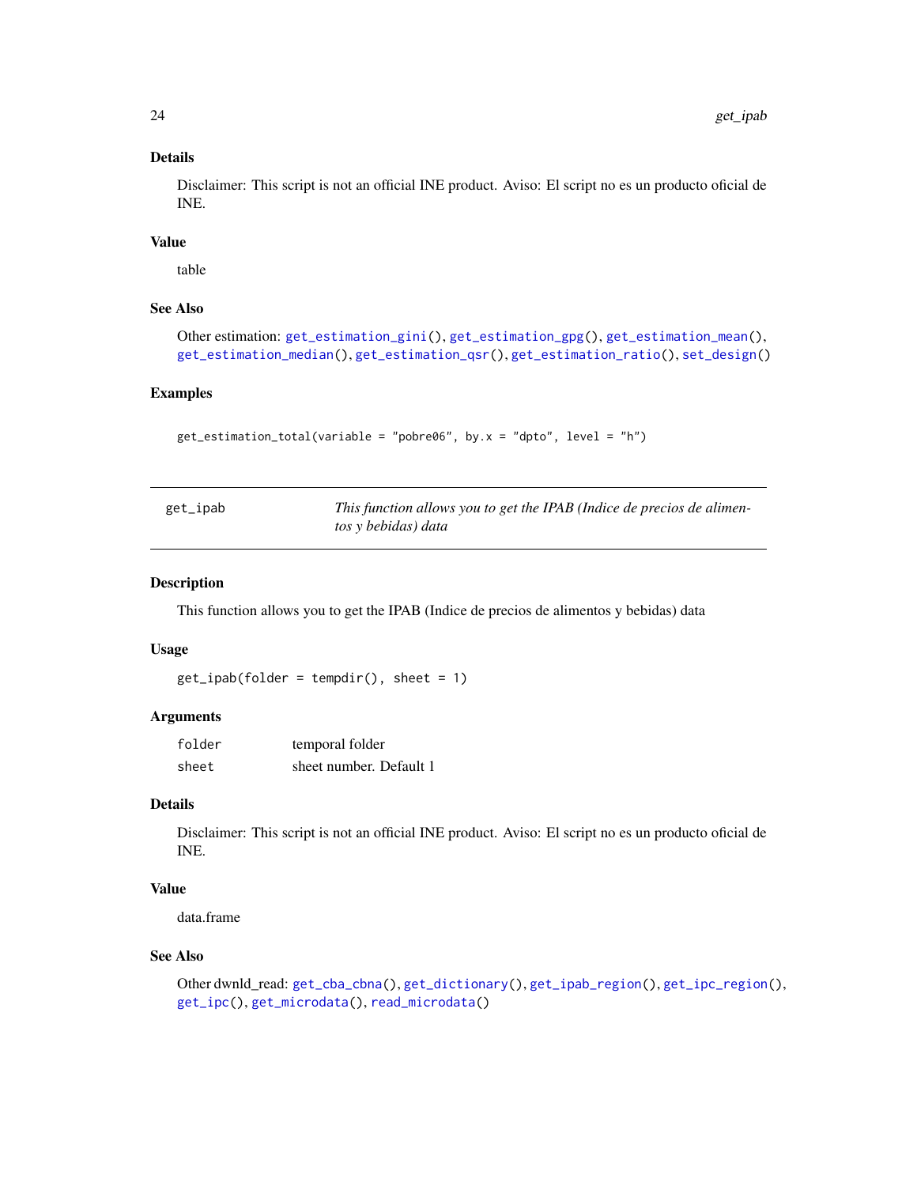### Details

Disclaimer: This script is not an official INE product. Aviso: El script no es un producto oficial de INE.

### Value

table

### See Also

Other estimation: get_estimation_gini(), get_estimation_gpg(), get_estimation_mean(), get_estimation_median(), get_estimation_qsr(), get_estimation_ratio(), set_design()

### Examples

```
get_estimation_total(variable = "pobre06", by.x = "dpto", level = "h")
```

---

## get_ipab — *This function allows you to get the IPAB (Indice de precios de alimentos y bebidas) data*

---

### Description

This function allows you to get the IPAB (Indice de precios de alimentos y bebidas) data

### Usage

```
get_ipab(folder = tempdir(), sheet = 1)
```

### Arguments

| | |
|---|---|
| folder | temporal folder |
| sheet | sheet number. Default 1 |

### Details

Disclaimer: This script is not an official INE product. Aviso: El script no es un producto oficial de INE.

### Value

data.frame

### See Also

Other dwnld_read: get_cba_cbna(), get_dictionary(), get_ipab_region(), get_ipc_region(), get_ipc(), get_microdata(), read_microdata()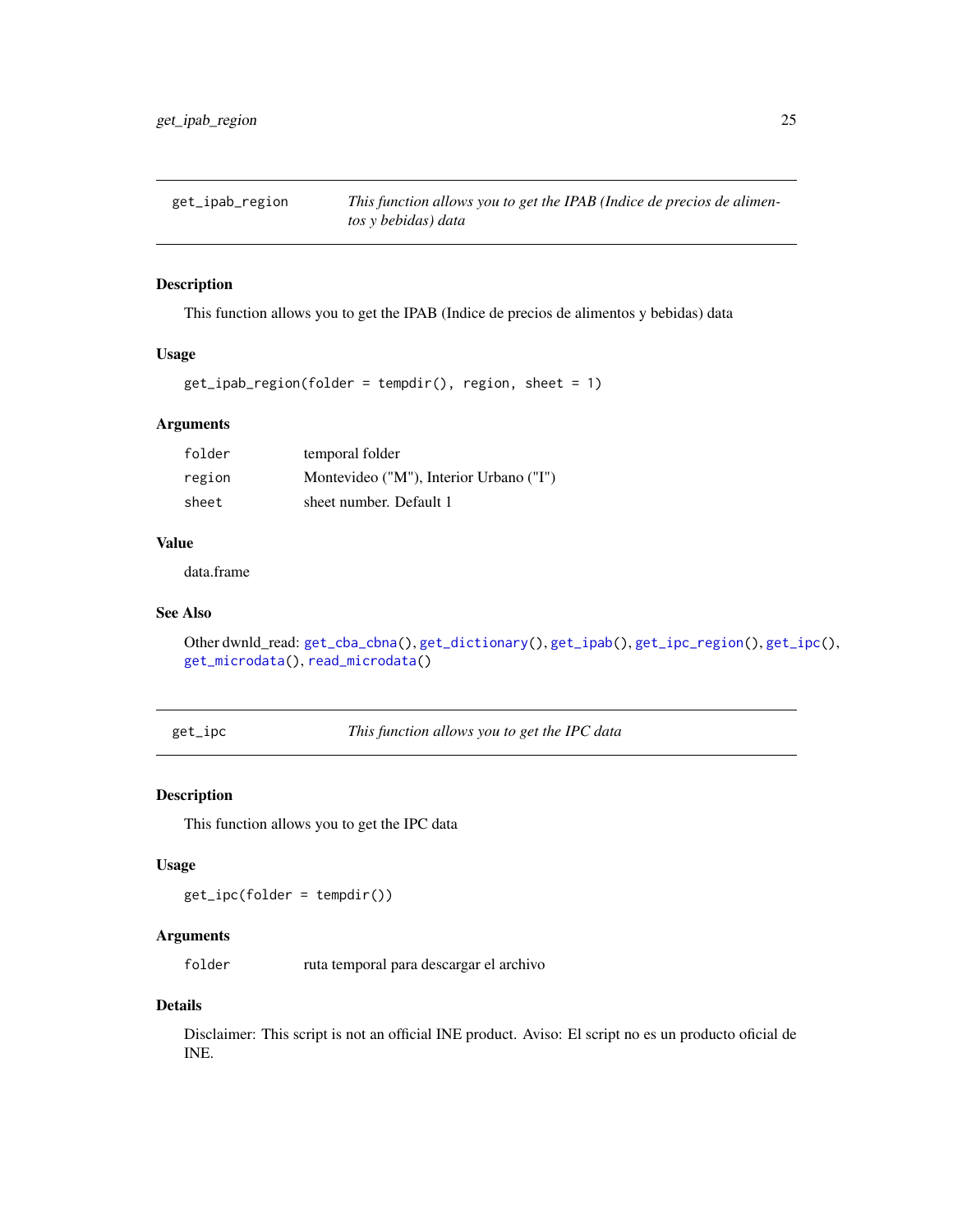## get_ipab_region — *This function allows you to get the IPAB (Indice de precios de alimentos y bebidas) data*

### Description

This function allows you to get the IPAB (Indice de precios de alimentos y bebidas) data

### Usage

```
get_ipab_region(folder = tempdir(), region, sheet = 1)
```

### Arguments

| | |
|---|---|
| `folder` | temporal folder |
| `region` | Montevideo ("M"), Interior Urbano ("I") |
| `sheet` | sheet number. Default 1 |

### Value

data.frame

### See Also

Other dwnld_read: `get_cba_cbna()`, `get_dictionary()`, `get_ipab()`, `get_ipc_region()`, `get_ipc()`, `get_microdata()`, `read_microdata()`

## get_ipc — *This function allows you to get the IPC data*

### Description

This function allows you to get the IPC data

### Usage

```
get_ipc(folder = tempdir())
```

### Arguments

| | |
|---|---|
| `folder` | ruta temporal para descargar el archivo |

### Details

Disclaimer: This script is not an official INE product. Aviso: El script no es un producto oficial de INE.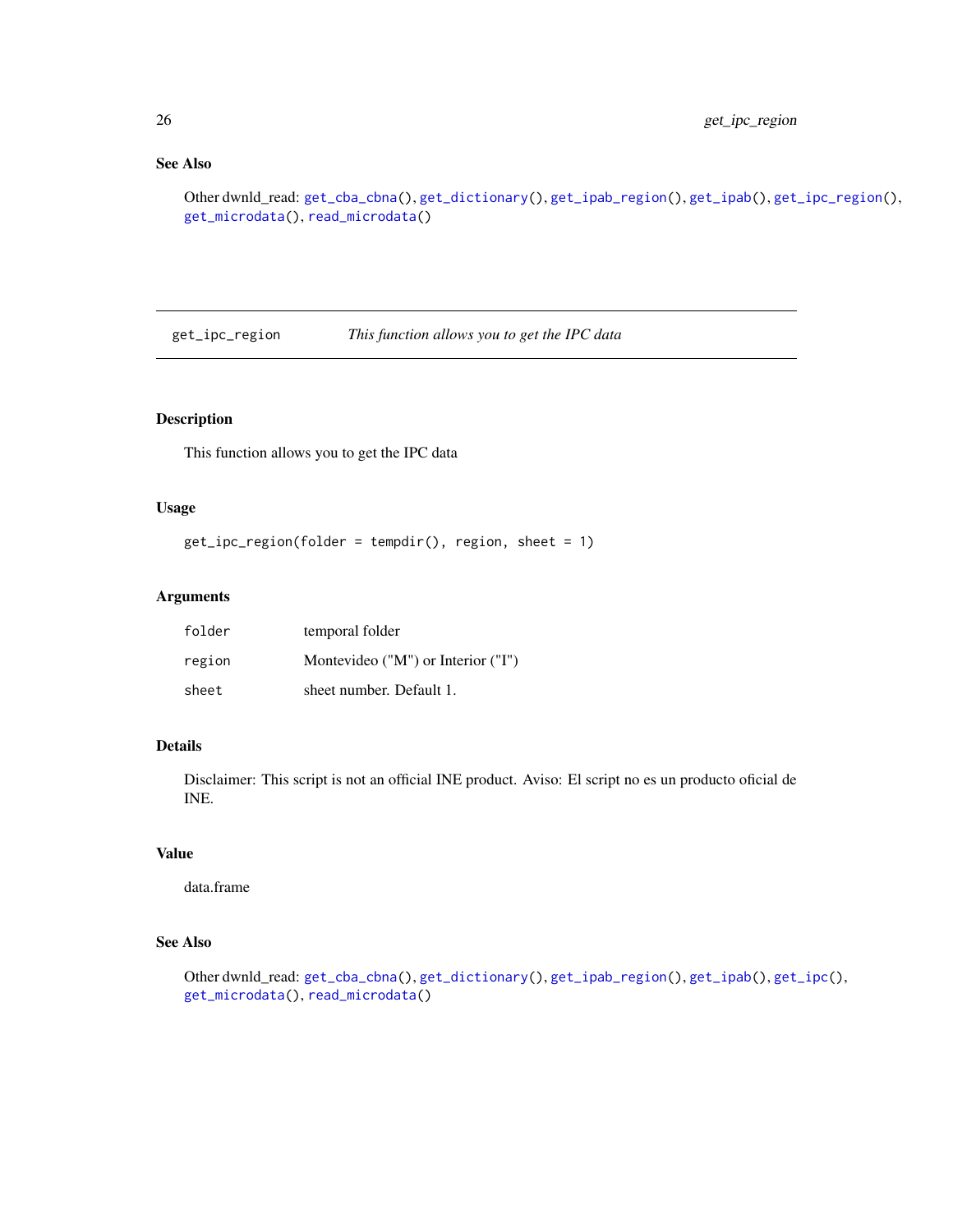### See Also

Other dwnld_read: `get_cba_cbna()`, `get_dictionary()`, `get_ipab_region()`, `get_ipab()`, `get_ipc_region()`, `get_microdata()`, `read_microdata()`

---

## get_ipc_region — *This function allows you to get the IPC data*

---

### Description

This function allows you to get the IPC data

### Usage

```
get_ipc_region(folder = tempdir(), region, sheet = 1)
```

### Arguments

| | |
|---|---|
| `folder` | temporal folder |
| `region` | Montevideo ("M") or Interior ("I") |
| `sheet` | sheet number. Default 1. |

### Details

Disclaimer: This script is not an official INE product. Aviso: El script no es un producto oficial de INE.

### Value

data.frame

### See Also

Other dwnld_read: `get_cba_cbna()`, `get_dictionary()`, `get_ipab_region()`, `get_ipab()`, `get_ipc()`, `get_microdata()`, `read_microdata()`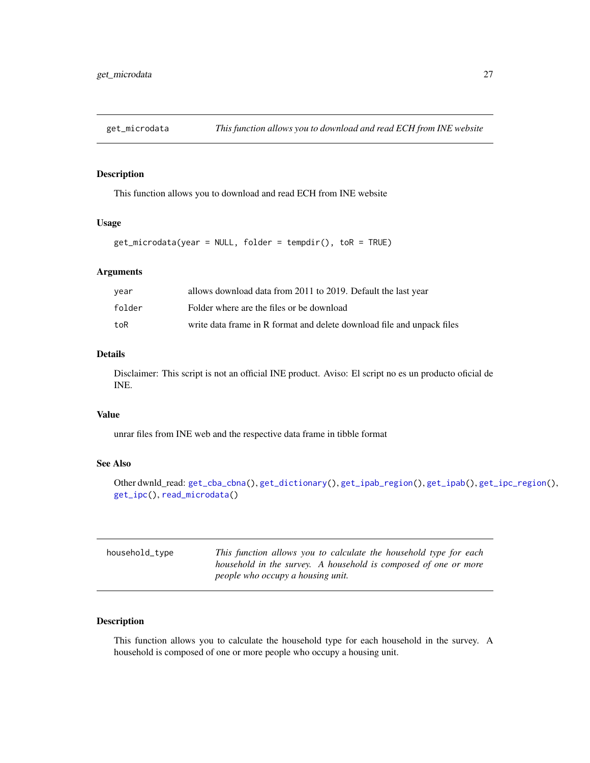## get_microdata — *This function allows you to download and read ECH from INE website*

### Description

This function allows you to download and read ECH from INE website

### Usage

```
get_microdata(year = NULL, folder = tempdir(), toR = TRUE)
```

### Arguments

| | |
|---|---|
| `year` | allows download data from 2011 to 2019. Default the last year |
| `folder` | Folder where are the files or be download |
| `toR` | write data frame in R format and delete download file and unpack files |

### Details

Disclaimer: This script is not an official INE product. Aviso: El script no es un producto oficial de INE.

### Value

unrar files from INE web and the respective data frame in tibble format

### See Also

Other dwnld_read: `get_cba_cbna()`, `get_dictionary()`, `get_ipab_region()`, `get_ipab()`, `get_ipc_region()`, `get_ipc()`, `read_microdata()`

## household_type — *This function allows you to calculate the household type for each household in the survey. A household is composed of one or more people who occupy a housing unit.*

### Description

This function allows you to calculate the household type for each household in the survey. A household is composed of one or more people who occupy a housing unit.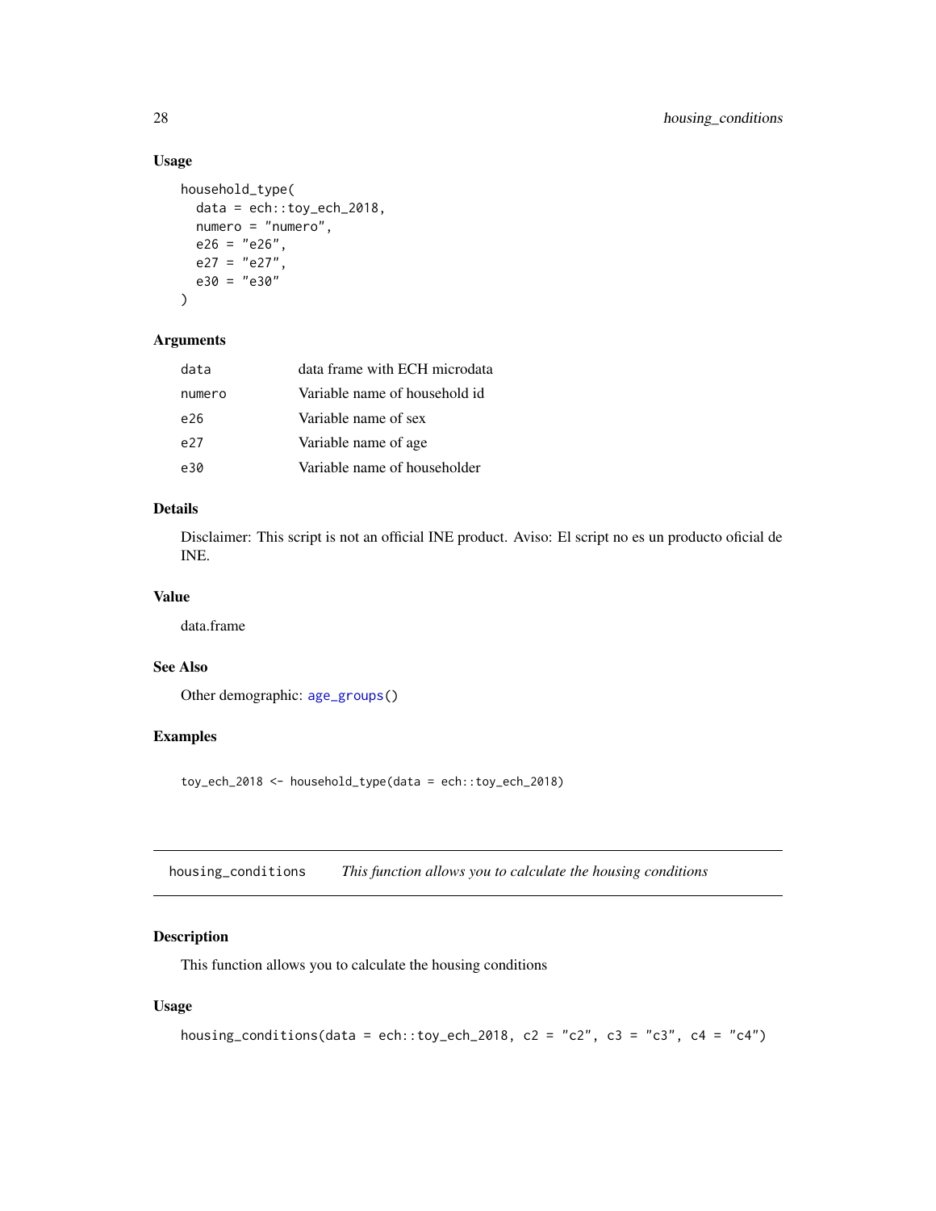## Usage

```
household_type(
  data = ech::toy_ech_2018,
  numero = "numero",
  e26 = "e26",
  e27 = "e27",
  e30 = "e30"
)
```

## Arguments

| | |
|---|---|
| data | data frame with ECH microdata |
| numero | Variable name of household id |
| e26 | Variable name of sex |
| e27 | Variable name of age |
| e30 | Variable name of householder |

## Details

Disclaimer: This script is not an official INE product. Aviso: El script no es un producto oficial de INE.

## Value

data.frame

## See Also

Other demographic: age_groups()

## Examples

```
toy_ech_2018 <- household_type(data = ech::toy_ech_2018)
```

---

# housing_conditions *This function allows you to calculate the housing conditions*

## Description

This function allows you to calculate the housing conditions

## Usage

```
housing_conditions(data = ech::toy_ech_2018, c2 = "c2", c3 = "c3", c4 = "c4")
```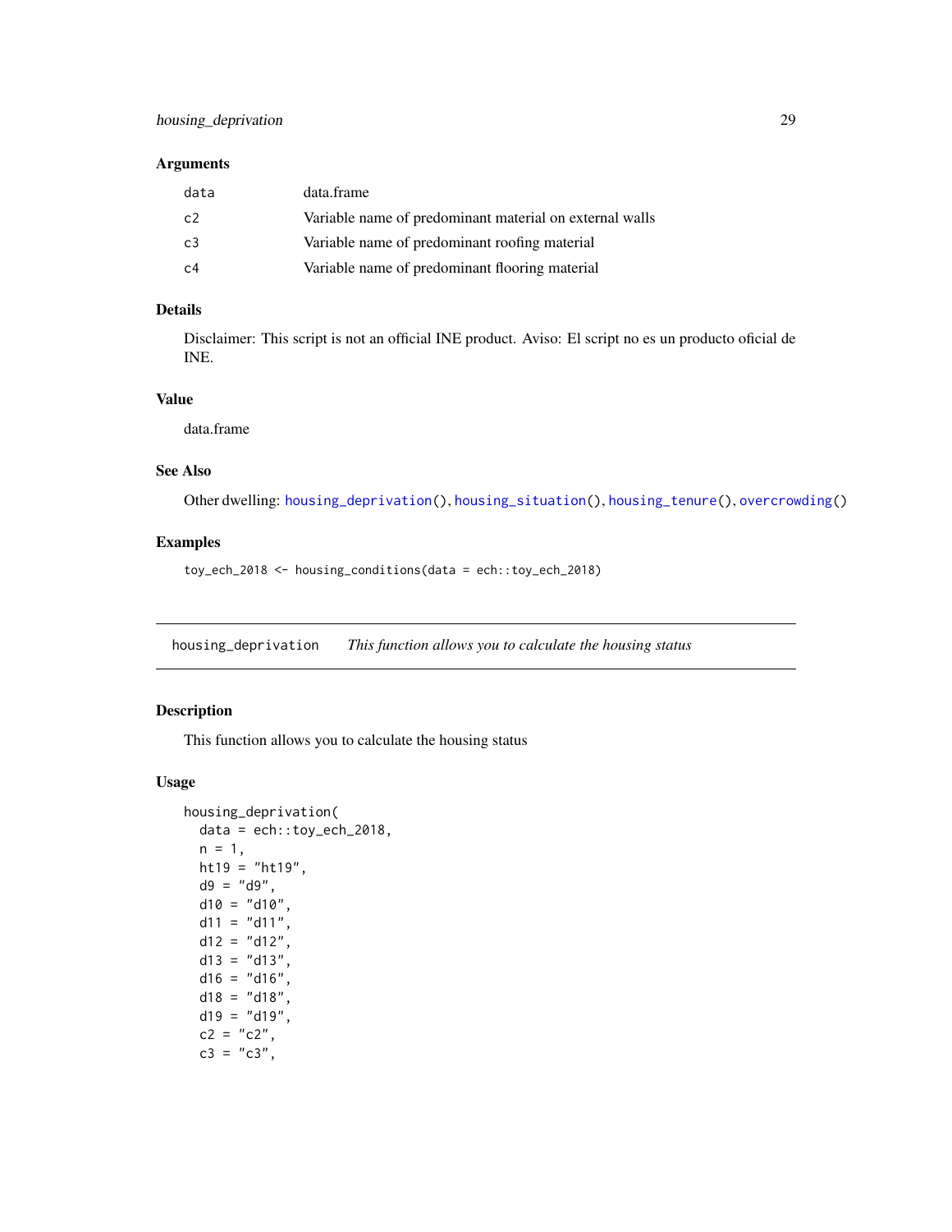### Arguments

| | |
|---|---|
| data | data.frame |
| c2 | Variable name of predominant material on external walls |
| c3 | Variable name of predominant roofing material |
| c4 | Variable name of predominant flooring material |

### Details

Disclaimer: This script is not an official INE product. Aviso: El script no es un producto oficial de INE.

### Value

data.frame

### See Also

Other dwelling: housing_deprivation(), housing_situation(), housing_tenure(), overcrowding()

### Examples

```
toy_ech_2018 <- housing_conditions(data = ech::toy_ech_2018)
```

---

## housing_deprivation *This function allows you to calculate the housing status*

### Description

This function allows you to calculate the housing status

### Usage

```
housing_deprivation(
  data = ech::toy_ech_2018,
  n = 1,
  ht19 = "ht19",
  d9 = "d9",
  d10 = "d10",
  d11 = "d11",
  d12 = "d12",
  d13 = "d13",
  d16 = "d16",
  d18 = "d18",
  d19 = "d19",
  c2 = "c2",
  c3 = "c3",
```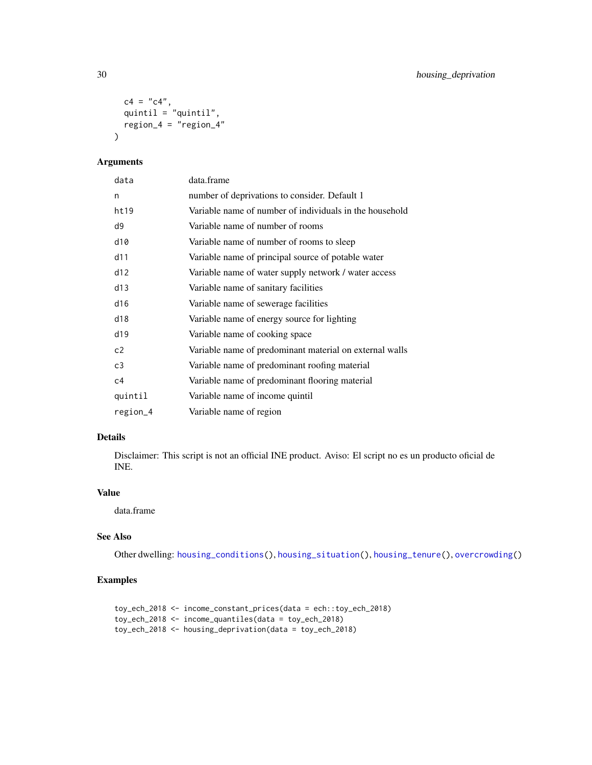```
  c4 = "c4",
  quintil = "quintil",
  region_4 = "region_4"
)
```

## Arguments

| | |
|---|---|
| data | data.frame |
| n | number of deprivations to consider. Default 1 |
| ht19 | Variable name of number of individuals in the household |
| d9 | Variable name of number of rooms |
| d10 | Variable name of number of rooms to sleep |
| d11 | Variable name of principal source of potable water |
| d12 | Variable name of water supply network / water access |
| d13 | Variable name of sanitary facilities |
| d16 | Variable name of sewerage facilities |
| d18 | Variable name of energy source for lighting |
| d19 | Variable name of cooking space |
| c2 | Variable name of predominant material on external walls |
| c3 | Variable name of predominant roofing material |
| c4 | Variable name of predominant flooring material |
| quintil | Variable name of income quintil |
| region_4 | Variable name of region |

## Details

Disclaimer: This script is not an official INE product. Aviso: El script no es un producto oficial de INE.

## Value

data.frame

## See Also

Other dwelling: housing_conditions(), housing_situation(), housing_tenure(), overcrowding()

## Examples

```
toy_ech_2018 <- income_constant_prices(data = ech::toy_ech_2018)
toy_ech_2018 <- income_quantiles(data = toy_ech_2018)
toy_ech_2018 <- housing_deprivation(data = toy_ech_2018)
```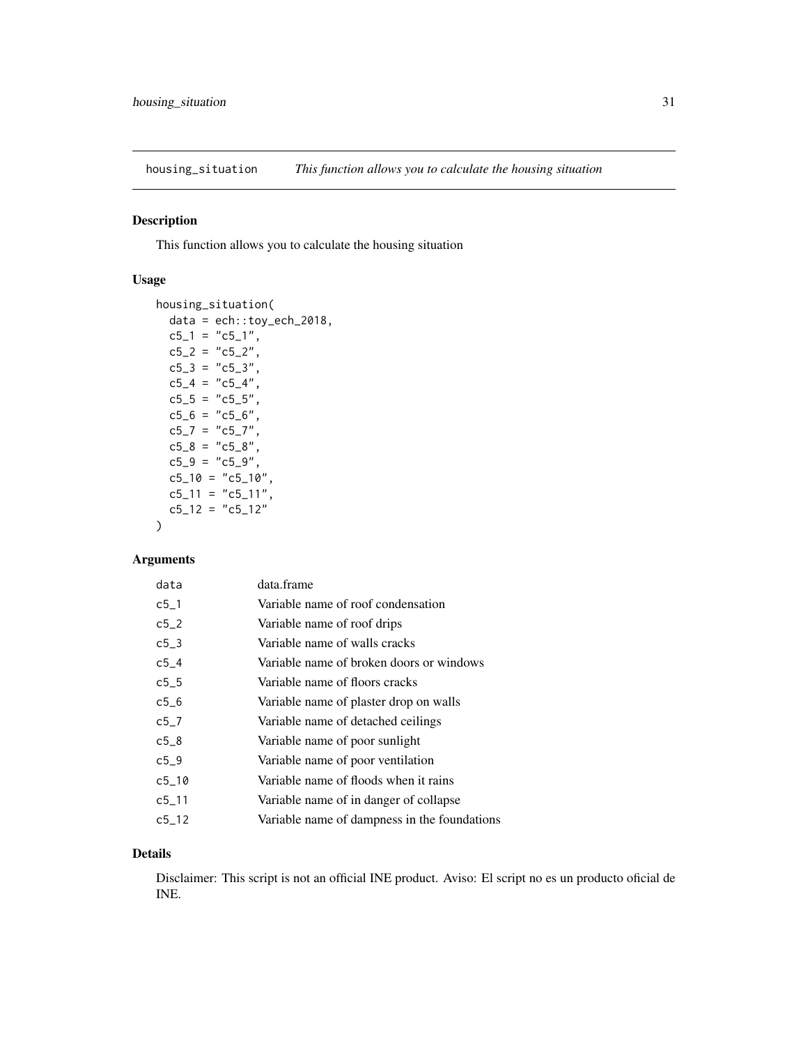## housing_situation    *This function allows you to calculate the housing situation*

### Description

This function allows you to calculate the housing situation

### Usage

```
housing_situation(
  data = ech::toy_ech_2018,
  c5_1 = "c5_1",
  c5_2 = "c5_2",
  c5_3 = "c5_3",
  c5_4 = "c5_4",
  c5_5 = "c5_5",
  c5_6 = "c5_6",
  c5_7 = "c5_7",
  c5_8 = "c5_8",
  c5_9 = "c5_9",
  c5_10 = "c5_10",
  c5_11 = "c5_11",
  c5_12 = "c5_12"
)
```

### Arguments

| | |
|---|---|
| data | data.frame |
| c5_1 | Variable name of roof condensation |
| c5_2 | Variable name of roof drips |
| c5_3 | Variable name of walls cracks |
| c5_4 | Variable name of broken doors or windows |
| c5_5 | Variable name of floors cracks |
| c5_6 | Variable name of plaster drop on walls |
| c5_7 | Variable name of detached ceilings |
| c5_8 | Variable name of poor sunlight |
| c5_9 | Variable name of poor ventilation |
| c5_10 | Variable name of floods when it rains |
| c5_11 | Variable name of in danger of collapse |
| c5_12 | Variable name of dampness in the foundations |

### Details

Disclaimer: This script is not an official INE product. Aviso: El script no es un producto oficial de INE.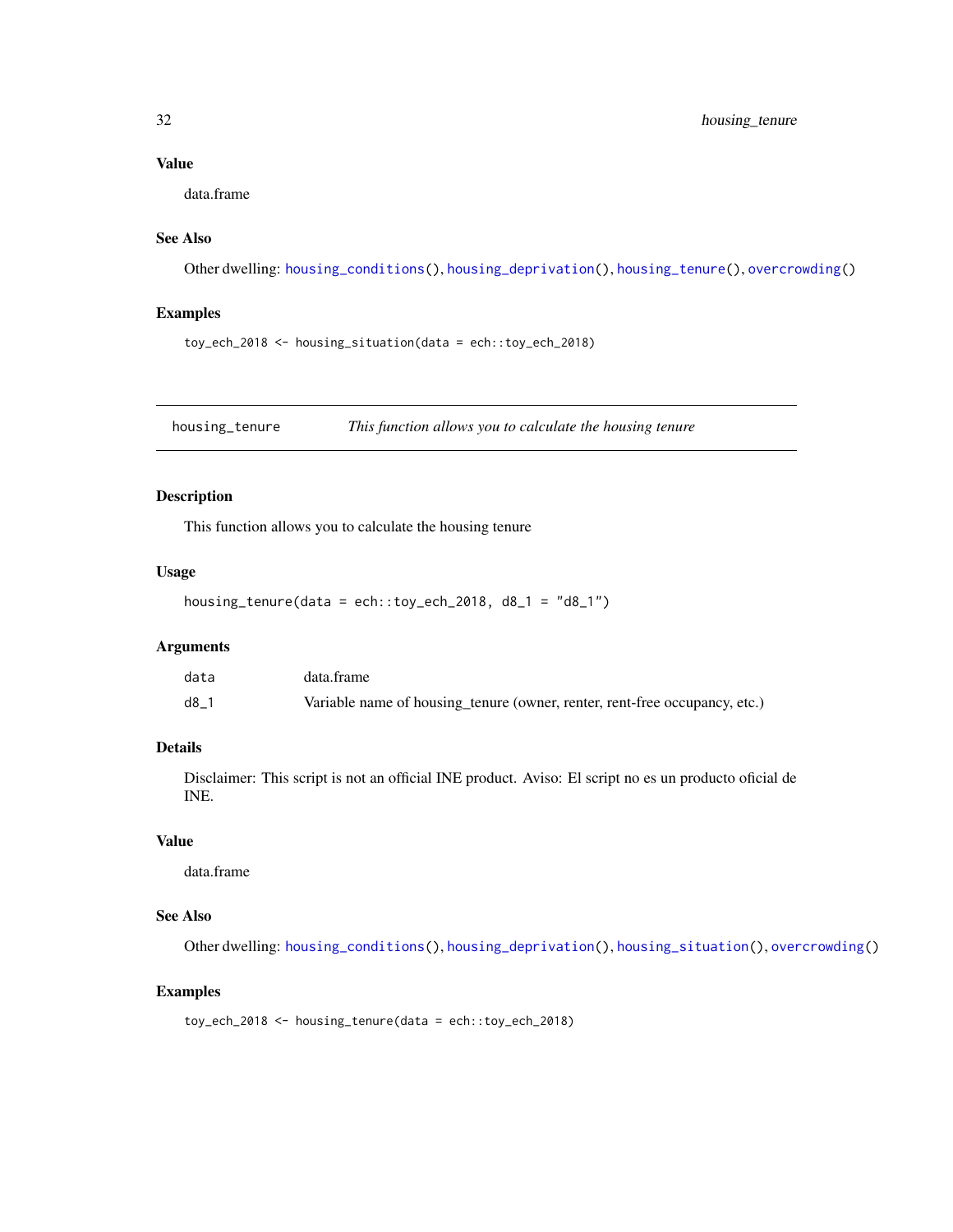### Value

data.frame

### See Also

Other dwelling: housing_conditions(), housing_deprivation(), housing_tenure(), overcrowding()

### Examples

```
toy_ech_2018 <- housing_situation(data = ech::toy_ech_2018)
```

---

## housing_tenure — *This function allows you to calculate the housing tenure*

---

### Description

This function allows you to calculate the housing tenure

### Usage

```
housing_tenure(data = ech::toy_ech_2018, d8_1 = "d8_1")
```

### Arguments

| | |
|---|---|
| data | data.frame |
| d8_1 | Variable name of housing_tenure (owner, renter, rent-free occupancy, etc.) |

### Details

Disclaimer: This script is not an official INE product. Aviso: El script no es un producto oficial de INE.

### Value

data.frame

### See Also

Other dwelling: housing_conditions(), housing_deprivation(), housing_situation(), overcrowding()

### Examples

```
toy_ech_2018 <- housing_tenure(data = ech::toy_ech_2018)
```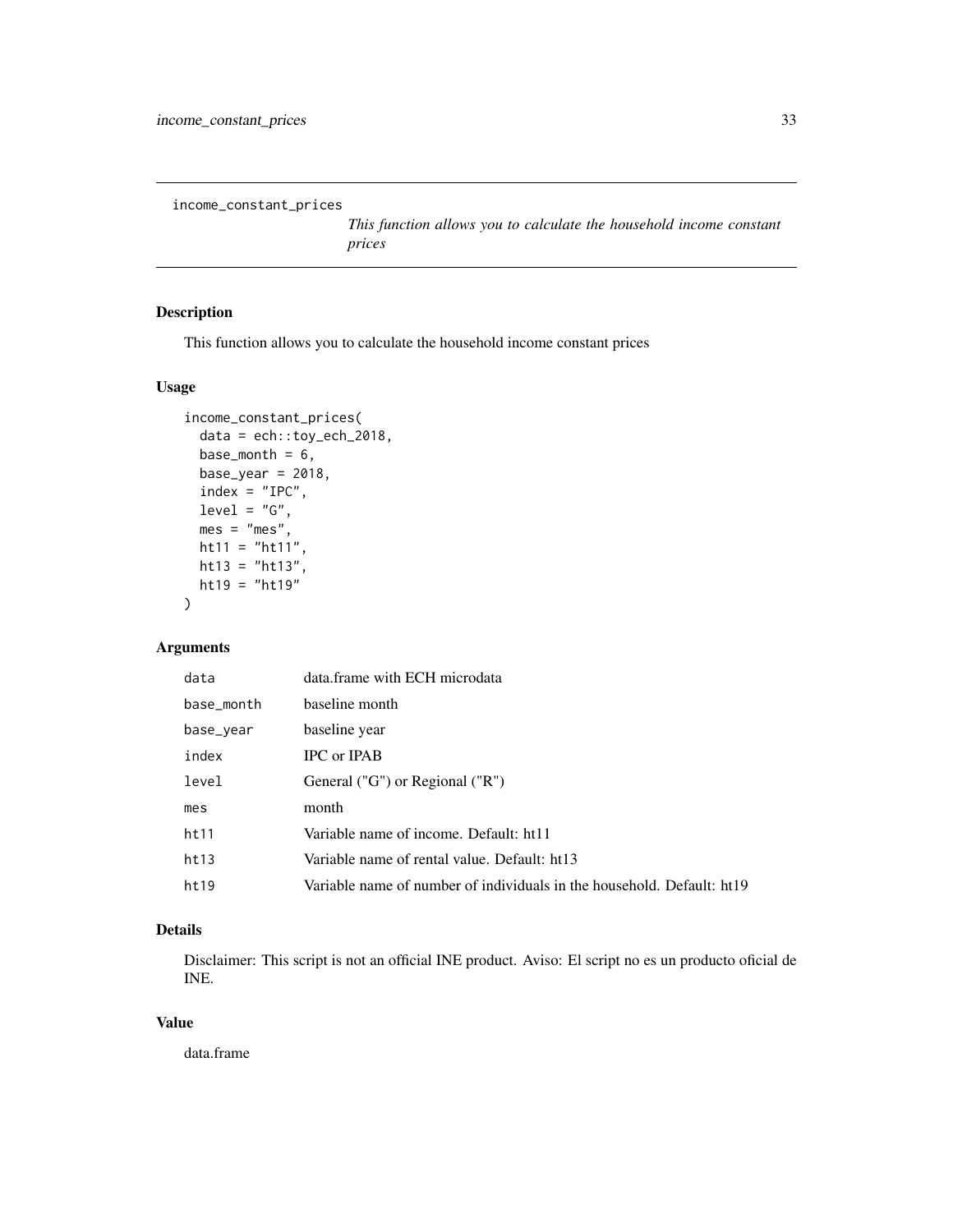`income_constant_prices` *This function allows you to calculate the household income constant prices*

## Description

This function allows you to calculate the household income constant prices

## Usage

```
income_constant_prices(
  data = ech::toy_ech_2018,
  base_month = 6,
  base_year = 2018,
  index = "IPC",
  level = "G",
  mes = "mes",
  ht11 = "ht11",
  ht13 = "ht13",
  ht19 = "ht19"
)
```

## Arguments

| | |
|---|---|
| `data` | data.frame with ECH microdata |
| `base_month` | baseline month |
| `base_year` | baseline year |
| `index` | IPC or IPAB |
| `level` | General ("G") or Regional ("R") |
| `mes` | month |
| `ht11` | Variable name of income. Default: ht11 |
| `ht13` | Variable name of rental value. Default: ht13 |
| `ht19` | Variable name of number of individuals in the household. Default: ht19 |

## Details

Disclaimer: This script is not an official INE product. Aviso: El script no es un producto oficial de INE.

## Value

data.frame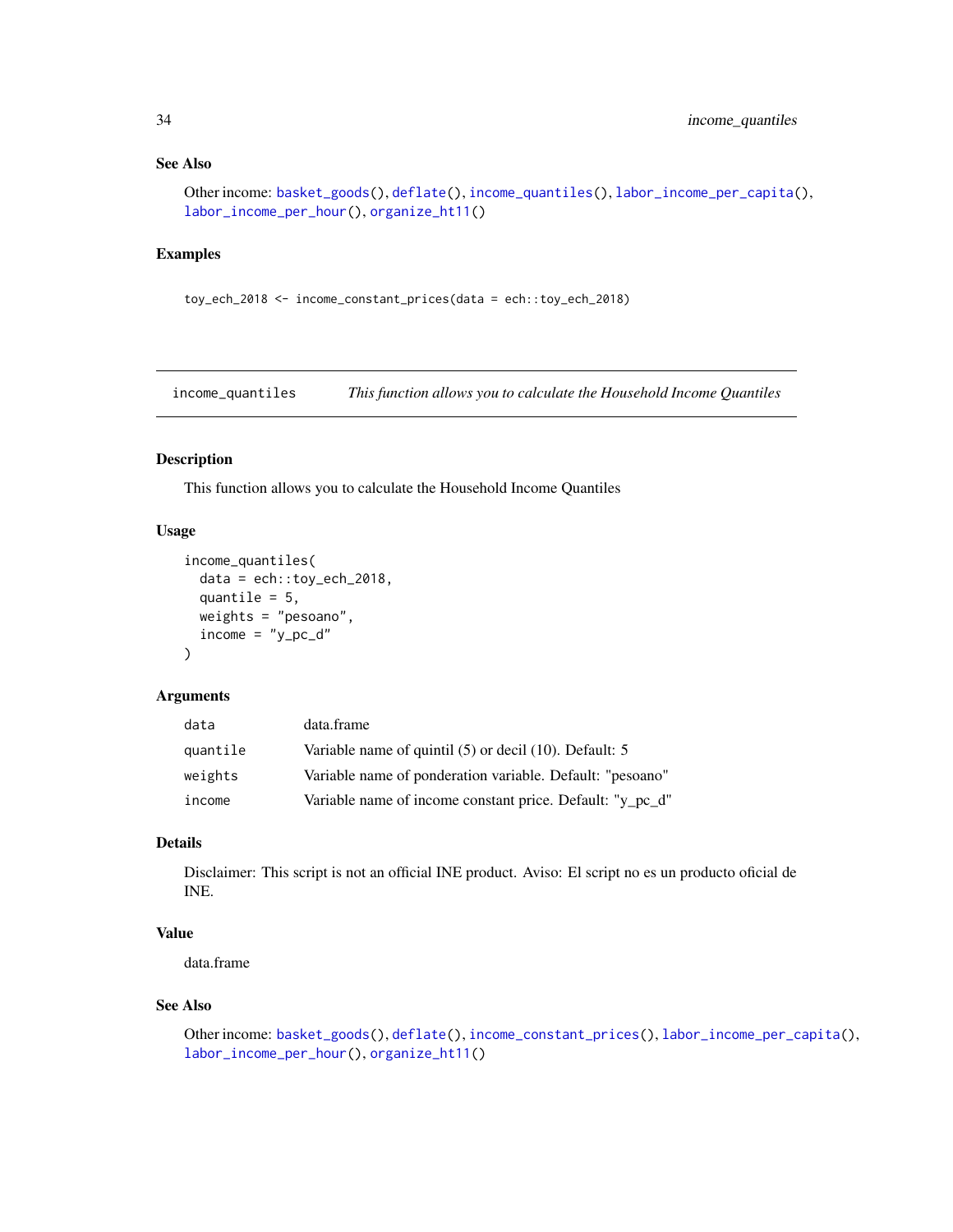### See Also

Other income: basket_goods(), deflate(), income_quantiles(), labor_income_per_capita(), labor_income_per_hour(), organize_ht11()

### Examples

```
toy_ech_2018 <- income_constant_prices(data = ech::toy_ech_2018)
```

## income_quantiles — *This function allows you to calculate the Household Income Quantiles*

### Description

This function allows you to calculate the Household Income Quantiles

### Usage

```
income_quantiles(
  data = ech::toy_ech_2018,
  quantile = 5,
  weights = "pesoano",
  income = "y_pc_d"
)
```

### Arguments

| | |
|---|---|
| data | data.frame |
| quantile | Variable name of quintil (5) or decil (10). Default: 5 |
| weights | Variable name of ponderation variable. Default: "pesoano" |
| income | Variable name of income constant price. Default: "y_pc_d" |

### Details

Disclaimer: This script is not an official INE product. Aviso: El script no es un producto oficial de INE.

### Value

data.frame

### See Also

Other income: basket_goods(), deflate(), income_constant_prices(), labor_income_per_capita(), labor_income_per_hour(), organize_ht11()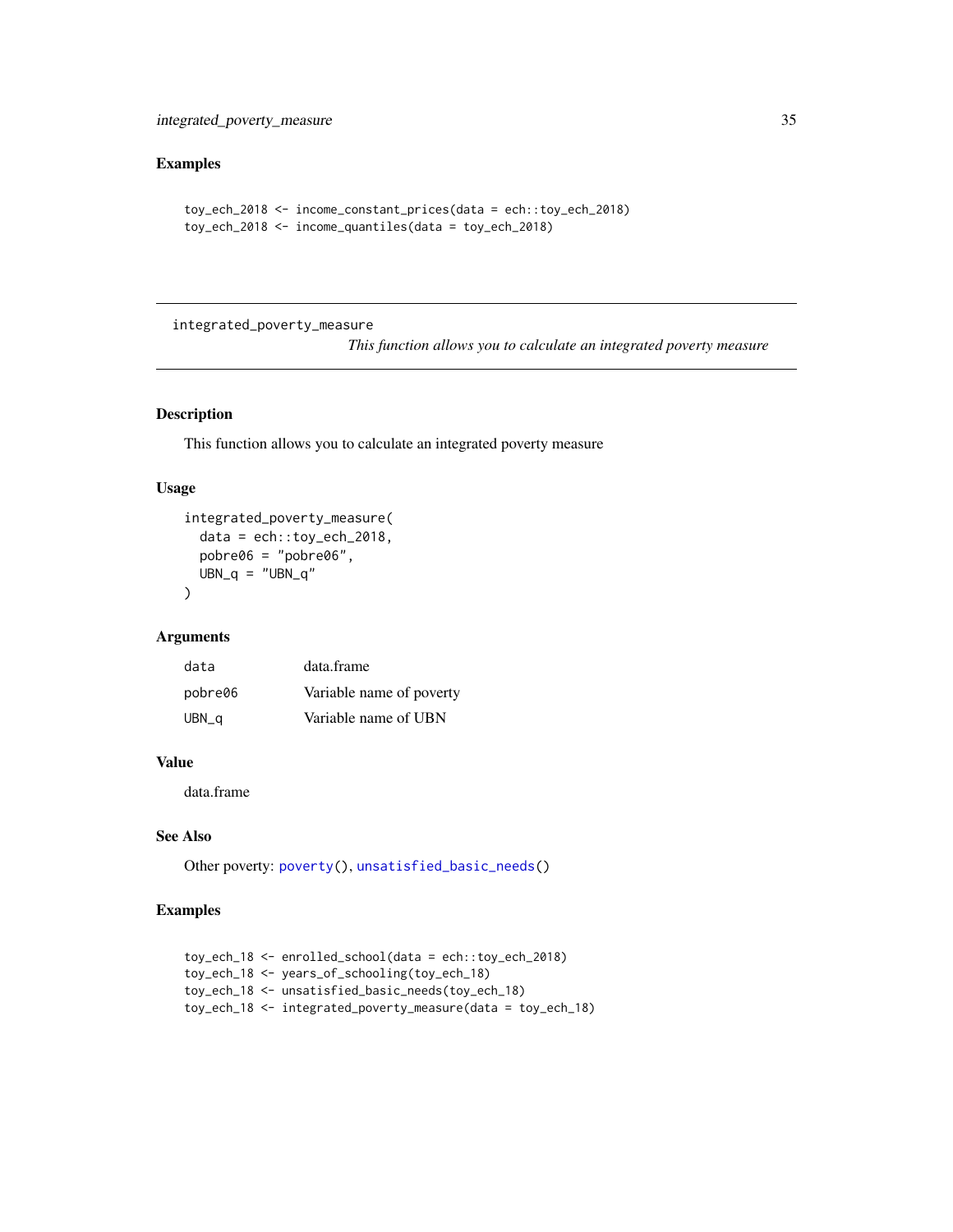### Examples

```
toy_ech_2018 <- income_constant_prices(data = ech::toy_ech_2018)
toy_ech_2018 <- income_quantiles(data = toy_ech_2018)
```

---

## integrated_poverty_measure

*This function allows you to calculate an integrated poverty measure*

---

### Description

This function allows you to calculate an integrated poverty measure

### Usage

```
integrated_poverty_measure(
  data = ech::toy_ech_2018,
  pobre06 = "pobre06",
  UBN_q = "UBN_q"
)
```

### Arguments

| | |
|---|---|
| data | data.frame |
| pobre06 | Variable name of poverty |
| UBN_q | Variable name of UBN |

### Value

data.frame

### See Also

Other poverty: poverty(), unsatisfied_basic_needs()

### Examples

```
toy_ech_18 <- enrolled_school(data = ech::toy_ech_2018)
toy_ech_18 <- years_of_schooling(toy_ech_18)
toy_ech_18 <- unsatisfied_basic_needs(toy_ech_18)
toy_ech_18 <- integrated_poverty_measure(data = toy_ech_18)
```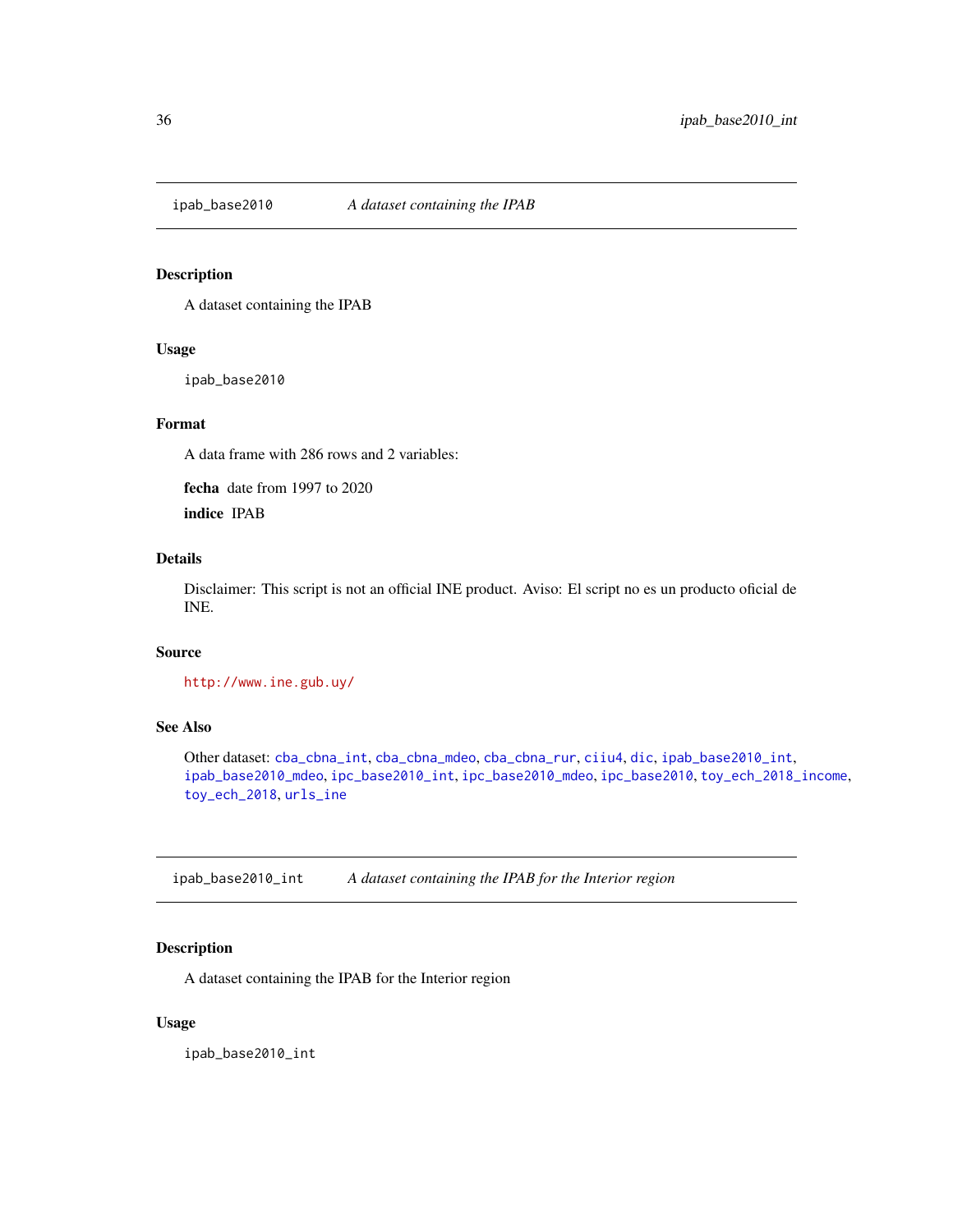## ipab_base2010 *A dataset containing the IPAB*

### Description

A dataset containing the IPAB

### Usage

```
ipab_base2010
```

### Format

A data frame with 286 rows and 2 variables:

**fecha** date from 1997 to 2020

**indice** IPAB

### Details

Disclaimer: This script is not an official INE product. Aviso: El script no es un producto oficial de INE.

### Source

http://www.ine.gub.uy/

### See Also

Other dataset: cba_cbna_int, cba_cbna_mdeo, cba_cbna_rur, ciiu4, dic, ipab_base2010_int, ipab_base2010_mdeo, ipc_base2010_int, ipc_base2010_mdeo, ipc_base2010, toy_ech_2018_income, toy_ech_2018, urls_ine

## ipab_base2010_int *A dataset containing the IPAB for the Interior region*

### Description

A dataset containing the IPAB for the Interior region

### Usage

```
ipab_base2010_int
```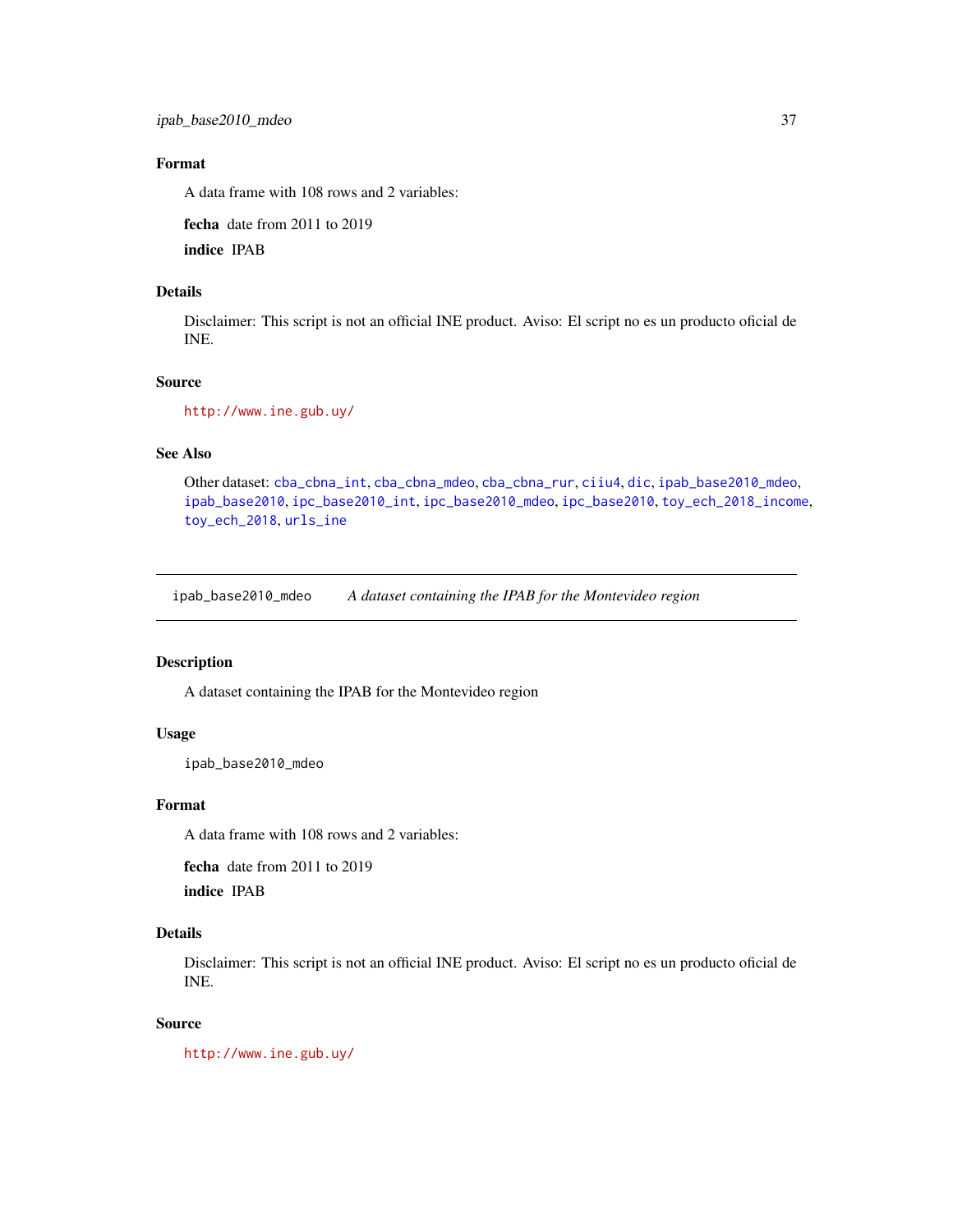### Format

A data frame with 108 rows and 2 variables:

**fecha** date from 2011 to 2019

**indice** IPAB

### Details

Disclaimer: This script is not an official INE product. Aviso: El script no es un producto oficial de INE.

### Source

http://www.ine.gub.uy/

### See Also

Other dataset: cba_cbna_int, cba_cbna_mdeo, cba_cbna_rur, ciiu4, dic, ipab_base2010_mdeo, ipab_base2010, ipc_base2010_int, ipc_base2010_mdeo, ipc_base2010, toy_ech_2018_income, toy_ech_2018, urls_ine

---

## ipab_base2010_mdeo *A dataset containing the IPAB for the Montevideo region*

---

### Description

A dataset containing the IPAB for the Montevideo region

### Usage

```
ipab_base2010_mdeo
```

### Format

A data frame with 108 rows and 2 variables:

**fecha** date from 2011 to 2019

**indice** IPAB

### Details

Disclaimer: This script is not an official INE product. Aviso: El script no es un producto oficial de INE.

### Source

http://www.ine.gub.uy/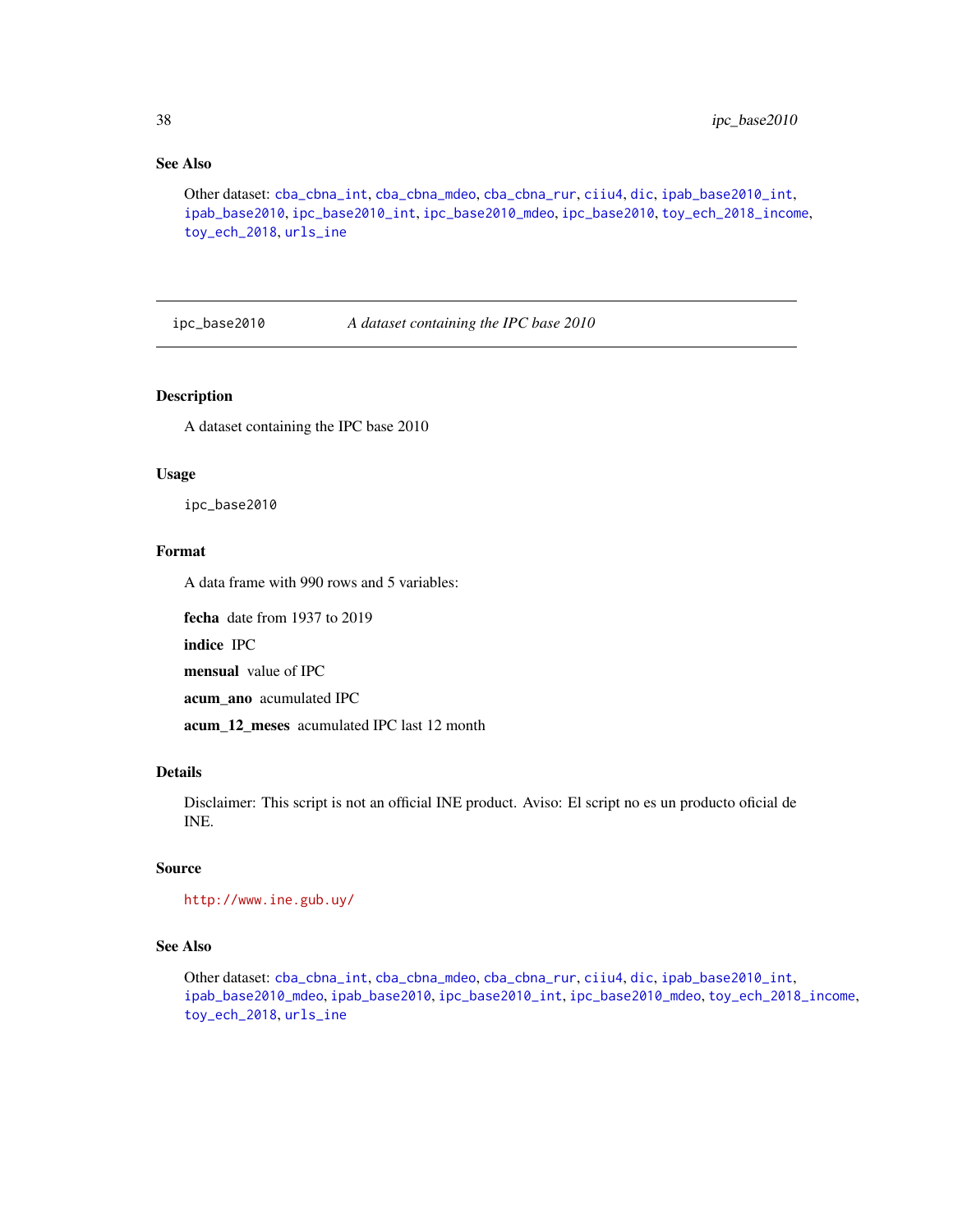## See Also

Other dataset: `cba_cbna_int`, `cba_cbna_mdeo`, `cba_cbna_rur`, `ciiu4`, `dic`, `ipab_base2010_int`, `ipab_base2010`, `ipc_base2010_int`, `ipc_base2010_mdeo`, `ipc_base2010`, `toy_ech_2018_income`, `toy_ech_2018`, `urls_ine`

---

# ipc_base2010 — *A dataset containing the IPC base 2010*

## Description

A dataset containing the IPC base 2010

## Usage

```
ipc_base2010
```

## Format

A data frame with 990 rows and 5 variables:

**fecha** date from 1937 to 2019

**indice** IPC

**mensual** value of IPC

**acum_ano** acumulated IPC

**acum_12_meses** acumulated IPC last 12 month

## Details

Disclaimer: This script is not an official INE product. Aviso: El script no es un producto oficial de INE.

## Source

http://www.ine.gub.uy/

## See Also

Other dataset: `cba_cbna_int`, `cba_cbna_mdeo`, `cba_cbna_rur`, `ciiu4`, `dic`, `ipab_base2010_int`, `ipab_base2010_mdeo`, `ipab_base2010`, `ipc_base2010_int`, `ipc_base2010_mdeo`, `toy_ech_2018_income`, `toy_ech_2018`, `urls_ine`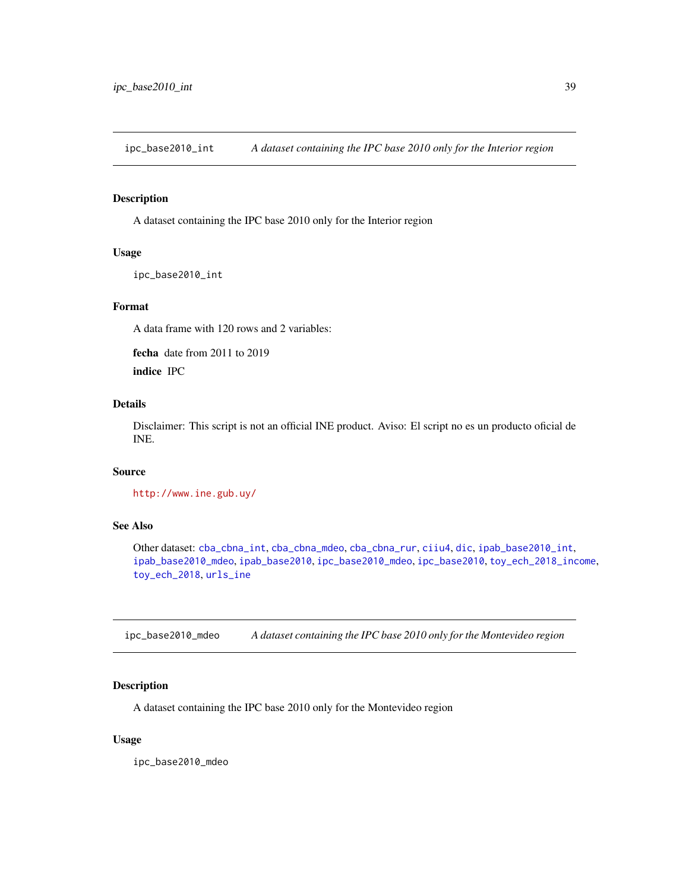## ipc_base2010_int *A dataset containing the IPC base 2010 only for the Interior region*

### Description

A dataset containing the IPC base 2010 only for the Interior region

### Usage

```
ipc_base2010_int
```

### Format

A data frame with 120 rows and 2 variables:

**fecha** date from 2011 to 2019

**indice** IPC

### Details

Disclaimer: This script is not an official INE product. Aviso: El script no es un producto oficial de INE.

### Source

http://www.ine.gub.uy/

### See Also

Other dataset: cba_cbna_int, cba_cbna_mdeo, cba_cbna_rur, ciiu4, dic, ipab_base2010_int, ipab_base2010_mdeo, ipab_base2010, ipc_base2010_mdeo, ipc_base2010, toy_ech_2018_income, toy_ech_2018, urls_ine

## ipc_base2010_mdeo *A dataset containing the IPC base 2010 only for the Montevideo region*

### Description

A dataset containing the IPC base 2010 only for the Montevideo region

### Usage

```
ipc_base2010_mdeo
```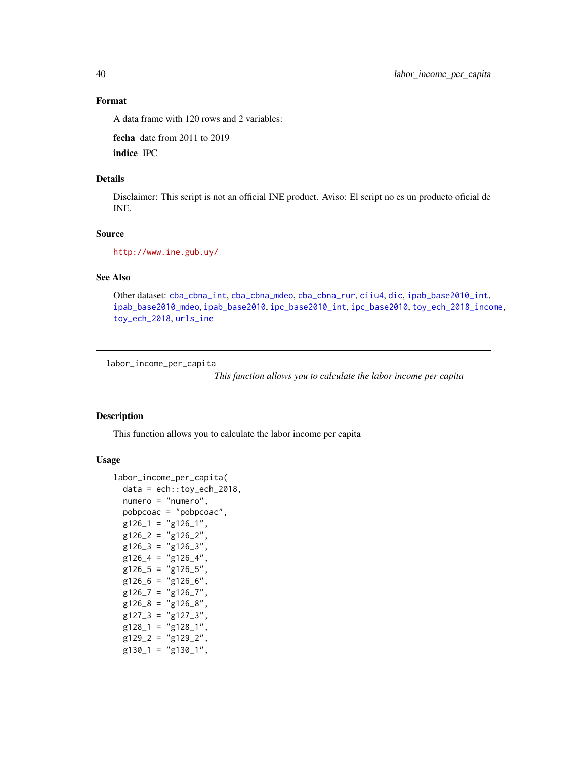### Format

A data frame with 120 rows and 2 variables:

**fecha** date from 2011 to 2019

**indice** IPC

### Details

Disclaimer: This script is not an official INE product. Aviso: El script no es un producto oficial de INE.

### Source

http://www.ine.gub.uy/

### See Also

Other dataset: cba_cbna_int, cba_cbna_mdeo, cba_cbna_rur, ciiu4, dic, ipab_base2010_int, ipab_base2010_mdeo, ipab_base2010, ipc_base2010_int, ipc_base2010, toy_ech_2018_income, toy_ech_2018, urls_ine

---

## labor_income_per_capita

*This function allows you to calculate the labor income per capita*

### Description

This function allows you to calculate the labor income per capita

### Usage

```
labor_income_per_capita(
  data = ech::toy_ech_2018,
  numero = "numero",
  pobpcoac = "pobpcoac",
  g126_1 = "g126_1",
  g126_2 = "g126_2",
  g126_3 = "g126_3",
  g126_4 = "g126_4",
  g126_5 = "g126_5",
  g126_6 = "g126_6",
  g126_7 = "g126_7",
  g126_8 = "g126_8",
  g127_3 = "g127_3",
  g128_1 = "g128_1",
  g129_2 = "g129_2",
  g130_1 = "g130_1",
```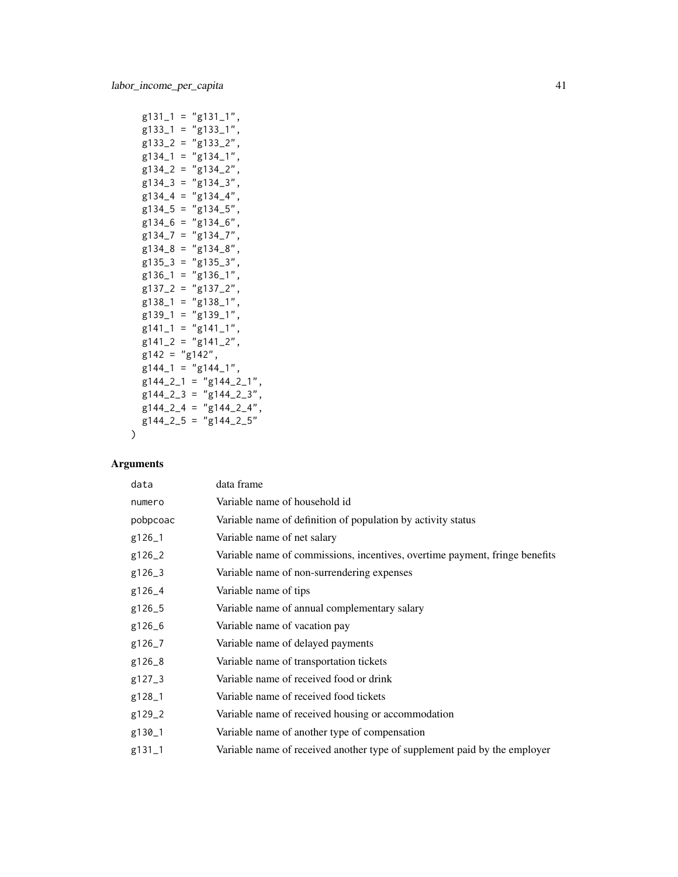```
  g131_1 = "g131_1",
  g133_1 = "g133_1",
  g133_2 = "g133_2",
  g134_1 = "g134_1",
  g134_2 = "g134_2",
  g134_3 = "g134_3",
  g134_4 = "g134_4",
  g134_5 = "g134_5",
  g134_6 = "g134_6",
  g134_7 = "g134_7",
  g134_8 = "g134_8",
  g135_3 = "g135_3",
  g136_1 = "g136_1",
  g137_2 = "g137_2",
  g138_1 = "g138_1",
  g139_1 = "g139_1",
  g141_1 = "g141_1",
  g141_2 = "g141_2",
  g142 = "g142",
  g144_1 = "g144_1",
  g144_2_1 = "g144_2_1",
  g144_2_3 = "g144_2_3",
  g144_2_4 = "g144_2_4",
  g144_2_5 = "g144_2_5"
)
```

## Arguments

| | |
|---|---|
| data | data frame |
| numero | Variable name of household id |
| pobpcoac | Variable name of definition of population by activity status |
| g126_1 | Variable name of net salary |
| g126_2 | Variable name of commissions, incentives, overtime payment, fringe benefits |
| g126_3 | Variable name of non-surrendering expenses |
| g126_4 | Variable name of tips |
| g126_5 | Variable name of annual complementary salary |
| g126_6 | Variable name of vacation pay |
| g126_7 | Variable name of delayed payments |
| g126_8 | Variable name of transportation tickets |
| g127_3 | Variable name of received food or drink |
| g128_1 | Variable name of received food tickets |
| g129_2 | Variable name of received housing or accommodation |
| g130_1 | Variable name of another type of compensation |
| g131_1 | Variable name of received another type of supplement paid by the employer |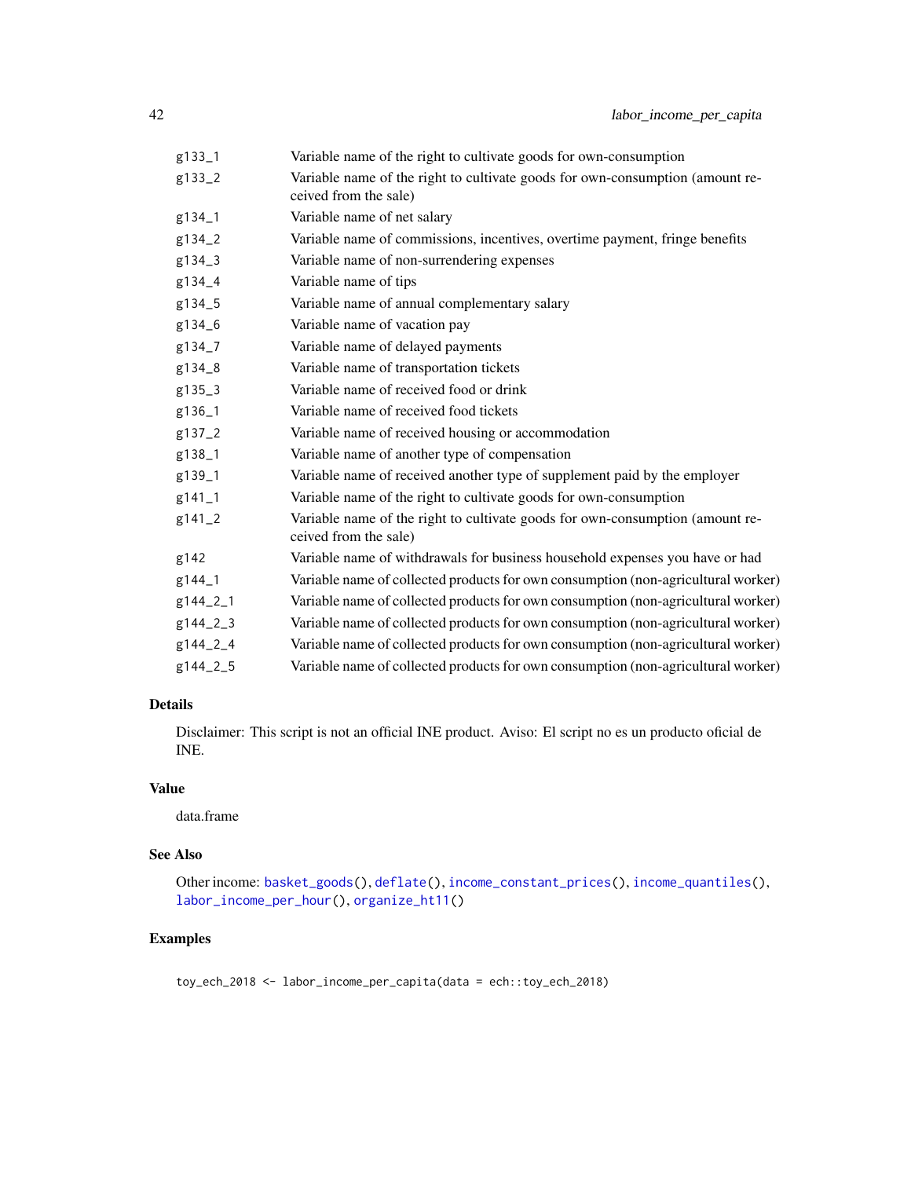| | |
|---|---|
| g133_1 | Variable name of the right to cultivate goods for own-consumption |
| g133_2 | Variable name of the right to cultivate goods for own-consumption (amount received from the sale) |
| g134_1 | Variable name of net salary |
| g134_2 | Variable name of commissions, incentives, overtime payment, fringe benefits |
| g134_3 | Variable name of non-surrendering expenses |
| g134_4 | Variable name of tips |
| g134_5 | Variable name of annual complementary salary |
| g134_6 | Variable name of vacation pay |
| g134_7 | Variable name of delayed payments |
| g134_8 | Variable name of transportation tickets |
| g135_3 | Variable name of received food or drink |
| g136_1 | Variable name of received food tickets |
| g137_2 | Variable name of received housing or accommodation |
| g138_1 | Variable name of another type of compensation |
| g139_1 | Variable name of received another type of supplement paid by the employer |
| g141_1 | Variable name of the right to cultivate goods for own-consumption |
| g141_2 | Variable name of the right to cultivate goods for own-consumption (amount received from the sale) |
| g142 | Variable name of withdrawals for business household expenses you have or had |
| g144_1 | Variable name of collected products for own consumption (non-agricultural worker) |
| g144_2_1 | Variable name of collected products for own consumption (non-agricultural worker) |
| g144_2_3 | Variable name of collected products for own consumption (non-agricultural worker) |
| g144_2_4 | Variable name of collected products for own consumption (non-agricultural worker) |
| g144_2_5 | Variable name of collected products for own consumption (non-agricultural worker) |

## Details

Disclaimer: This script is not an official INE product. Aviso: El script no es un producto oficial de INE.

## Value

data.frame

## See Also

Other income: basket_goods(), deflate(), income_constant_prices(), income_quantiles(), labor_income_per_hour(), organize_ht11()

## Examples

```
toy_ech_2018 <- labor_income_per_capita(data = ech::toy_ech_2018)
```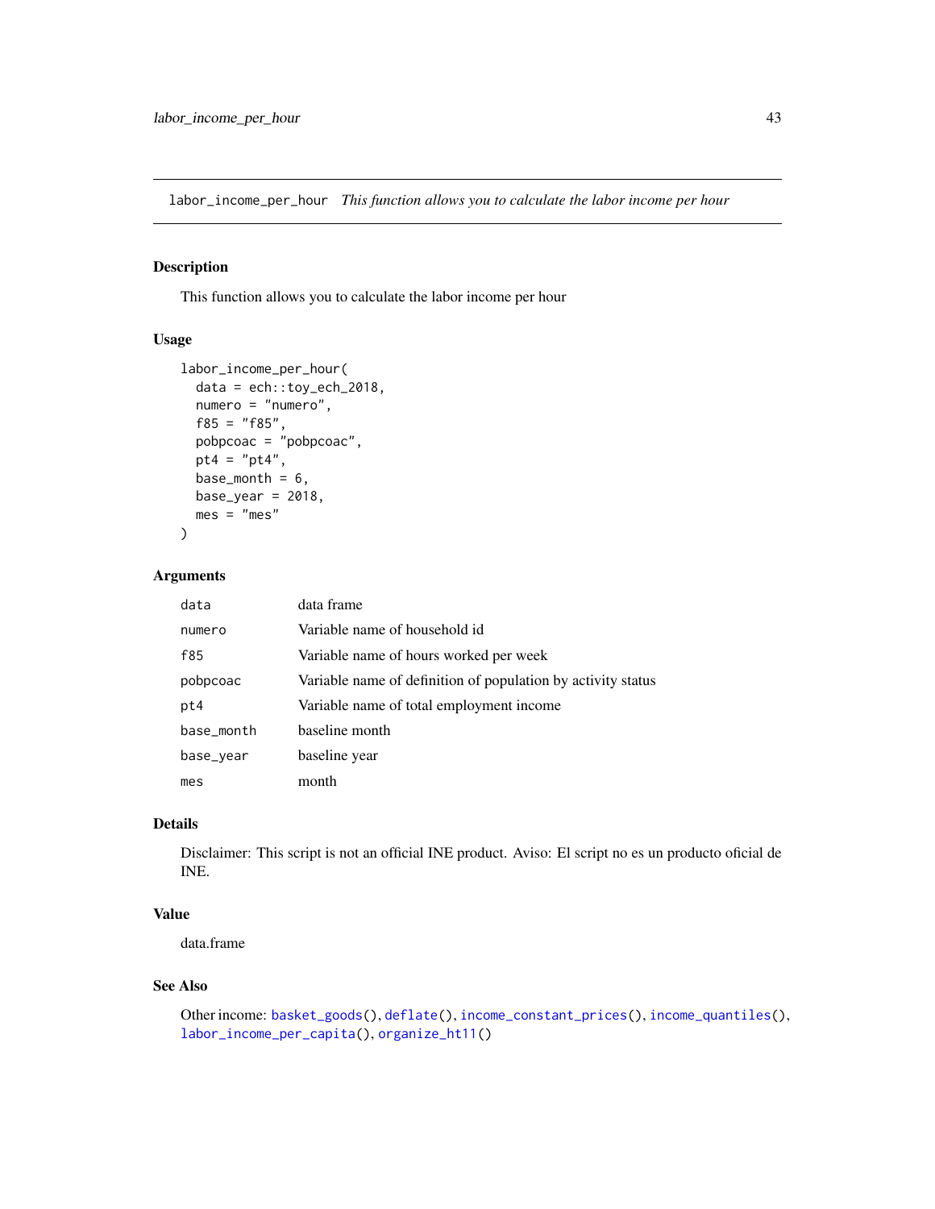# labor_income_per_hour *This function allows you to calculate the labor income per hour*

## Description

This function allows you to calculate the labor income per hour

## Usage

```
labor_income_per_hour(
  data = ech::toy_ech_2018,
  numero = "numero",
  f85 = "f85",
  pobpcoac = "pobpcoac",
  pt4 = "pt4",
  base_month = 6,
  base_year = 2018,
  mes = "mes"
)
```

## Arguments

| | |
|---|---|
| data | data frame |
| numero | Variable name of household id |
| f85 | Variable name of hours worked per week |
| pobpcoac | Variable name of definition of population by activity status |
| pt4 | Variable name of total employment income |
| base_month | baseline month |
| base_year | baseline year |
| mes | month |

## Details

Disclaimer: This script is not an official INE product. Aviso: El script no es un producto oficial de INE.

## Value

data.frame

## See Also

Other income: basket_goods(), deflate(), income_constant_prices(), income_quantiles(), labor_income_per_capita(), organize_ht11()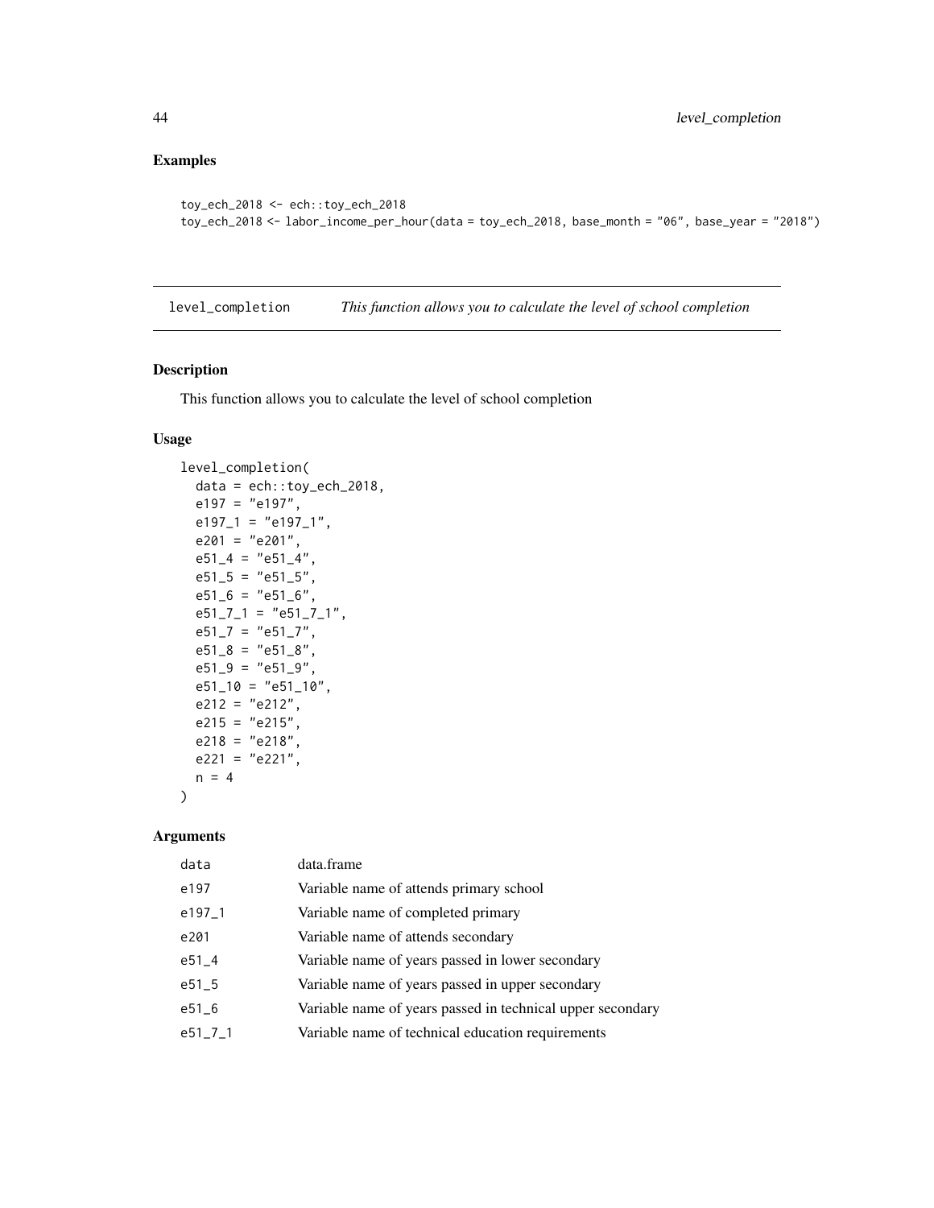## Examples

```
toy_ech_2018 <- ech::toy_ech_2018
toy_ech_2018 <- labor_income_per_hour(data = toy_ech_2018, base_month = "06", base_year = "2018")
```

## level_completion — *This function allows you to calculate the level of school completion*

### Description

This function allows you to calculate the level of school completion

### Usage

```
level_completion(
  data = ech::toy_ech_2018,
  e197 = "e197",
  e197_1 = "e197_1",
  e201 = "e201",
  e51_4 = "e51_4",
  e51_5 = "e51_5",
  e51_6 = "e51_6",
  e51_7_1 = "e51_7_1",
  e51_7 = "e51_7",
  e51_8 = "e51_8",
  e51_9 = "e51_9",
  e51_10 = "e51_10",
  e212 = "e212",
  e215 = "e215",
  e218 = "e218",
  e221 = "e221",
  n = 4
)
```

### Arguments

| | |
|---|---|
| data | data.frame |
| e197 | Variable name of attends primary school |
| e197_1 | Variable name of completed primary |
| e201 | Variable name of attends secondary |
| e51_4 | Variable name of years passed in lower secondary |
| e51_5 | Variable name of years passed in upper secondary |
| e51_6 | Variable name of years passed in technical upper secondary |
| e51_7_1 | Variable name of technical education requirements |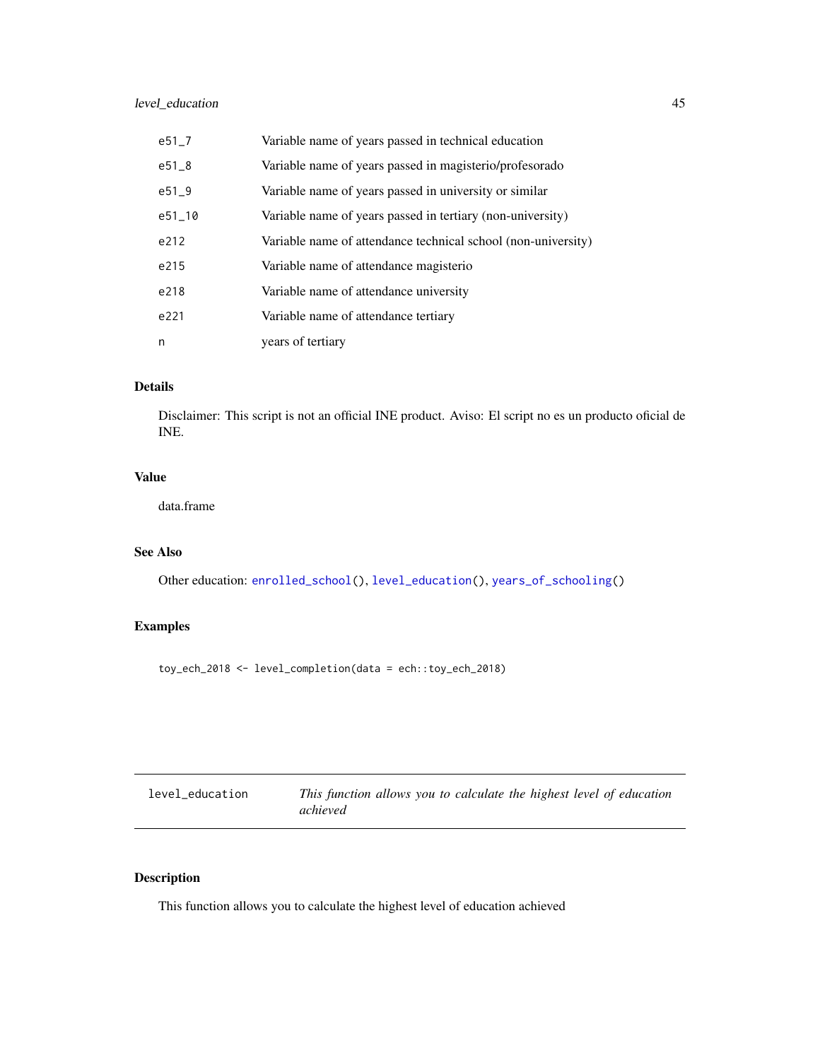| | |
|---|---|
| e51_7 | Variable name of years passed in technical education |
| e51_8 | Variable name of years passed in magisterio/profesorado |
| e51_9 | Variable name of years passed in university or similar |
| e51_10 | Variable name of years passed in tertiary (non-university) |
| e212 | Variable name of attendance technical school (non-university) |
| e215 | Variable name of attendance magisterio |
| e218 | Variable name of attendance university |
| e221 | Variable name of attendance tertiary |
| n | years of tertiary |

## Details

Disclaimer: This script is not an official INE product. Aviso: El script no es un producto oficial de INE.

## Value

data.frame

## See Also

Other education: enrolled_school(), level_education(), years_of_schooling()

## Examples

```
toy_ech_2018 <- level_completion(data = ech::toy_ech_2018)
```

---

# level_education — *This function allows you to calculate the highest level of education achieved*

---

## Description

This function allows you to calculate the highest level of education achieved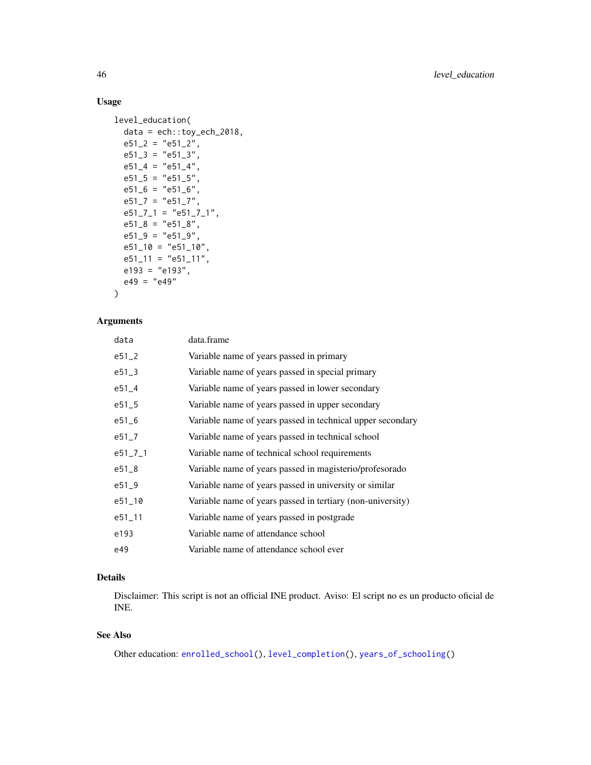## Usage

```
level_education(
  data = ech::toy_ech_2018,
  e51_2 = "e51_2",
  e51_3 = "e51_3",
  e51_4 = "e51_4",
  e51_5 = "e51_5",
  e51_6 = "e51_6",
  e51_7 = "e51_7",
  e51_7_1 = "e51_7_1",
  e51_8 = "e51_8",
  e51_9 = "e51_9",
  e51_10 = "e51_10",
  e51_11 = "e51_11",
  e193 = "e193",
  e49 = "e49"
)
```

## Arguments

| | |
|---|---|
| data | data.frame |
| e51_2 | Variable name of years passed in primary |
| e51_3 | Variable name of years passed in special primary |
| e51_4 | Variable name of years passed in lower secondary |
| e51_5 | Variable name of years passed in upper secondary |
| e51_6 | Variable name of years passed in technical upper secondary |
| e51_7 | Variable name of years passed in technical school |
| e51_7_1 | Variable name of technical school requirements |
| e51_8 | Variable name of years passed in magisterio/profesorado |
| e51_9 | Variable name of years passed in university or similar |
| e51_10 | Variable name of years passed in tertiary (non-university) |
| e51_11 | Variable name of years passed in postgrade |
| e193 | Variable name of attendance school |
| e49 | Variable name of attendance school ever |

## Details

Disclaimer: This script is not an official INE product. Aviso: El script no es un producto oficial de INE.

## See Also

Other education: enrolled_school(), level_completion(), years_of_schooling()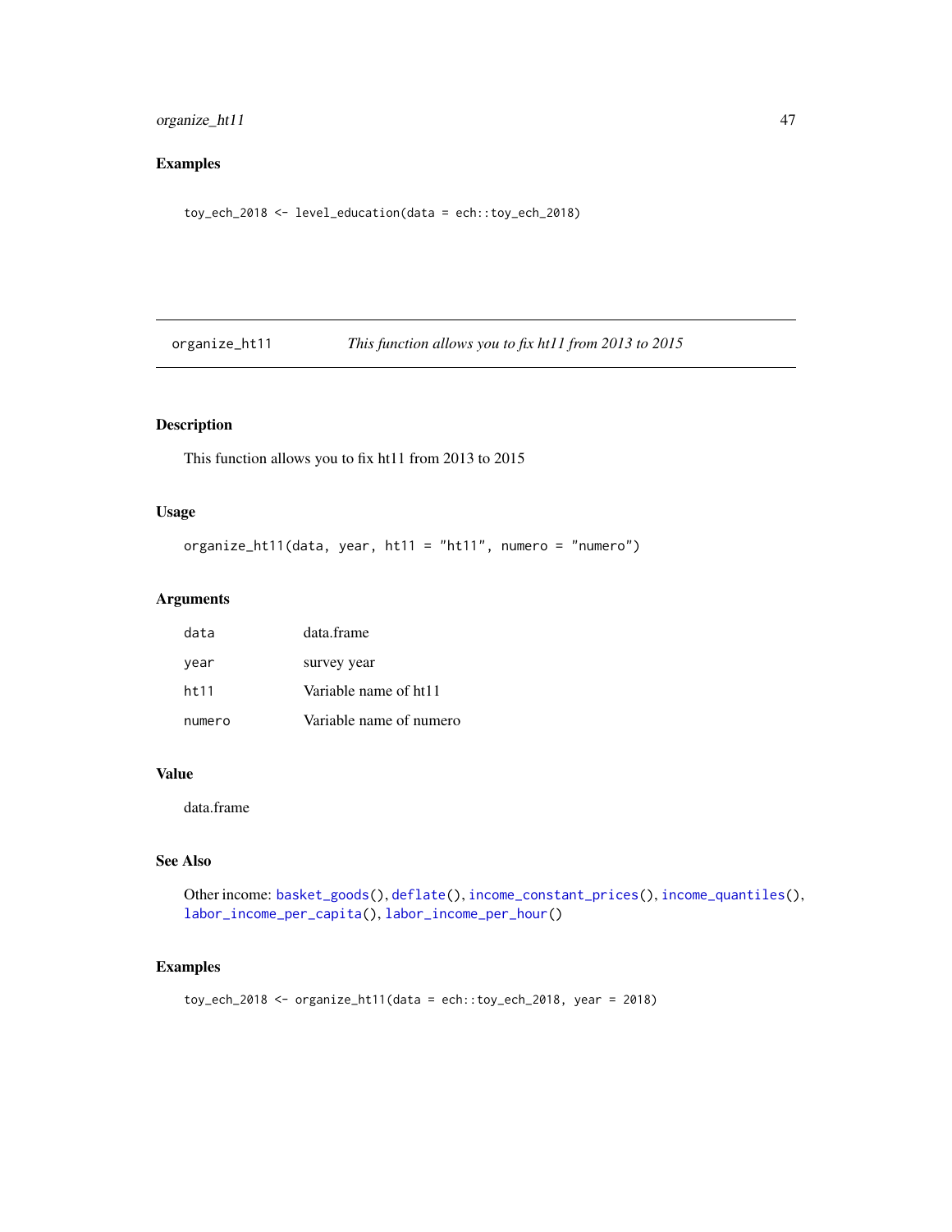## Examples

```
toy_ech_2018 <- level_education(data = ech::toy_ech_2018)
```

---

## organize_ht11 — *This function allows you to fix ht11 from 2013 to 2015*

### Description

This function allows you to fix ht11 from 2013 to 2015

### Usage

```
organize_ht11(data, year, ht11 = "ht11", numero = "numero")
```

### Arguments

| | |
|---|---|
| data | data.frame |
| year | survey year |
| ht11 | Variable name of ht11 |
| numero | Variable name of numero |

### Value

data.frame

### See Also

Other income: basket_goods(), deflate(), income_constant_prices(), income_quantiles(), labor_income_per_capita(), labor_income_per_hour()

### Examples

```
toy_ech_2018 <- organize_ht11(data = ech::toy_ech_2018, year = 2018)
```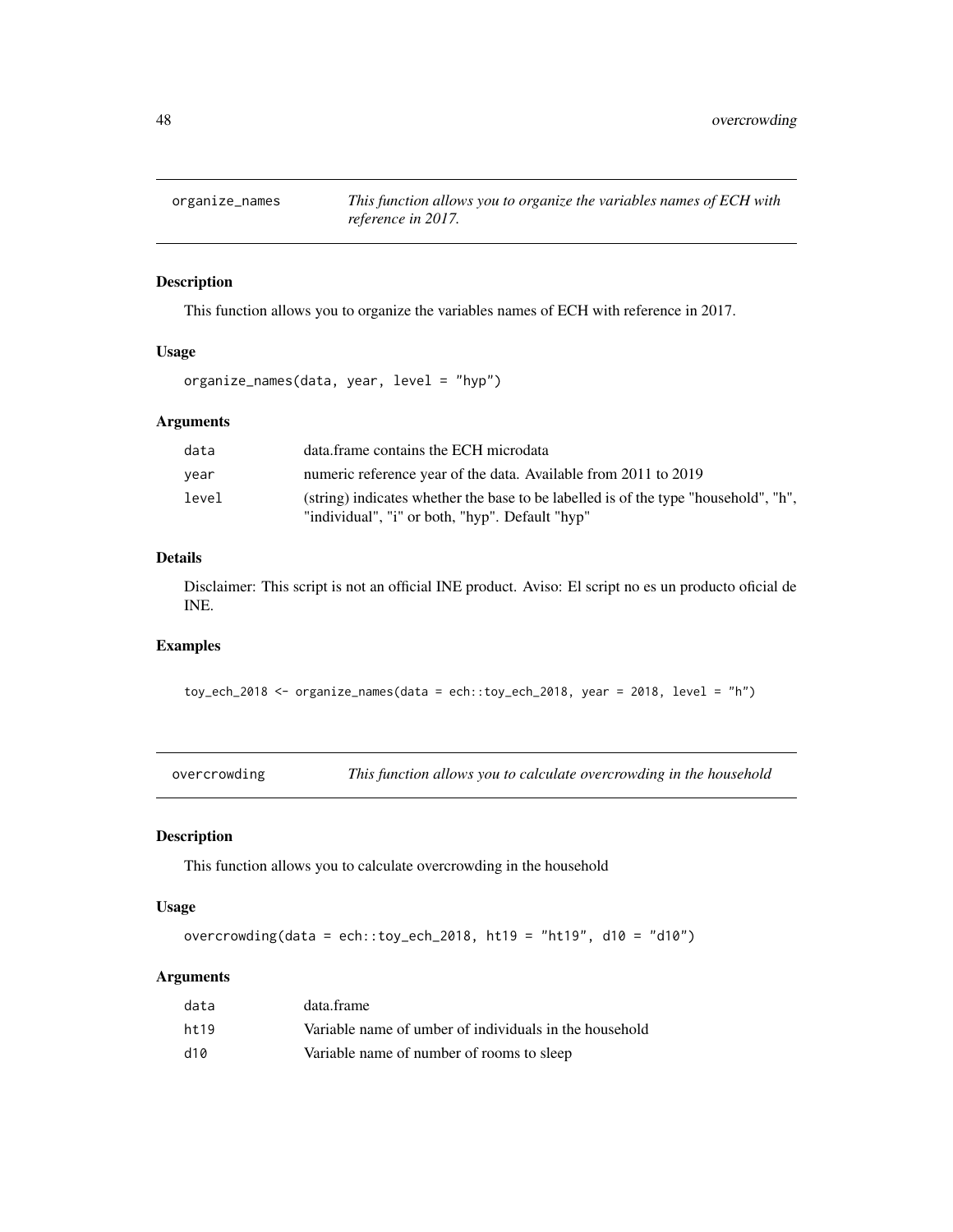## organize_names — *This function allows you to organize the variables names of ECH with reference in 2017.*

### Description

This function allows you to organize the variables names of ECH with reference in 2017.

### Usage

```
organize_names(data, year, level = "hyp")
```

### Arguments

| | |
|---|---|
| data | data.frame contains the ECH microdata |
| year | numeric reference year of the data. Available from 2011 to 2019 |
| level | (string) indicates whether the base to be labelled is of the type "household", "h", "individual", "i" or both, "hyp". Default "hyp" |

### Details

Disclaimer: This script is not an official INE product. Aviso: El script no es un producto oficial de INE.

### Examples

```
toy_ech_2018 <- organize_names(data = ech::toy_ech_2018, year = 2018, level = "h")
```

## overcrowding — *This function allows you to calculate overcrowding in the household*

### Description

This function allows you to calculate overcrowding in the household

### Usage

```
overcrowding(data = ech::toy_ech_2018, ht19 = "ht19", d10 = "d10")
```

### Arguments

| | |
|---|---|
| data | data.frame |
| ht19 | Variable name of umber of individuals in the household |
| d10 | Variable name of number of rooms to sleep |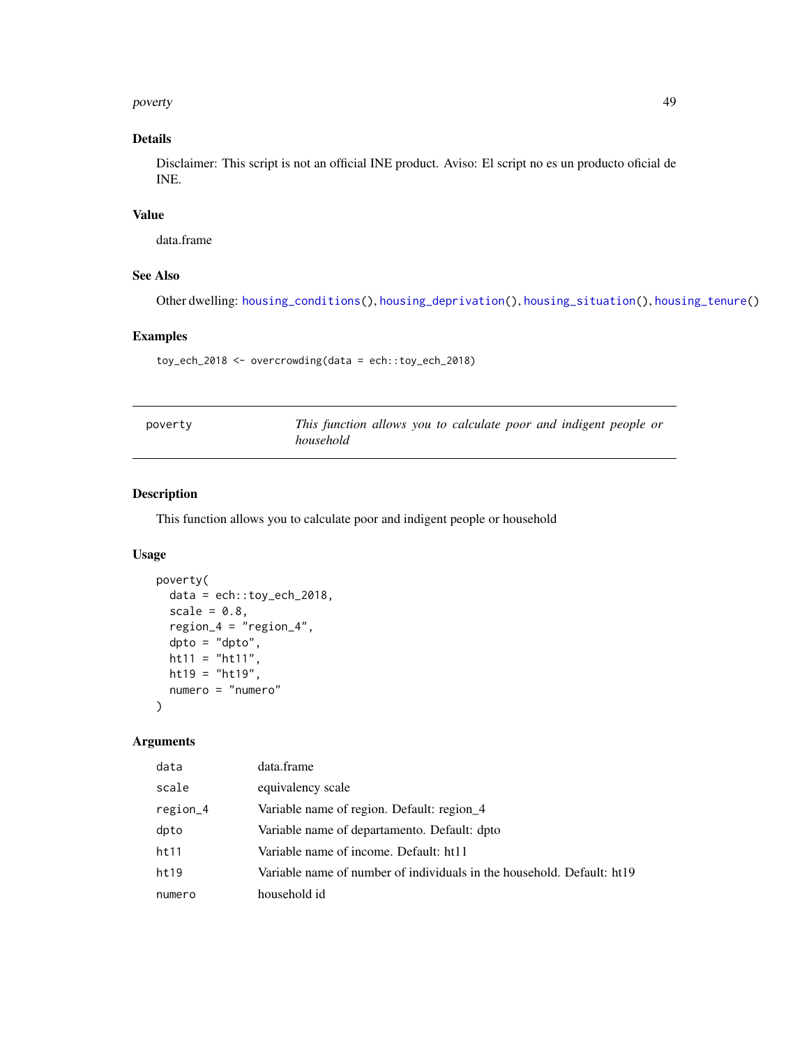### Details

Disclaimer: This script is not an official INE product. Aviso: El script no es un producto oficial de INE.

### Value

data.frame

### See Also

Other dwelling: housing_conditions(), housing_deprivation(), housing_situation(), housing_tenure()

### Examples

```
toy_ech_2018 <- overcrowding(data = ech::toy_ech_2018)
```

---

## poverty — *This function allows you to calculate poor and indigent people or household*

---

### Description

This function allows you to calculate poor and indigent people or household

### Usage

```
poverty(
  data = ech::toy_ech_2018,
  scale = 0.8,
  region_4 = "region_4",
  dpto = "dpto",
  ht11 = "ht11",
  ht19 = "ht19",
  numero = "numero"
)
```

### Arguments

| | |
|---|---|
| data | data.frame |
| scale | equivalency scale |
| region_4 | Variable name of region. Default: region_4 |
| dpto | Variable name of departamento. Default: dpto |
| ht11 | Variable name of income. Default: ht11 |
| ht19 | Variable name of number of individuals in the household. Default: ht19 |
| numero | household id |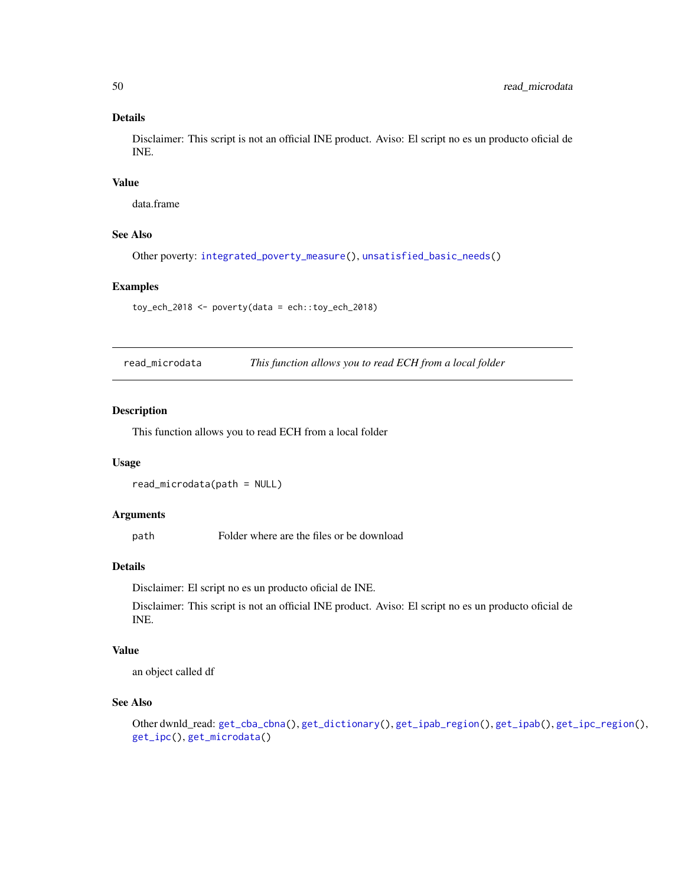### Details

Disclaimer: This script is not an official INE product. Aviso: El script no es un producto oficial de INE.

### Value

data.frame

### See Also

Other poverty: `integrated_poverty_measure()`, `unsatisfied_basic_needs()`

### Examples

```
toy_ech_2018 <- poverty(data = ech::toy_ech_2018)
```

---

## read_microdata *This function allows you to read ECH from a local folder*

---

### Description

This function allows you to read ECH from a local folder

### Usage

```
read_microdata(path = NULL)
```

### Arguments

| | |
|---|---|
| path | Folder where are the files or be download |

### Details

Disclaimer: El script no es un producto oficial de INE.

Disclaimer: This script is not an official INE product. Aviso: El script no es un producto oficial de INE.

### Value

an object called df

### See Also

Other dwnld_read: `get_cba_cbna()`, `get_dictionary()`, `get_ipab_region()`, `get_ipab()`, `get_ipc_region()`, `get_ipc()`, `get_microdata()`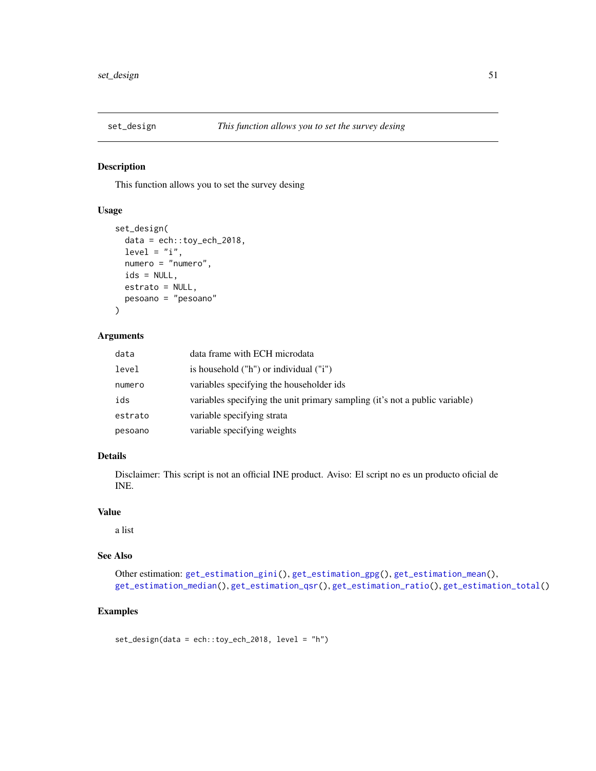# set_design — *This function allows you to set the survey desing*

## Description

This function allows you to set the survey desing

## Usage

```
set_design(
  data = ech::toy_ech_2018,
  level = "i",
  numero = "numero",
  ids = NULL,
  estrato = NULL,
  pesoano = "pesoano"
)
```

## Arguments

| | |
|---|---|
| `data` | data frame with ECH microdata |
| `level` | is household ("h") or individual ("i") |
| `numero` | variables specifying the householder ids |
| `ids` | variables specifying the unit primary sampling (it's not a public variable) |
| `estrato` | variable specifying strata |
| `pesoano` | variable specifying weights |

## Details

Disclaimer: This script is not an official INE product. Aviso: El script no es un producto oficial de INE.

## Value

a list

## See Also

Other estimation: `get_estimation_gini()`, `get_estimation_gpg()`, `get_estimation_mean()`, `get_estimation_median()`, `get_estimation_qsr()`, `get_estimation_ratio()`, `get_estimation_total()`

## Examples

```
set_design(data = ech::toy_ech_2018, level = "h")
```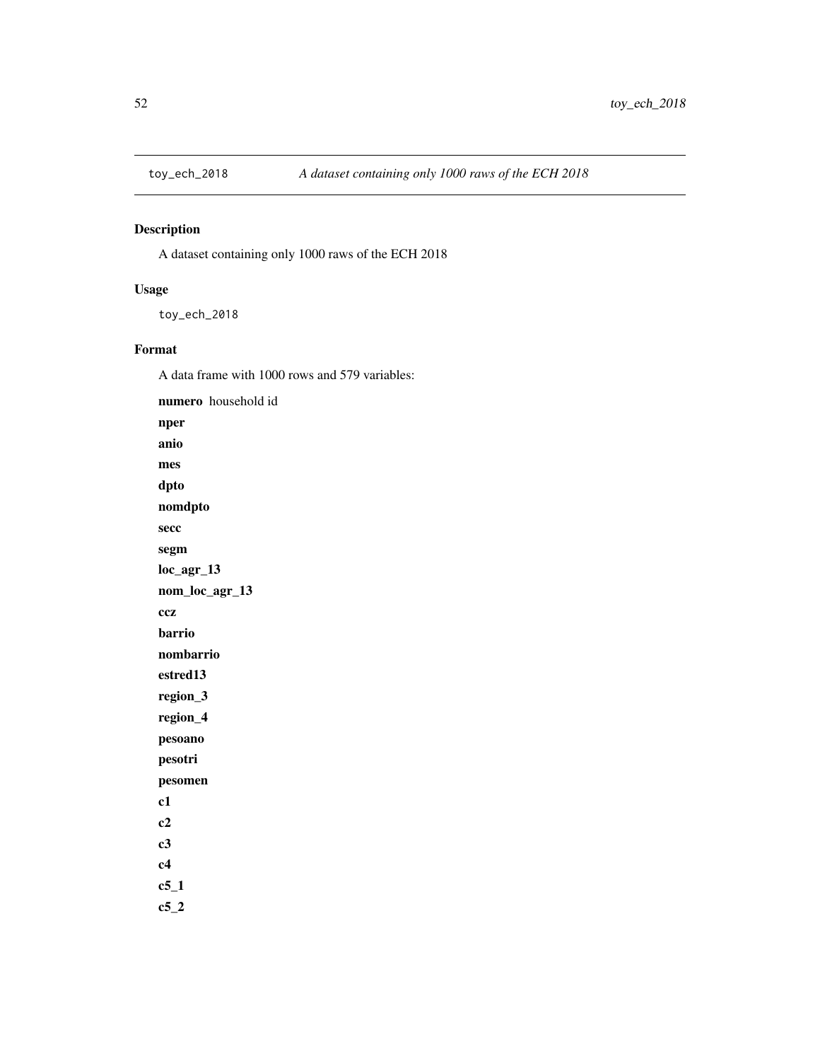## toy_ech_2018 *A dataset containing only 1000 raws of the ECH 2018*

### Description

A dataset containing only 1000 raws of the ECH 2018

### Usage

```
toy_ech_2018
```

### Format

A data frame with 1000 rows and 579 variables:

**numero** household id

**nper**

**anio**

**mes**

**dpto**

**nomdpto**

**secc**

**segm**

**loc_agr_13**

**nom_loc_agr_13**

**ccz**

**barrio**

**nombarrio**

**estred13**

**region_3**

**region_4**

**pesoano**

**pesotri**

**pesomen**

**c1**

**c2**

**c3**

**c4**

**c5_1**

**c5_2**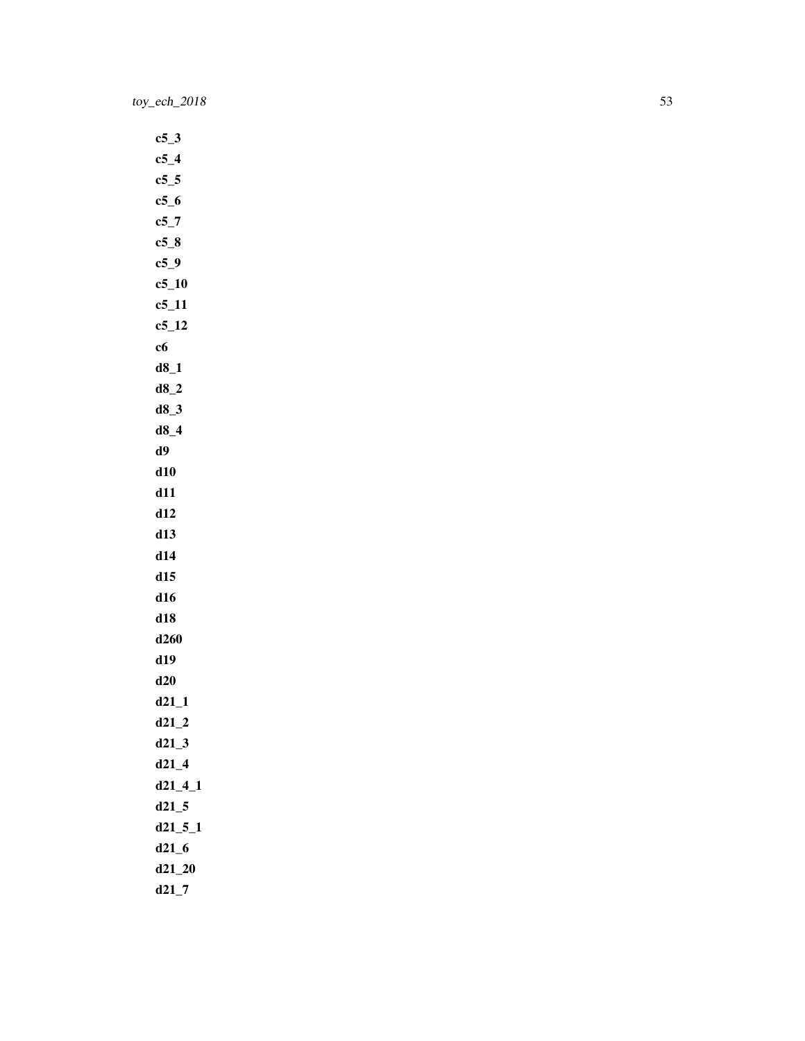**c5_3**

**c5_4**

**c5_5**

**c5_6**

**c5_7**

**c5_8**

**c5_9**

**c5_10**

**c5_11**

**c5_12**

**c6**

**d8_1**

**d8_2**

**d8_3**

**d8_4**

**d9**

**d10**

**d11**

**d12**

**d13**

**d14**

**d15**

**d16**

**d18**

**d260**

**d19**

**d20**

**d21_1**

**d21_2**

**d21_3**

**d21_4**

**d21_4_1**

**d21_5**

**d21_5_1**

**d21_6**

**d21_20**

**d21_7**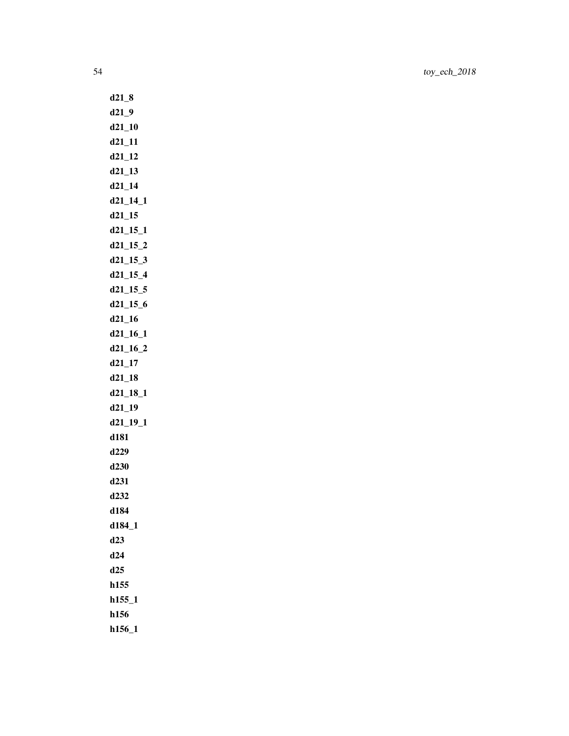**d21_8**

**d21_9**

**d21_10**

**d21_11**

**d21_12**

**d21_13**

**d21_14**

**d21_14_1**

**d21_15**

**d21_15_1**

**d21_15_2**

**d21_15_3**

**d21_15_4**

**d21_15_5**

**d21_15_6**

**d21_16**

**d21_16_1**

**d21_16_2**

**d21_17**

**d21_18**

**d21_18_1**

**d21_19**

**d21_19_1**

**d181**

**d229**

**d230**

**d231**

**d232**

**d184**

**d184_1**

**d23**

**d24**

**d25**

**h155**

**h155_1**

**h156**

**h156_1**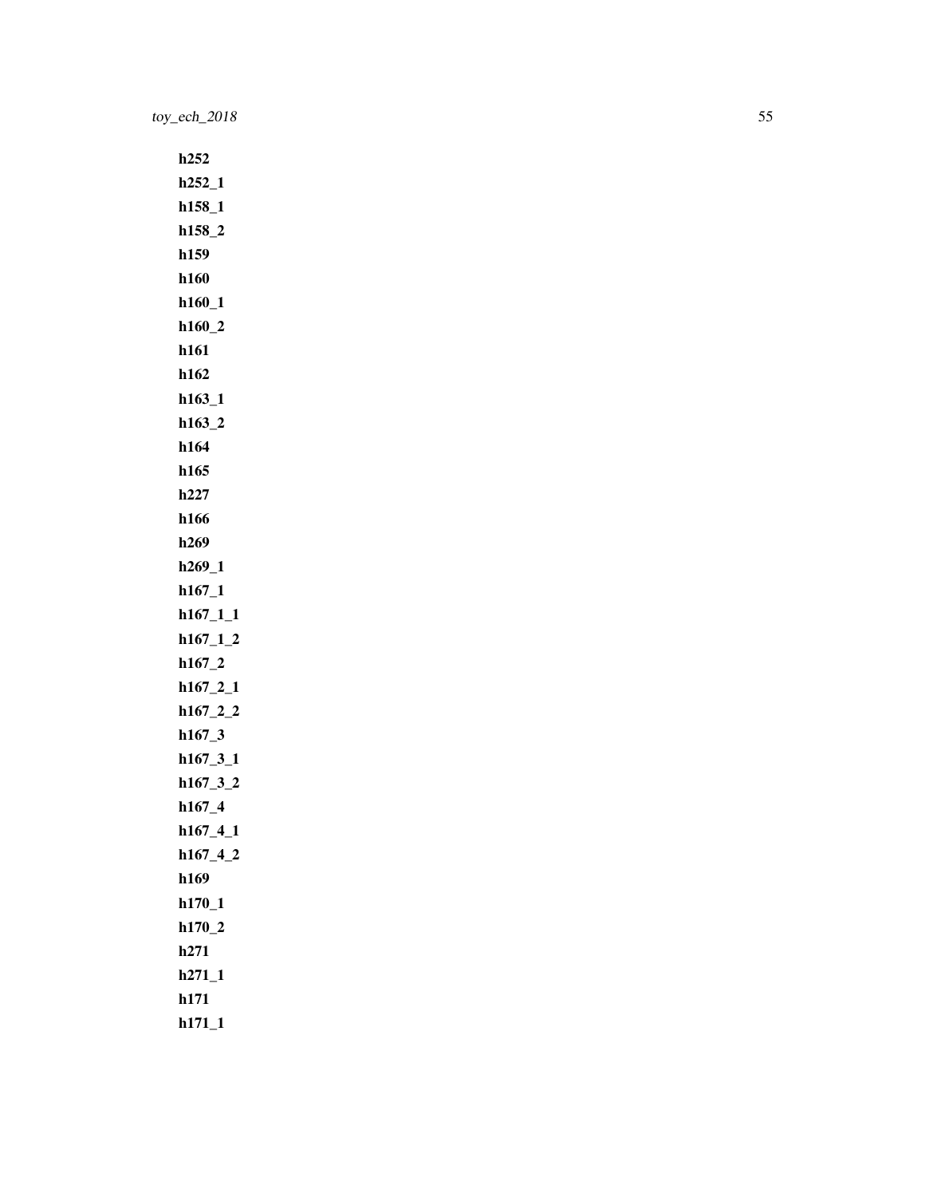**h252**

**h252_1**

**h158_1**

**h158_2**

**h159**

**h160**

**h160_1**

**h160_2**

**h161**

**h162**

**h163_1**

**h163_2**

**h164**

**h165**

**h227**

**h166**

**h269**

**h269_1**

**h167_1**

**h167_1_1**

**h167_1_2**

**h167_2**

**h167_2_1**

**h167_2_2**

**h167_3**

**h167_3_1**

**h167_3_2**

**h167_4**

**h167_4_1**

**h167_4_2**

**h169**

**h170_1**

**h170_2**

**h271**

**h271_1**

**h171**

**h171_1**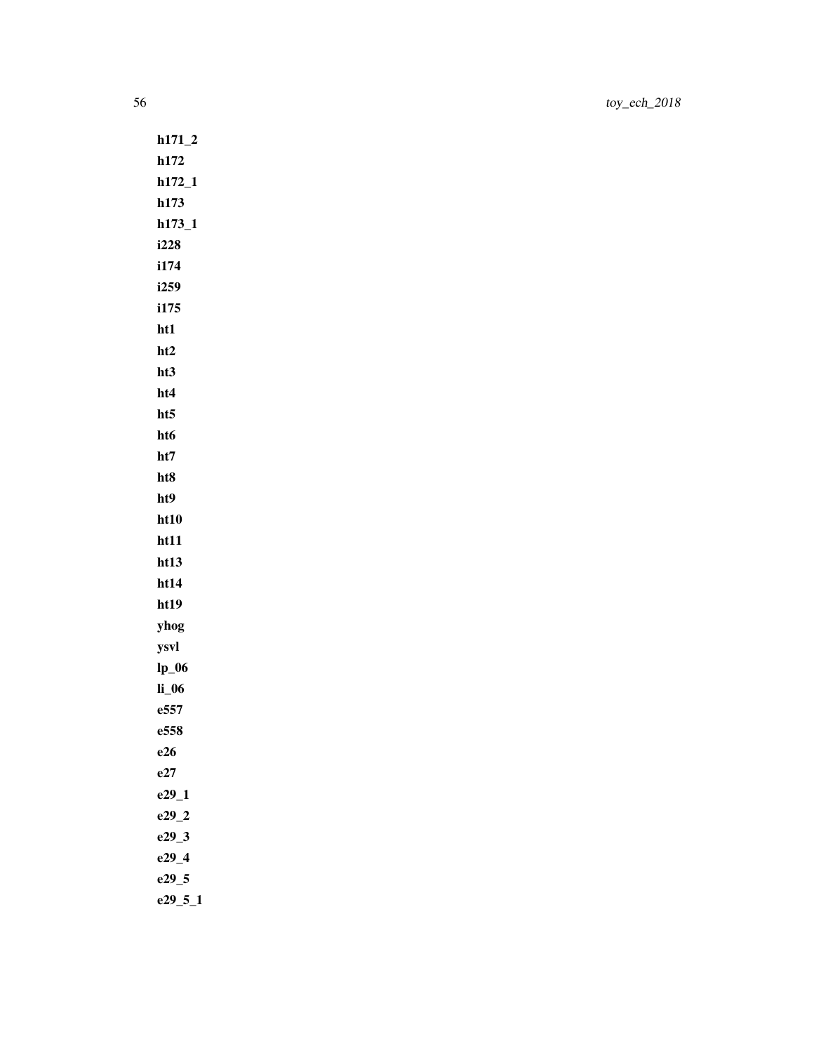**h171_2**

**h172**

**h172_1**

**h173**

**h173_1**

**i228**

**i174**

**i259**

**i175**

**ht1**

**ht2**

**ht3**

**ht4**

**ht5**

**ht6**

**ht7**

**ht8**

**ht9**

**ht10**

**ht11**

**ht13**

**ht14**

**ht19**

**yhog**

**ysvl**

**lp_06**

**li_06**

**e557**

**e558**

**e26**

**e27**

**e29_1**

**e29_2**

**e29_3**

**e29_4**

**e29_5**

**e29_5_1**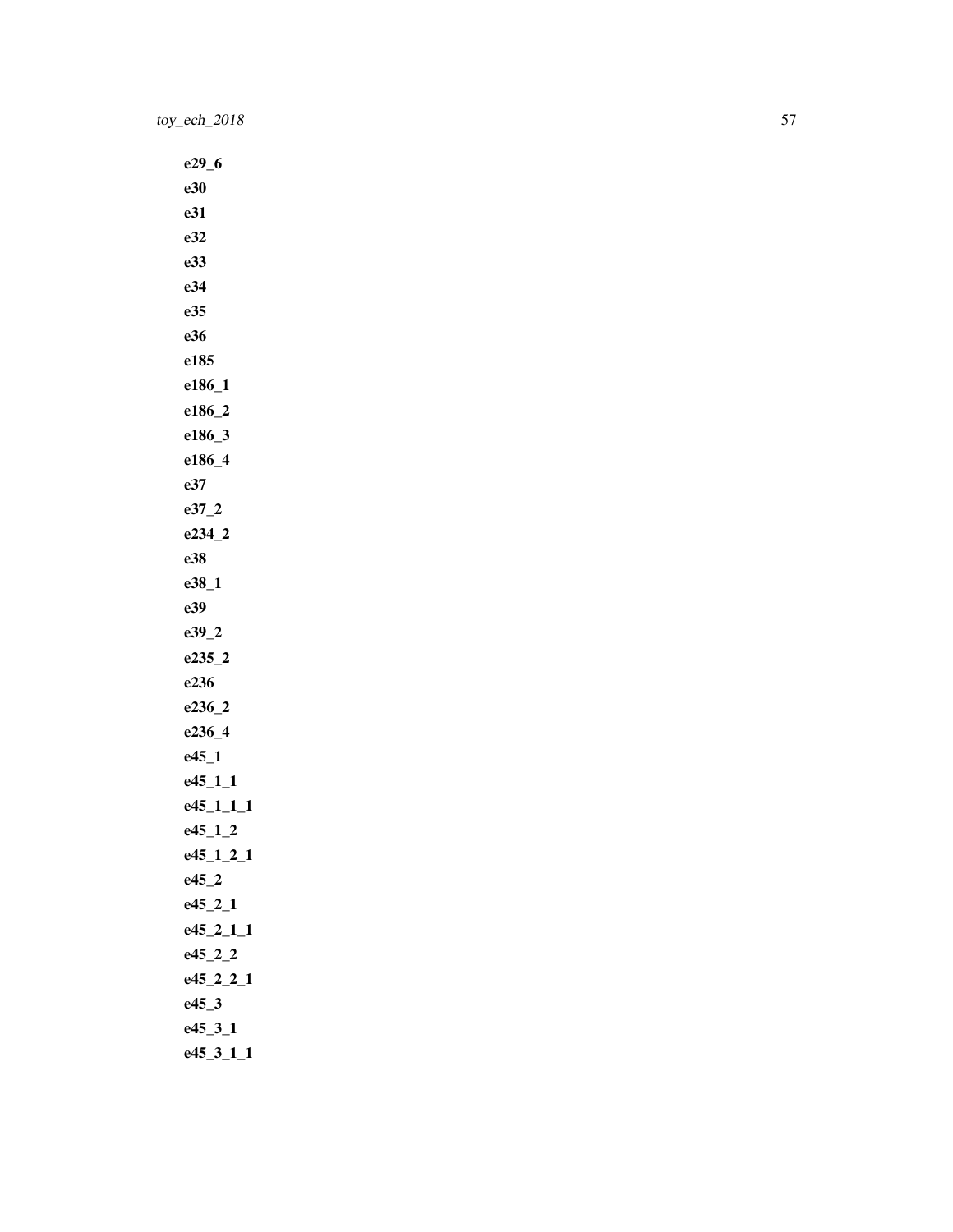**e29_6**

**e30**

**e31**

**e32**

**e33**

**e34**

**e35**

**e36**

**e185**

**e186_1**

**e186_2**

**e186_3**

**e186_4**

**e37**

**e37_2**

**e234_2**

**e38**

**e38_1**

**e39**

**e39_2**

**e235_2**

**e236**

**e236_2**

**e236_4**

**e45_1**

**e45_1_1**

**e45_1_1_1**

**e45_1_2**

**e45_1_2_1**

**e45_2**

**e45_2_1**

**e45_2_1_1**

**e45_2_2**

**e45_2_2_1**

**e45_3**

**e45_3_1**

**e45_3_1_1**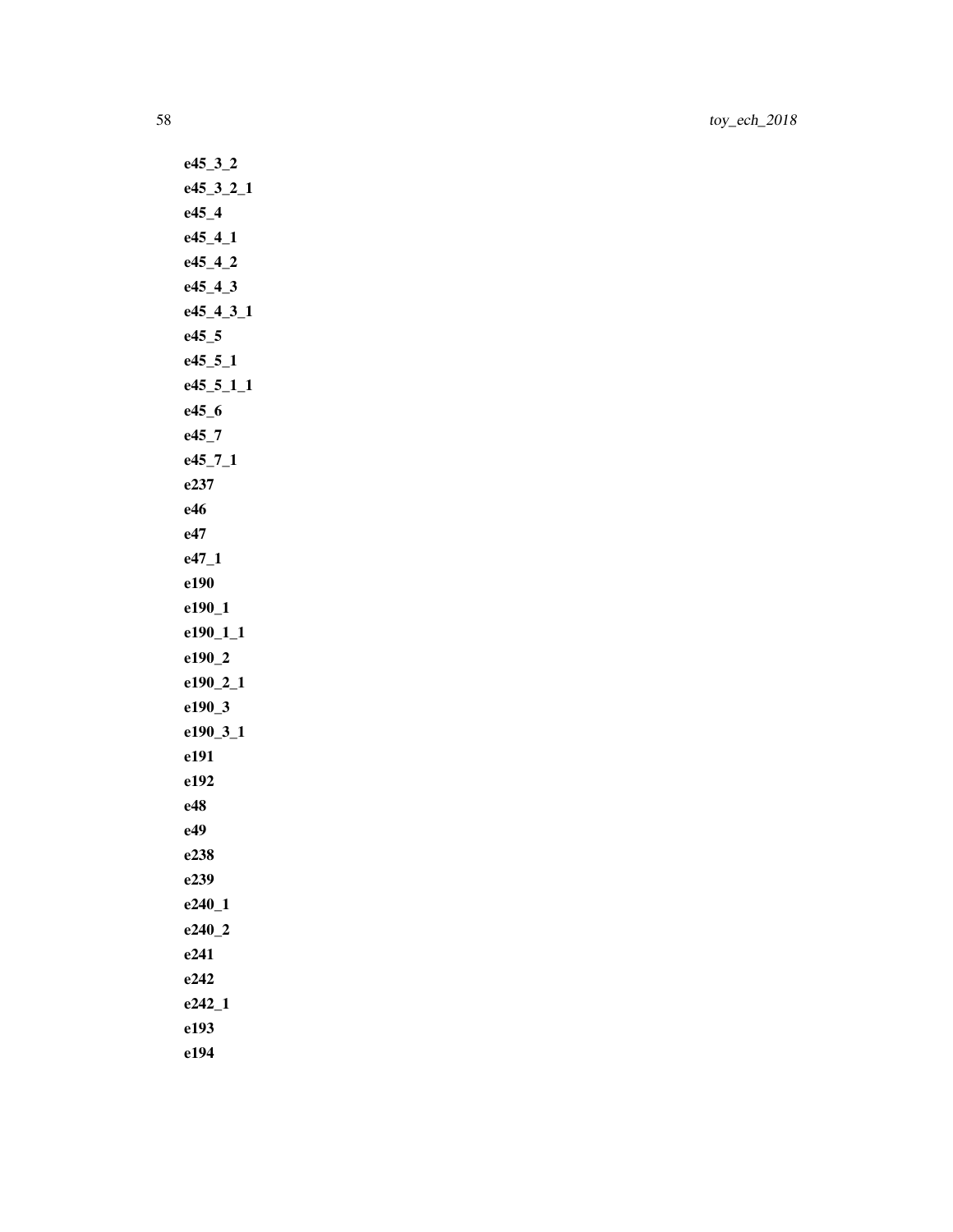**e45_3_2**

**e45_3_2_1**

**e45_4**

**e45_4_1**

**e45_4_2**

**e45_4_3**

**e45_4_3_1**

**e45_5**

**e45_5_1**

**e45_5_1_1**

**e45_6**

**e45_7**

**e45_7_1**

**e237**

**e46**

**e47**

**e47_1**

**e190**

**e190_1**

**e190_1_1**

**e190_2**

**e190_2_1**

**e190_3**

**e190_3_1**

**e191**

**e192**

**e48**

**e49**

**e238**

**e239**

**e240_1**

**e240_2**

**e241**

**e242**

**e242_1**

**e193**

**e194**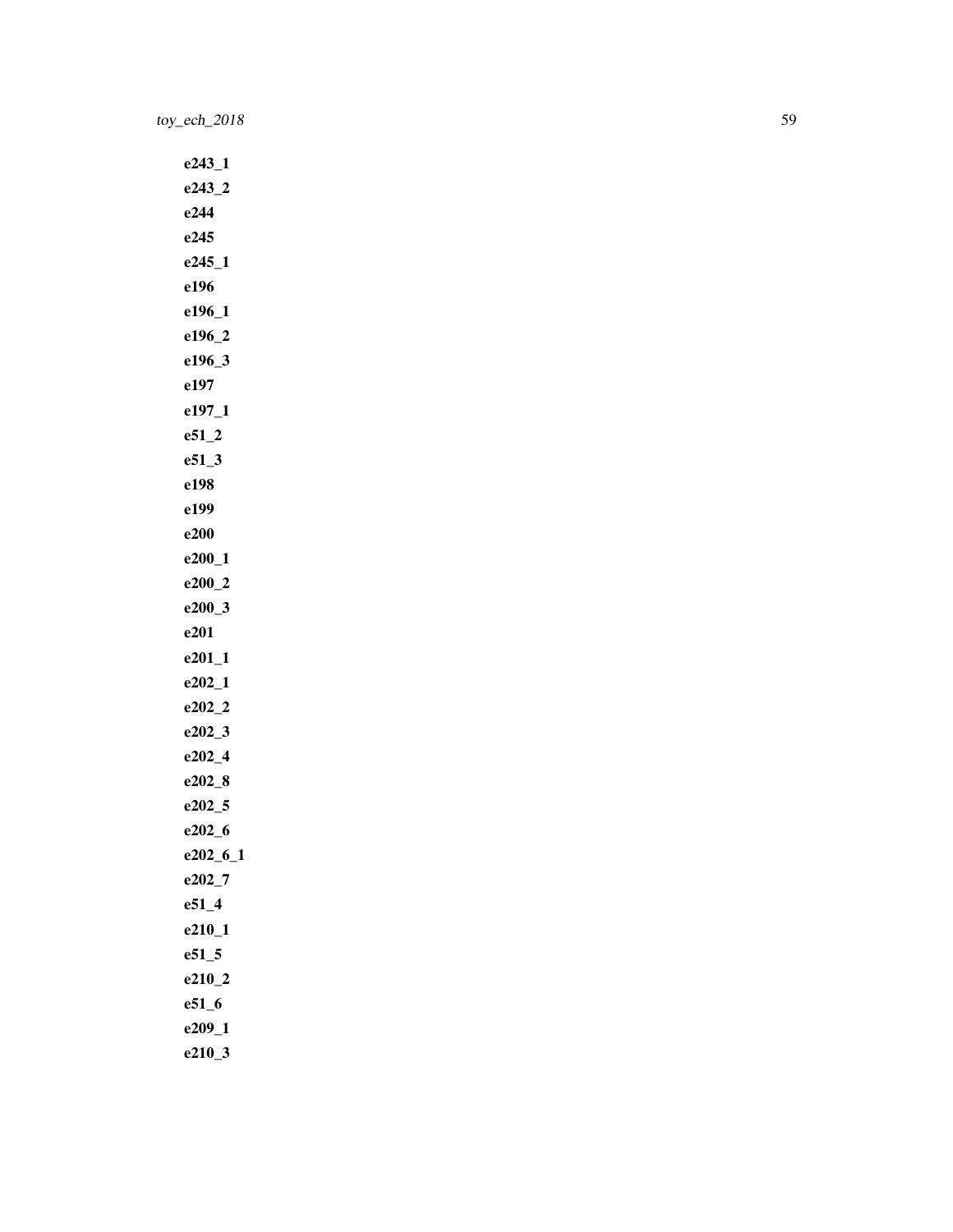**e243_1**

**e243_2**

**e244**

**e245**

**e245_1**

**e196**

**e196_1**

**e196_2**

**e196_3**

**e197**

**e197_1**

**e51_2**

**e51_3**

**e198**

**e199**

**e200**

**e200_1**

**e200_2**

**e200_3**

**e201**

**e201_1**

**e202_1**

**e202_2**

**e202_3**

**e202_4**

**e202_8**

**e202_5**

**e202_6**

**e202_6_1**

**e202_7**

**e51_4**

**e210_1**

**e51_5**

**e210_2**

**e51_6**

**e209_1**

**e210_3**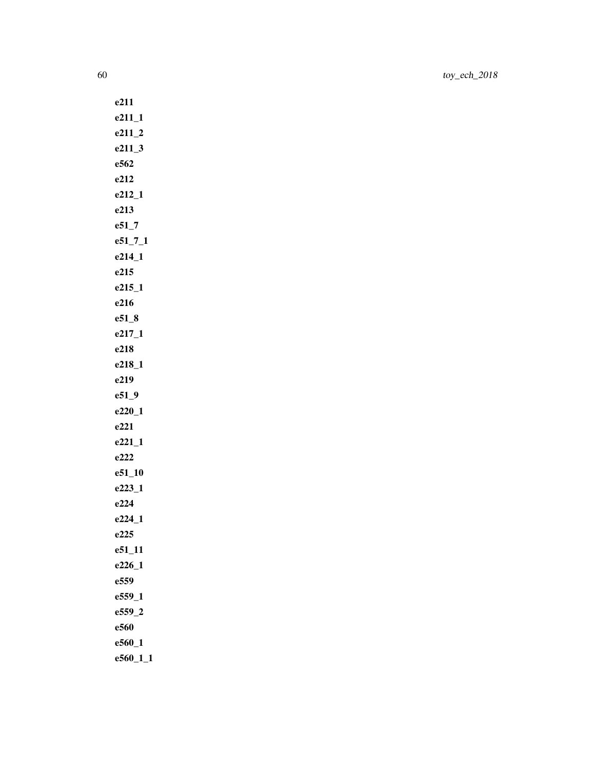**e211**

**e211_1**

**e211_2**

**e211_3**

**e562**

**e212**

**e212_1**

**e213**

**e51_7**

**e51_7_1**

**e214_1**

**e215**

**e215_1**

**e216**

**e51_8**

**e217_1**

**e218**

**e218_1**

**e219**

**e51_9**

**e220_1**

**e221**

**e221_1**

**e222**

**e51_10**

**e223_1**

**e224**

**e224_1**

**e225**

**e51_11**

**e226_1**

**e559**

**e559_1**

**e559_2**

**e560**

**e560_1**

**e560_1_1**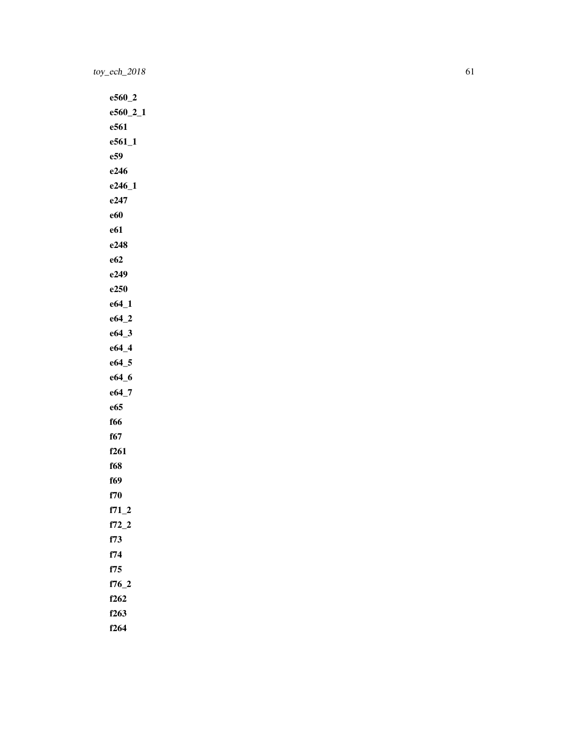**e560_2**

**e560_2_1**

**e561**

**e561_1**

**e59**

**e246**

**e246_1**

**e247**

**e60**

**e61**

**e248**

**e62**

**e249**

**e250**

**e64_1**

**e64_2**

**e64_3**

**e64_4**

**e64_5**

**e64_6**

**e64_7**

**e65**

**f66**

**f67**

**f261**

**f68**

**f69**

**f70**

**f71_2**

**f72_2**

**f73**

**f74**

**f75**

**f76_2**

**f262**

**f263**

**f264**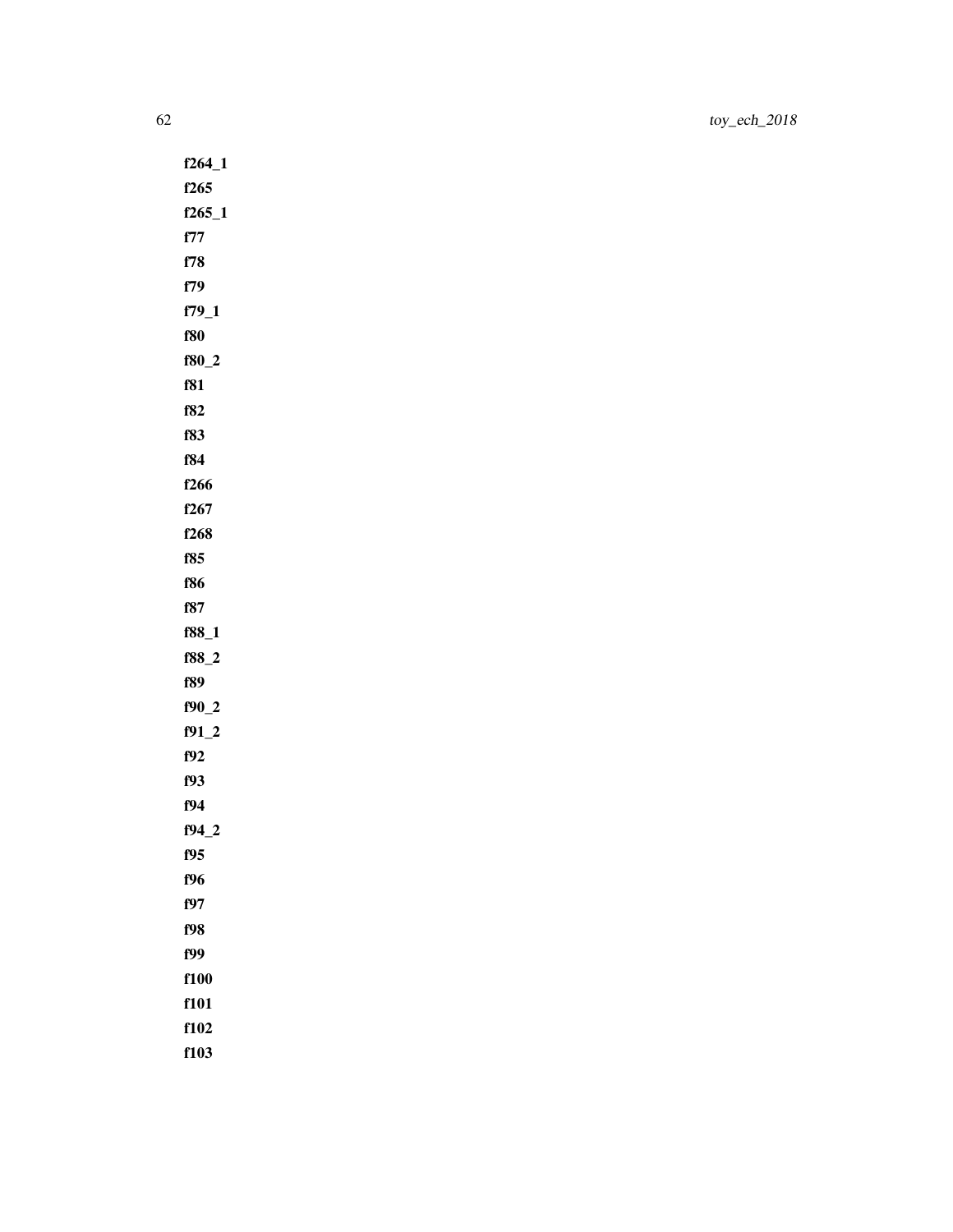**f264_1**

**f265**

**f265_1**

**f77**

**f78**

**f79**

**f79_1**

**f80**

**f80_2**

**f81**

**f82**

**f83**

**f84**

**f266**

**f267**

**f268**

**f85**

**f86**

**f87**

**f88_1**

**f88_2**

**f89**

**f90_2**

**f91_2**

**f92**

**f93**

**f94**

**f94_2**

**f95**

**f96**

**f97**

**f98**

**f99**

**f100**

**f101**

**f102**

**f103**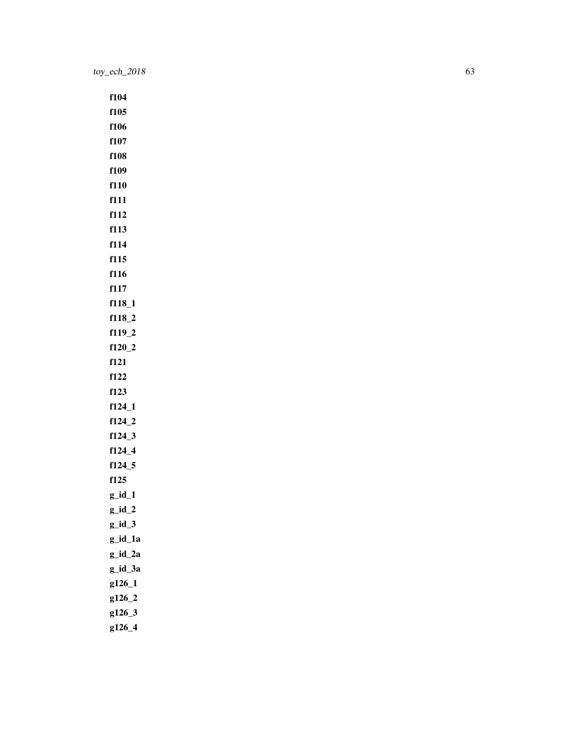**f104**

**f105**

**f106**

**f107**

**f108**

**f109**

**f110**

**f111**

**f112**

**f113**

**f114**

**f115**

**f116**

**f117**

**f118_1**

**f118_2**

**f119_2**

**f120_2**

**f121**

**f122**

**f123**

**f124_1**

**f124_2**

**f124_3**

**f124_4**

**f124_5**

**f125**

**g_id_1**

**g_id_2**

**g_id_3**

**g_id_1a**

**g_id_2a**

**g_id_3a**

**g126_1**

**g126_2**

**g126_3**

**g126_4**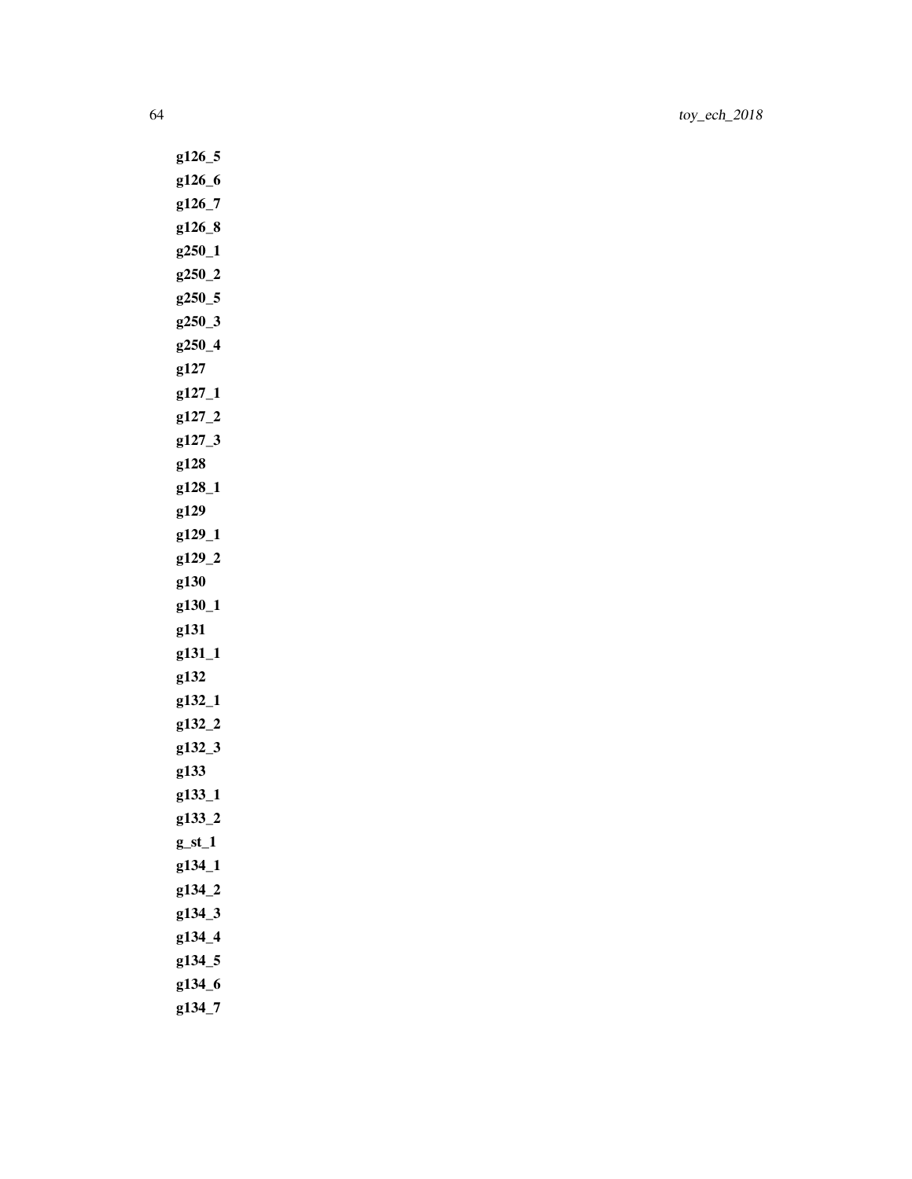**g126_5**

**g126_6**

**g126_7**

**g126_8**

**g250_1**

**g250_2**

**g250_5**

**g250_3**

**g250_4**

**g127**

**g127_1**

**g127_2**

**g127_3**

**g128**

**g128_1**

**g129**

**g129_1**

**g129_2**

**g130**

**g130_1**

**g131**

**g131_1**

**g132**

**g132_1**

**g132_2**

**g132_3**

**g133**

**g133_1**

**g133_2**

**g_st_1**

**g134_1**

**g134_2**

**g134_3**

**g134_4**

**g134_5**

**g134_6**

**g134_7**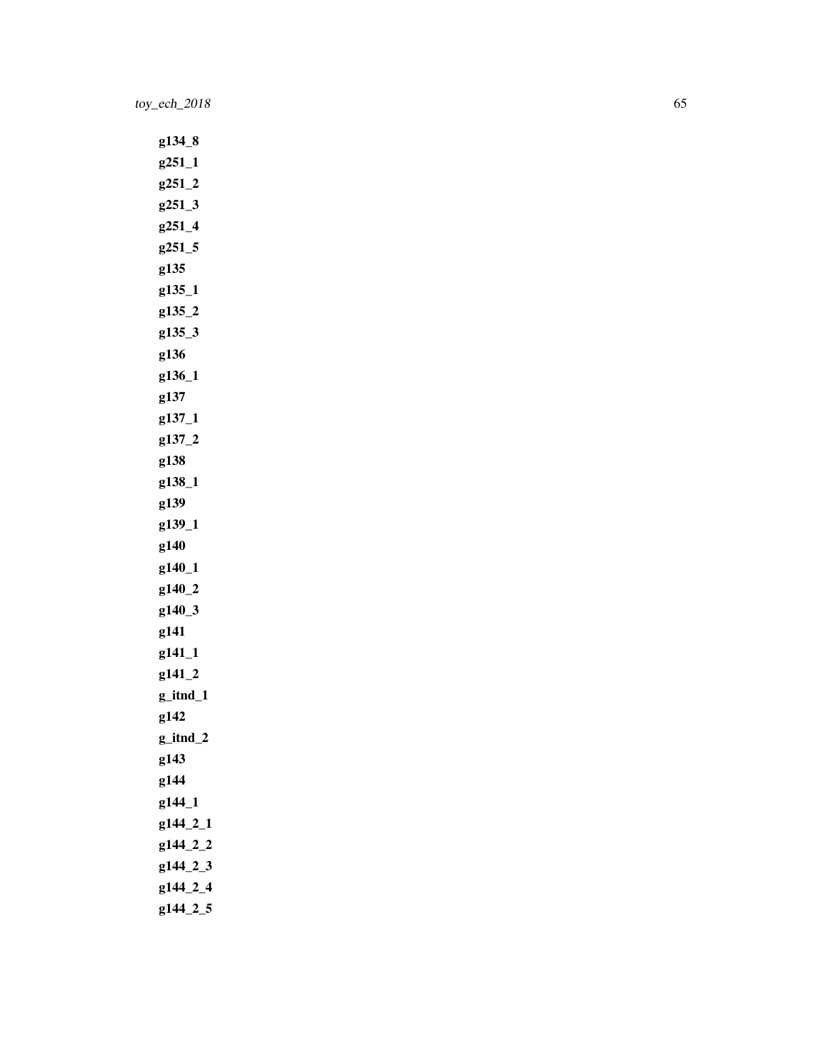**g134_8**

**g251_1**

**g251_2**

**g251_3**

**g251_4**

**g251_5**

**g135**

**g135_1**

**g135_2**

**g135_3**

**g136**

**g136_1**

**g137**

**g137_1**

**g137_2**

**g138**

**g138_1**

**g139**

**g139_1**

**g140**

**g140_1**

**g140_2**

**g140_3**

**g141**

**g141_1**

**g141_2**

**g_itnd_1**

**g142**

**g_itnd_2**

**g143**

**g144**

**g144_1**

**g144_2_1**

**g144_2_2**

**g144_2_3**

**g144_2_4**

**g144_2_5**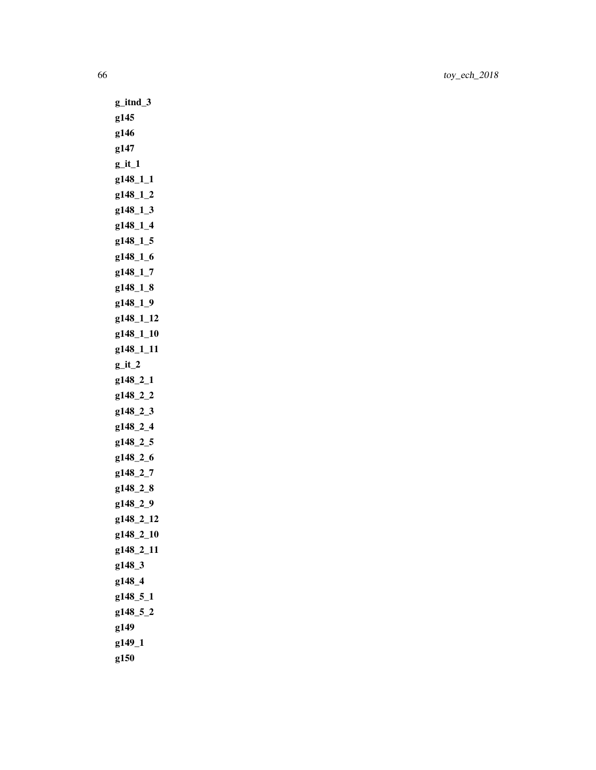**g_itnd_3**

**g145**

**g146**

**g147**

**g_it_1**

**g148_1_1**

**g148_1_2**

**g148_1_3**

**g148_1_4**

**g148_1_5**

**g148_1_6**

**g148_1_7**

**g148_1_8**

**g148_1_9**

**g148_1_12**

**g148_1_10**

**g148_1_11**

**g_it_2**

**g148_2_1**

**g148_2_2**

**g148_2_3**

**g148_2_4**

**g148_2_5**

**g148_2_6**

**g148_2_7**

**g148_2_8**

**g148_2_9**

**g148_2_12**

**g148_2_10**

**g148_2_11**

**g148_3**

**g148_4**

**g148_5_1**

**g148_5_2**

**g149**

**g149_1**

**g150**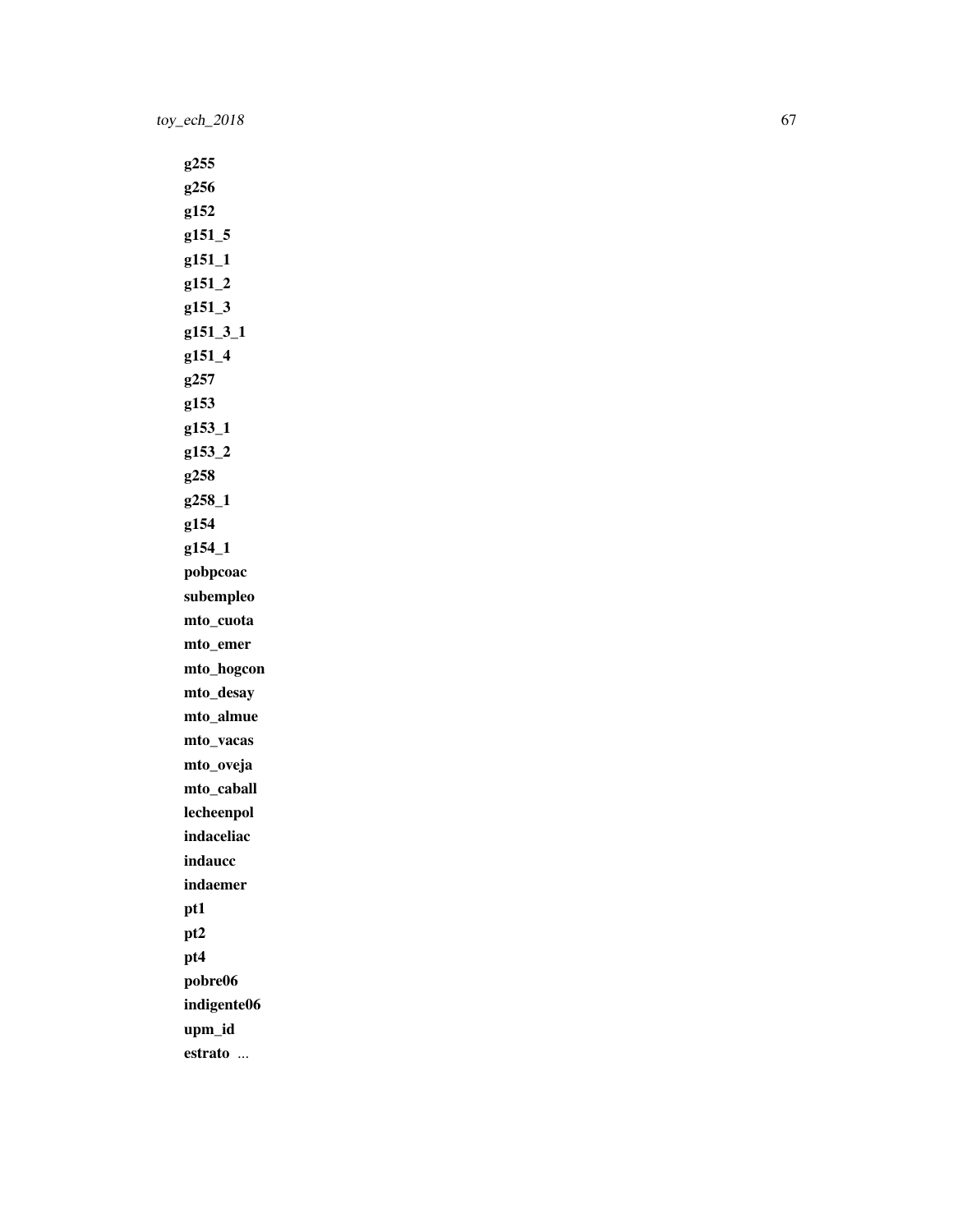**g255**

**g256**

**g152**

**g151_5**

**g151_1**

**g151_2**

**g151_3**

**g151_3_1**

**g151_4**

**g257**

**g153**

**g153_1**

**g153_2**

**g258**

**g258_1**

**g154**

**g154_1**

**pobpcoac**

**subempleo**

**mto_cuota**

**mto_emer**

**mto_hogcon**

**mto_desay**

**mto_almue**

**mto_vacas**

**mto_oveja**

**mto_caball**

**lecheenpol**

**indaceliac**

**indaucc**

**indaemer**

**pt1**

**pt2**

**pt4**

**pobre06**

**indigente06**

**upm_id**

**estrato** ...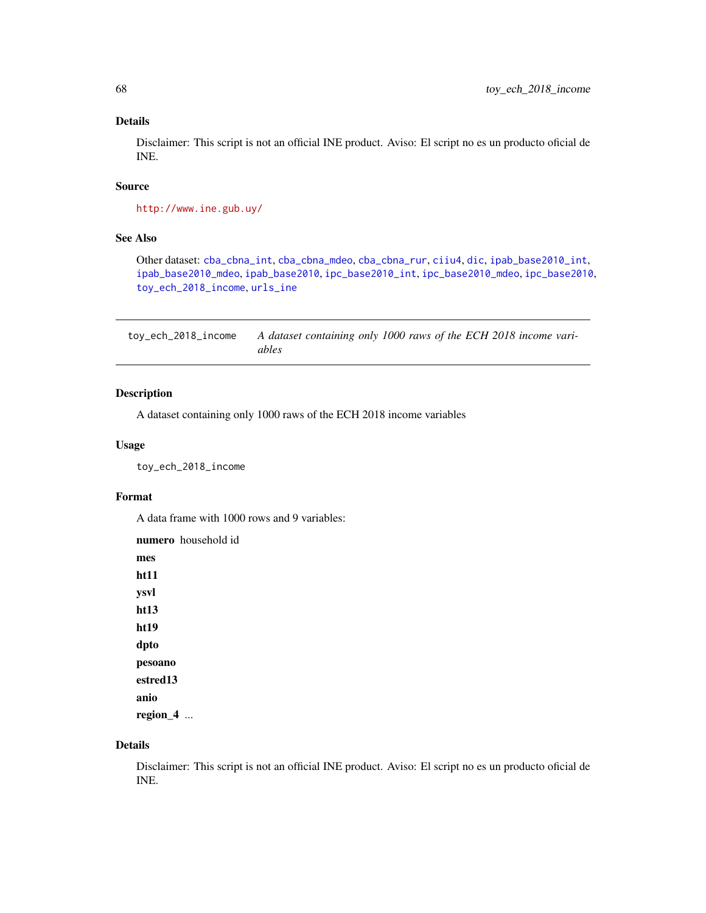## Details

Disclaimer: This script is not an official INE product. Aviso: El script no es un producto oficial de INE.

## Source

http://www.ine.gub.uy/

## See Also

Other dataset: cba_cbna_int, cba_cbna_mdeo, cba_cbna_rur, ciiu4, dic, ipab_base2010_int, ipab_base2010_mdeo, ipab_base2010, ipc_base2010_int, ipc_base2010_mdeo, ipc_base2010, toy_ech_2018_income, urls_ine

---

# toy_ech_2018_income — *A dataset containing only 1000 raws of the ECH 2018 income variables*

## Description

A dataset containing only 1000 raws of the ECH 2018 income variables

## Usage

```
toy_ech_2018_income
```

## Format

A data frame with 1000 rows and 9 variables:

**numero** household id

**mes**

**ht11**

**ysvl**

**ht13**

**ht19**

**dpto**

**pesoano**

**estred13**

**anio**

**region_4** ...

## Details

Disclaimer: This script is not an official INE product. Aviso: El script no es un producto oficial de INE.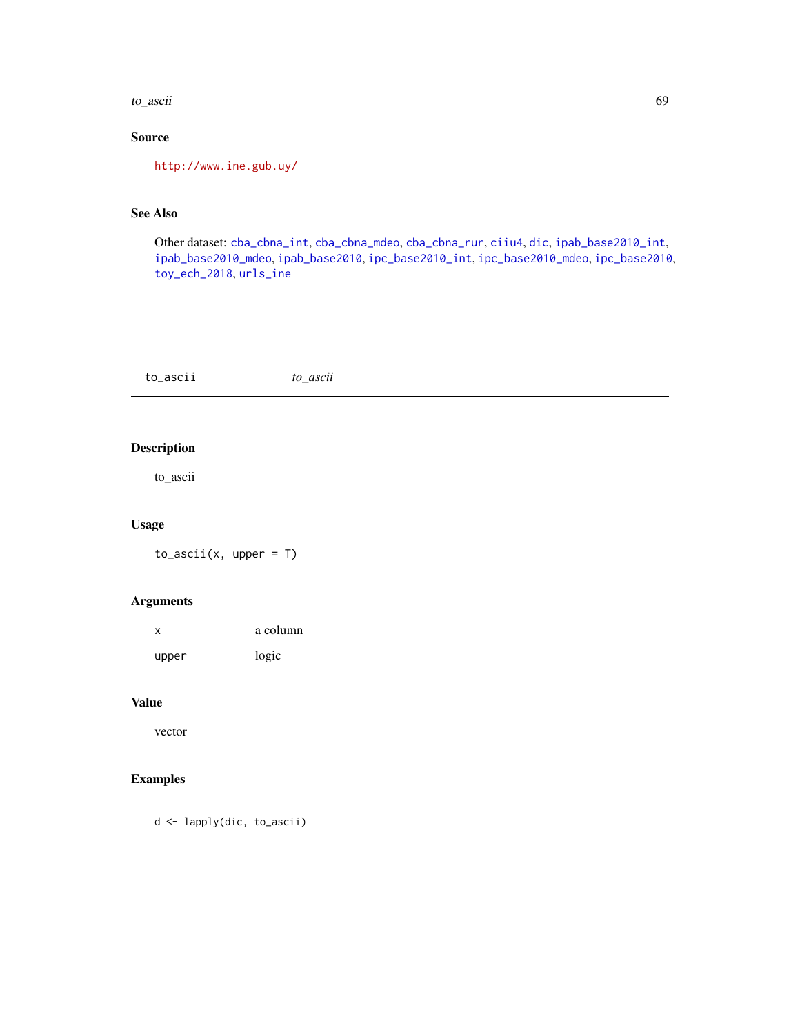## Source

http://www.ine.gub.uy/

## See Also

Other dataset: cba_cbna_int, cba_cbna_mdeo, cba_cbna_rur, ciiu4, dic, ipab_base2010_int, ipab_base2010_mdeo, ipab_base2010, ipc_base2010_int, ipc_base2010_mdeo, ipc_base2010, toy_ech_2018, urls_ine

---

# to_ascii — *to_ascii*

---

## Description

to_ascii

## Usage

```
to_ascii(x, upper = T)
```

## Arguments

| | |
|---|---|
| x | a column |
| upper | logic |

## Value

vector

## Examples

```
d <- lapply(dic, to_ascii)
```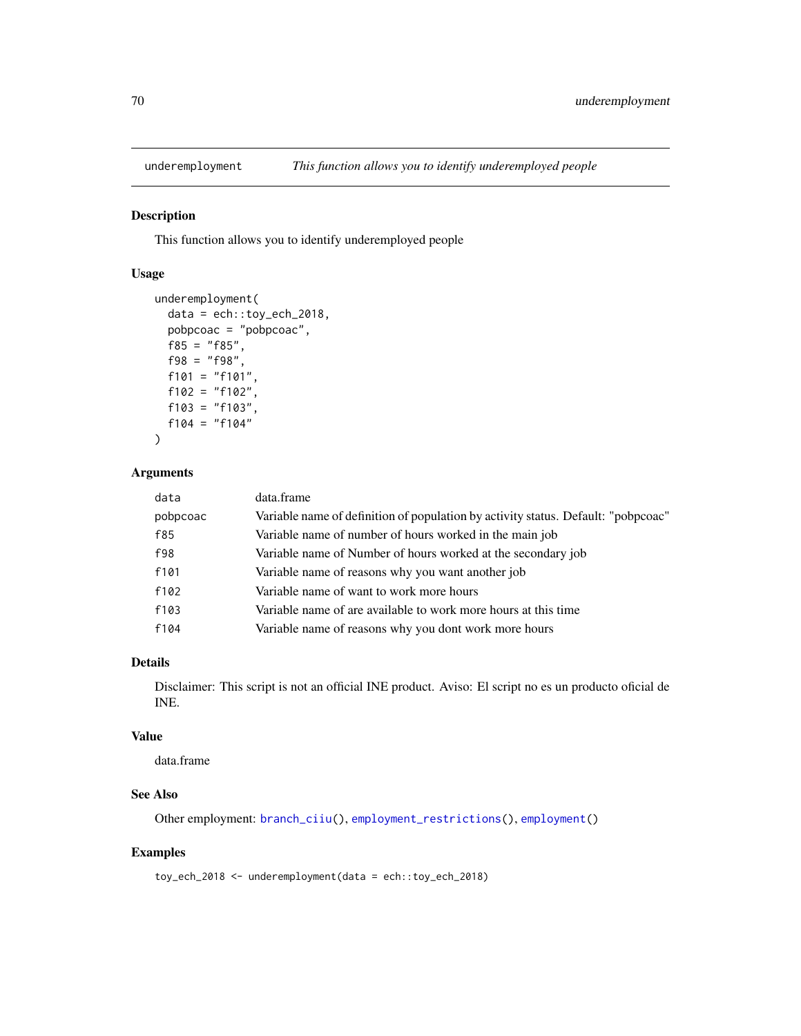## underemployment — *This function allows you to identify underemployed people*

### Description

This function allows you to identify underemployed people

### Usage

```
underemployment(
  data = ech::toy_ech_2018,
  pobpcoac = "pobpcoac",
  f85 = "f85",
  f98 = "f98",
  f101 = "f101",
  f102 = "f102",
  f103 = "f103",
  f104 = "f104"
)
```

### Arguments

| | |
|---|---|
| `data` | data.frame |
| `pobpcoac` | Variable name of definition of population by activity status. Default: "pobpcoac" |
| `f85` | Variable name of number of hours worked in the main job |
| `f98` | Variable name of Number of hours worked at the secondary job |
| `f101` | Variable name of reasons why you want another job |
| `f102` | Variable name of want to work more hours |
| `f103` | Variable name of are available to work more hours at this time |
| `f104` | Variable name of reasons why you dont work more hours |

### Details

Disclaimer: This script is not an official INE product. Aviso: El script no es un producto oficial de INE.

### Value

data.frame

### See Also

Other employment: `branch_ciiu()`, `employment_restrictions()`, `employment()`

### Examples

```
toy_ech_2018 <- underemployment(data = ech::toy_ech_2018)
```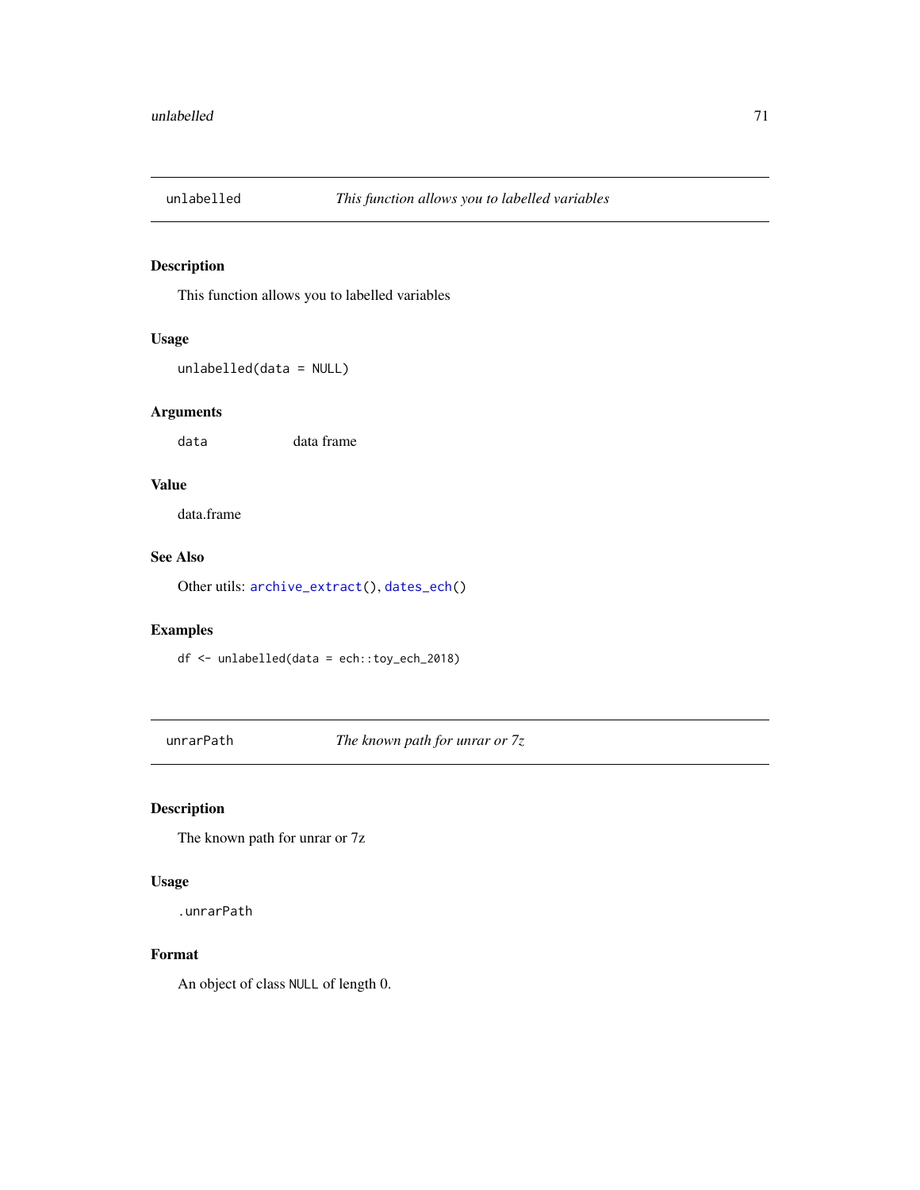## unlabelled — *This function allows you to labelled variables*

### Description

This function allows you to labelled variables

### Usage

```
unlabelled(data = NULL)
```

### Arguments

| | |
|---|---|
| `data` | data frame |

### Value

data.frame

### See Also

Other utils: `archive_extract()`, `dates_ech()`

### Examples

```
df <- unlabelled(data = ech::toy_ech_2018)
```

## unrarPath — *The known path for unrar or 7z*

### Description

The known path for unrar or 7z

### Usage

```
.unrarPath
```

### Format

An object of class `NULL` of length 0.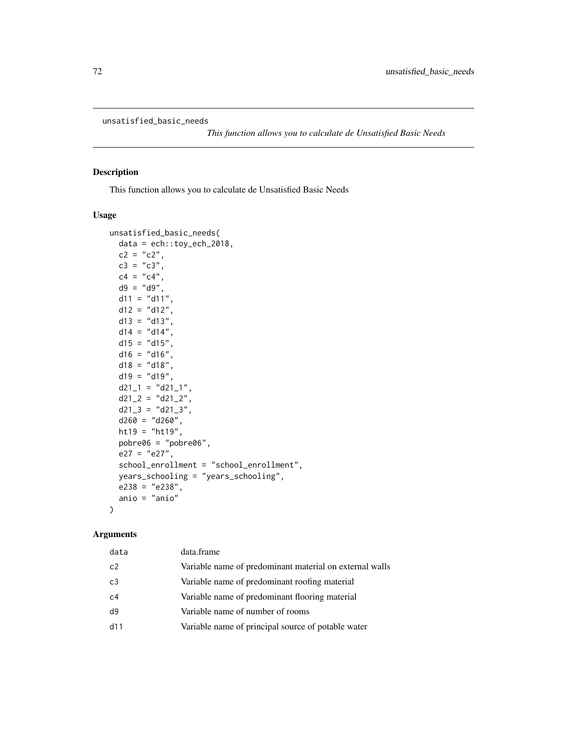unsatisfied_basic_needs

*This function allows you to calculate de Unsatisfied Basic Needs*

## Description

This function allows you to calculate de Unsatisfied Basic Needs

## Usage

```
unsatisfied_basic_needs(
  data = ech::toy_ech_2018,
  c2 = "c2",
  c3 = "c3",
  c4 = "c4",
  d9 = "d9",
  d11 = "d11",
  d12 = "d12",
  d13 = "d13",
  d14 = "d14",
  d15 = "d15",
  d16 = "d16",
  d18 = "d18",
  d19 = "d19",
  d21_1 = "d21_1",
  d21_2 = "d21_2",
  d21_3 = "d21_3",
  d260 = "d260",
  ht19 = "ht19",
  pobre06 = "pobre06",
  e27 = "e27",
  school_enrollment = "school_enrollment",
  years_schooling = "years_schooling",
  e238 = "e238",
  anio = "anio"
)
```

## Arguments

| | |
|---|---|
| data | data.frame |
| c2 | Variable name of predominant material on external walls |
| c3 | Variable name of predominant roofing material |
| c4 | Variable name of predominant flooring material |
| d9 | Variable name of number of rooms |
| d11 | Variable name of principal source of potable water |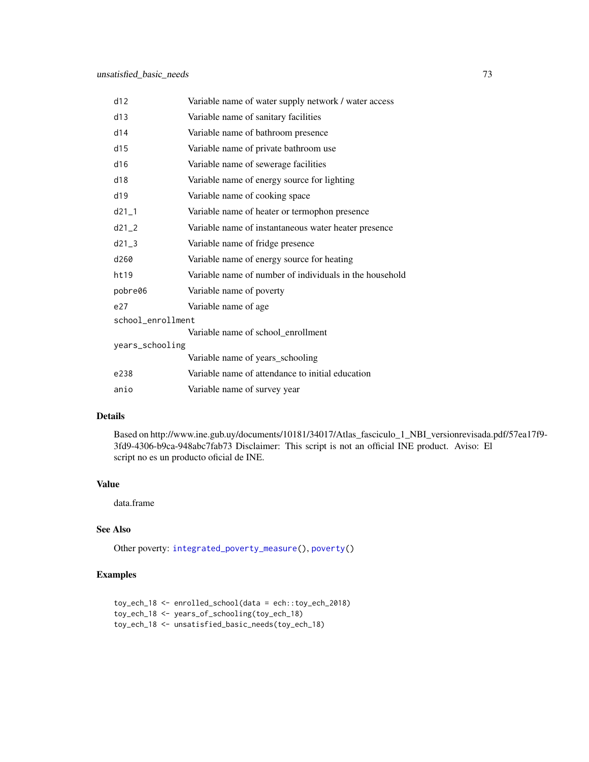| | |
|---|---|
| d12 | Variable name of water supply network / water access |
| d13 | Variable name of sanitary facilities |
| d14 | Variable name of bathroom presence |
| d15 | Variable name of private bathroom use |
| d16 | Variable name of sewerage facilities |
| d18 | Variable name of energy source for lighting |
| d19 | Variable name of cooking space |
| d21_1 | Variable name of heater or termophon presence |
| d21_2 | Variable name of instantaneous water heater presence |
| d21_3 | Variable name of fridge presence |
| d260 | Variable name of energy source for heating |
| ht19 | Variable name of number of individuals in the household |
| pobre06 | Variable name of poverty |
| e27 | Variable name of age |
| school_enrollment | Variable name of school_enrollment |
| years_schooling | Variable name of years_schooling |
| e238 | Variable name of attendance to initial education |
| anio | Variable name of survey year |

### Details

Based on http://www.ine.gub.uy/documents/10181/34017/Atlas_fasciculo_1_NBI_versionrevisada.pdf/57ea17f9-3fd9-4306-b9ca-948abc7fab73 Disclaimer: This script is not an official INE product. Aviso: El script no es un producto oficial de INE.

### Value

data.frame

### See Also

Other poverty: integrated_poverty_measure(), poverty()

### Examples

```
toy_ech_18 <- enrolled_school(data = ech::toy_ech_2018)
toy_ech_18 <- years_of_schooling(toy_ech_18)
toy_ech_18 <- unsatisfied_basic_needs(toy_ech_18)
```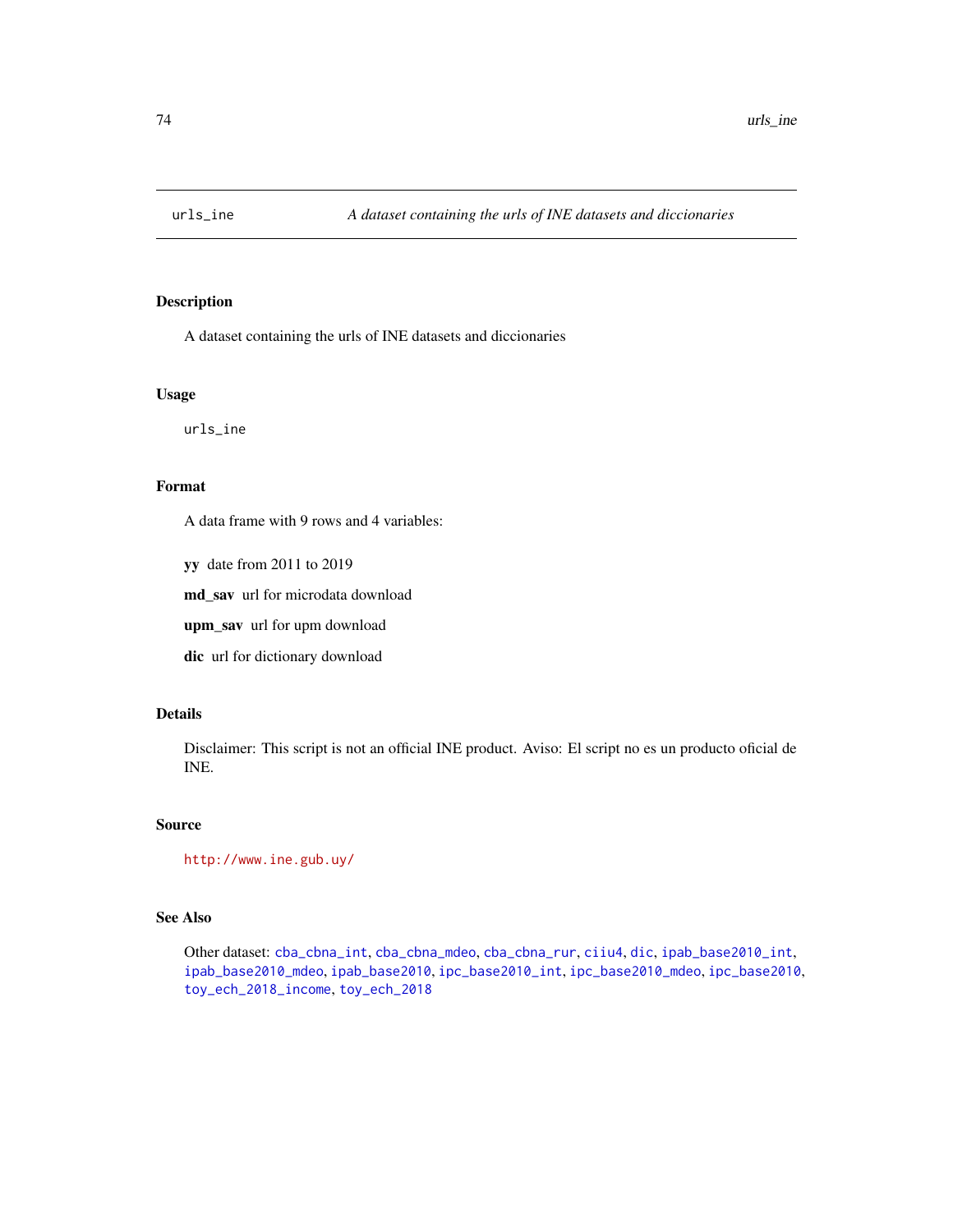# urls_ine    *A dataset containing the urls of INE datasets and diccionaries*

## Description

A dataset containing the urls of INE datasets and diccionaries

## Usage

```
urls_ine
```

## Format

A data frame with 9 rows and 4 variables:

**yy** date from 2011 to 2019

**md_sav** url for microdata download

**upm_sav** url for upm download

**dic** url for dictionary download

## Details

Disclaimer: This script is not an official INE product. Aviso: El script no es un producto oficial de INE.

## Source

`http://www.ine.gub.uy/`

## See Also

Other dataset: `cba_cbna_int`, `cba_cbna_mdeo`, `cba_cbna_rur`, `ciiu4`, `dic`, `ipab_base2010_int`, `ipab_base2010_mdeo`, `ipab_base2010`, `ipc_base2010_int`, `ipc_base2010_mdeo`, `ipc_base2010`, `toy_ech_2018_income`, `toy_ech_2018`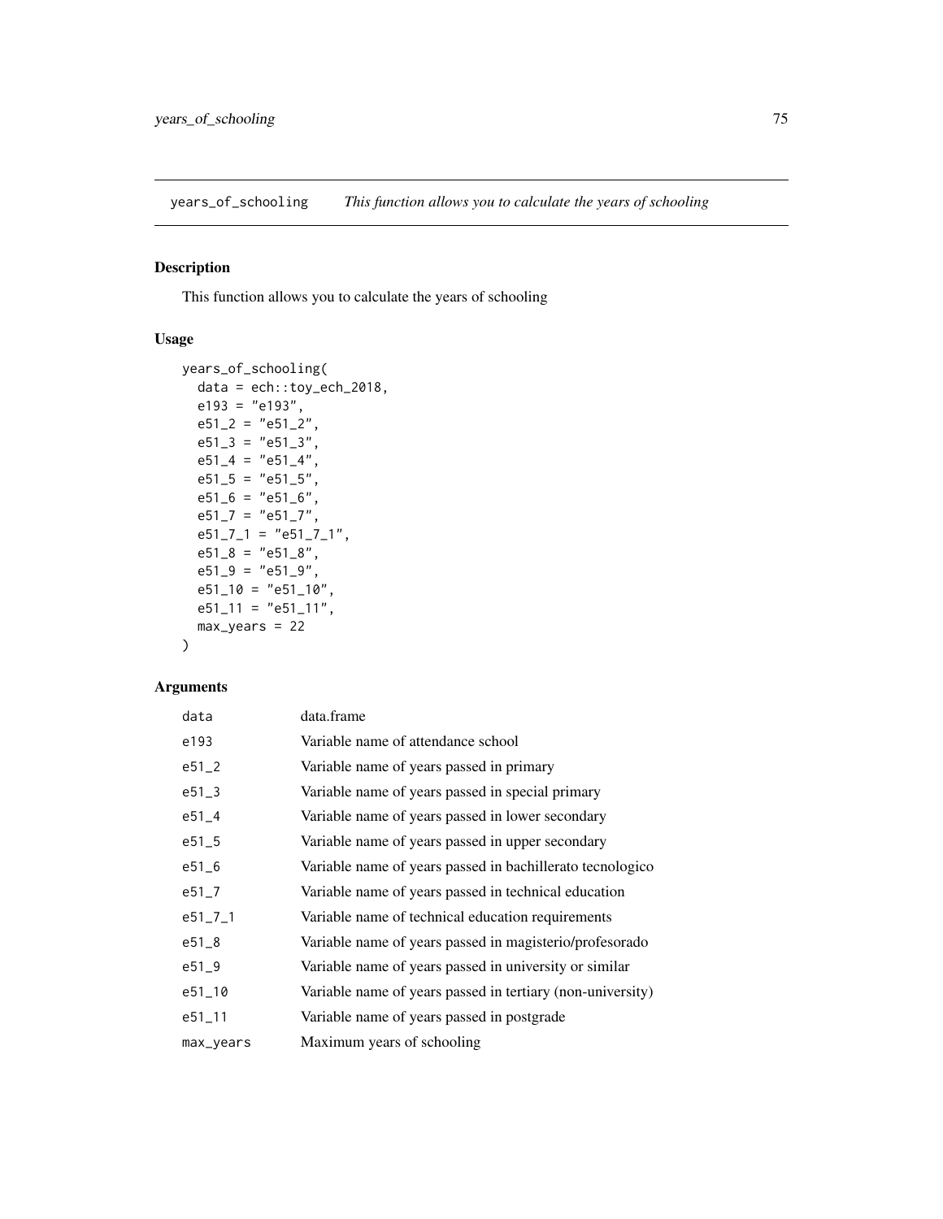# years_of_schooling *This function allows you to calculate the years of schooling*

## Description

This function allows you to calculate the years of schooling

## Usage

```
years_of_schooling(
  data = ech::toy_ech_2018,
  e193 = "e193",
  e51_2 = "e51_2",
  e51_3 = "e51_3",
  e51_4 = "e51_4",
  e51_5 = "e51_5",
  e51_6 = "e51_6",
  e51_7 = "e51_7",
  e51_7_1 = "e51_7_1",
  e51_8 = "e51_8",
  e51_9 = "e51_9",
  e51_10 = "e51_10",
  e51_11 = "e51_11",
  max_years = 22
)
```

## Arguments

| | |
|---|---|
| data | data.frame |
| e193 | Variable name of attendance school |
| e51_2 | Variable name of years passed in primary |
| e51_3 | Variable name of years passed in special primary |
| e51_4 | Variable name of years passed in lower secondary |
| e51_5 | Variable name of years passed in upper secondary |
| e51_6 | Variable name of years passed in bachillerato tecnologico |
| e51_7 | Variable name of years passed in technical education |
| e51_7_1 | Variable name of technical education requirements |
| e51_8 | Variable name of years passed in magisterio/profesorado |
| e51_9 | Variable name of years passed in university or similar |
| e51_10 | Variable name of years passed in tertiary (non-university) |
| e51_11 | Variable name of years passed in postgrade |
| max_years | Maximum years of schooling |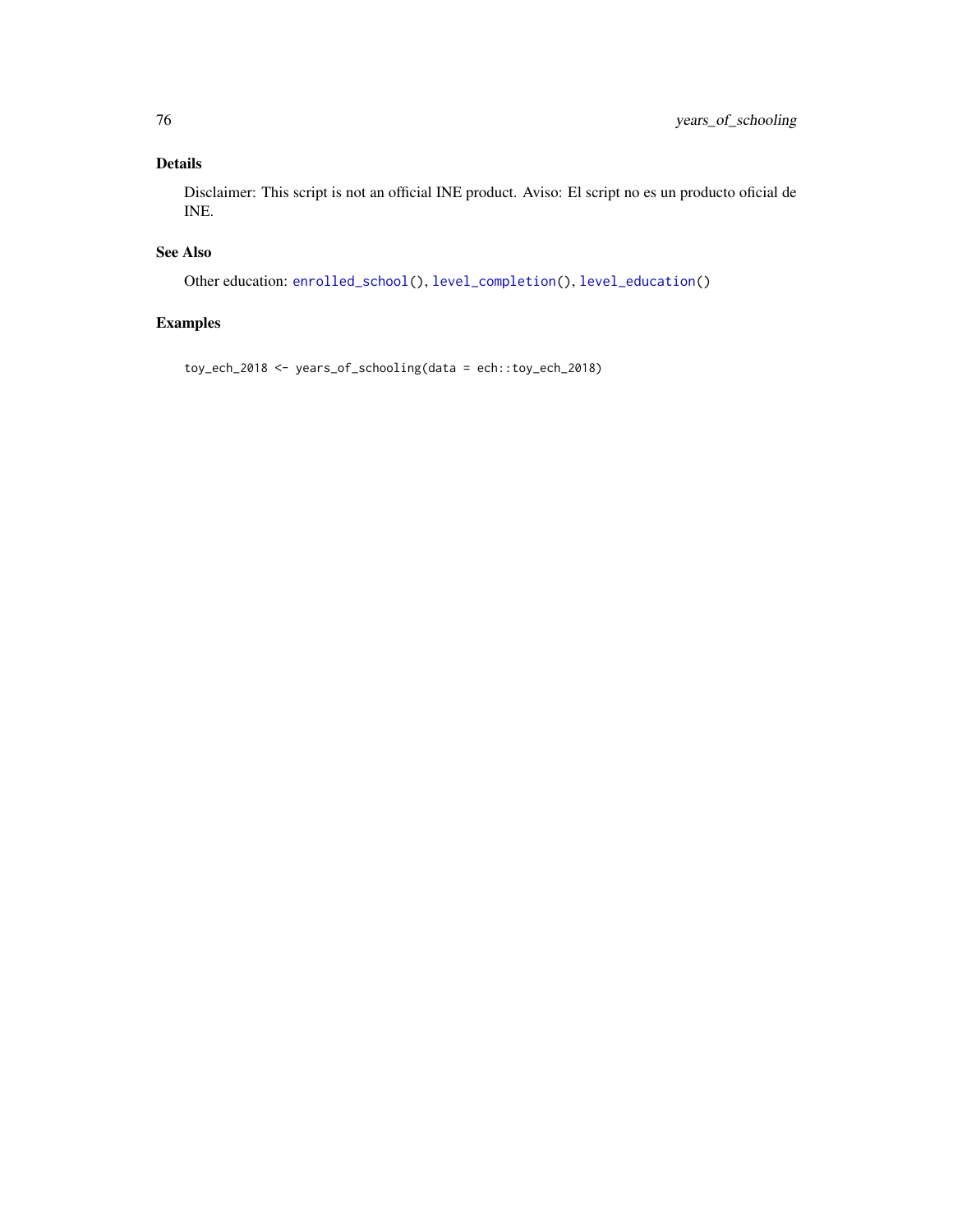## Details

Disclaimer: This script is not an official INE product. Aviso: El script no es un producto oficial de INE.

## See Also

Other education: `enrolled_school()`, `level_completion()`, `level_education()`

## Examples

```
toy_ech_2018 <- years_of_schooling(data = ech::toy_ech_2018)
```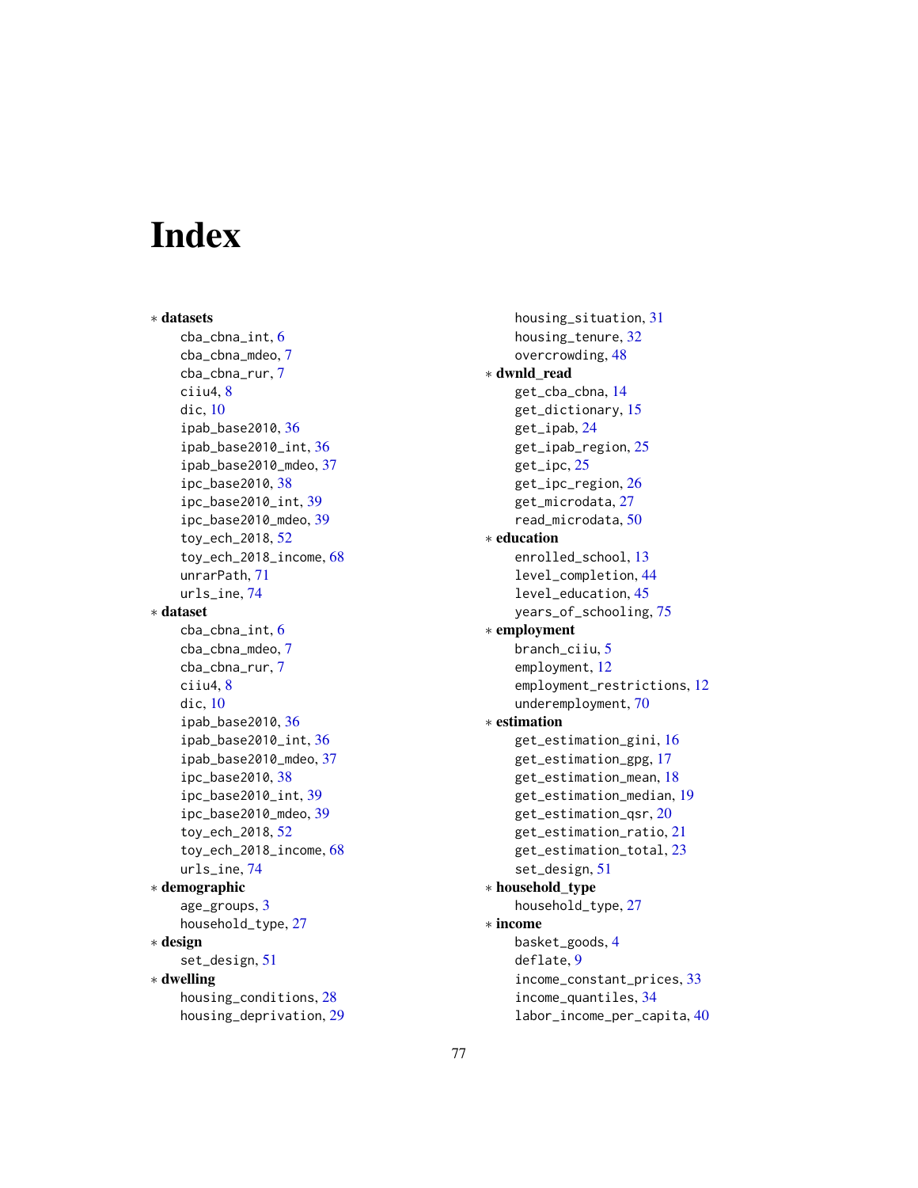# Index

* **datasets**
    - cba_cbna_int, 6
    - cba_cbna_mdeo, 7
    - cba_cbna_rur, 7
    - ciiu4, 8
    - dic, 10
    - ipab_base2010, 36
    - ipab_base2010_int, 36
    - ipab_base2010_mdeo, 37
    - ipc_base2010, 38
    - ipc_base2010_int, 39
    - ipc_base2010_mdeo, 39
    - toy_ech_2018, 52
    - toy_ech_2018_income, 68
    - unrarPath, 71
    - urls_ine, 74
* **dataset**
    - cba_cbna_int, 6
    - cba_cbna_mdeo, 7
    - cba_cbna_rur, 7
    - ciiu4, 8
    - dic, 10
    - ipab_base2010, 36
    - ipab_base2010_int, 36
    - ipab_base2010_mdeo, 37
    - ipc_base2010, 38
    - ipc_base2010_int, 39
    - ipc_base2010_mdeo, 39
    - toy_ech_2018, 52
    - toy_ech_2018_income, 68
    - urls_ine, 74
* **demographic**
    - age_groups, 3
    - household_type, 27
* **design**
    - set_design, 51
* **dwelling**
    - housing_conditions, 28
    - housing_deprivation, 29
    - housing_situation, 31
    - housing_tenure, 32
    - overcrowding, 48
* **dwnld_read**
    - get_cba_cbna, 14
    - get_dictionary, 15
    - get_ipab, 24
    - get_ipab_region, 25
    - get_ipc, 25
    - get_ipc_region, 26
    - get_microdata, 27
    - read_microdata, 50
* **education**
    - enrolled_school, 13
    - level_completion, 44
    - level_education, 45
    - years_of_schooling, 75
* **employment**
    - branch_ciiu, 5
    - employment, 12
    - employment_restrictions, 12
    - underemployment, 70
* **estimation**
    - get_estimation_gini, 16
    - get_estimation_gpg, 17
    - get_estimation_mean, 18
    - get_estimation_median, 19
    - get_estimation_qsr, 20
    - get_estimation_ratio, 21
    - get_estimation_total, 23
    - set_design, 51
* **household_type**
    - household_type, 27
* **income**
    - basket_goods, 4
    - deflate, 9
    - income_constant_prices, 33
    - income_quantiles, 34
    - labor_income_per_capita, 40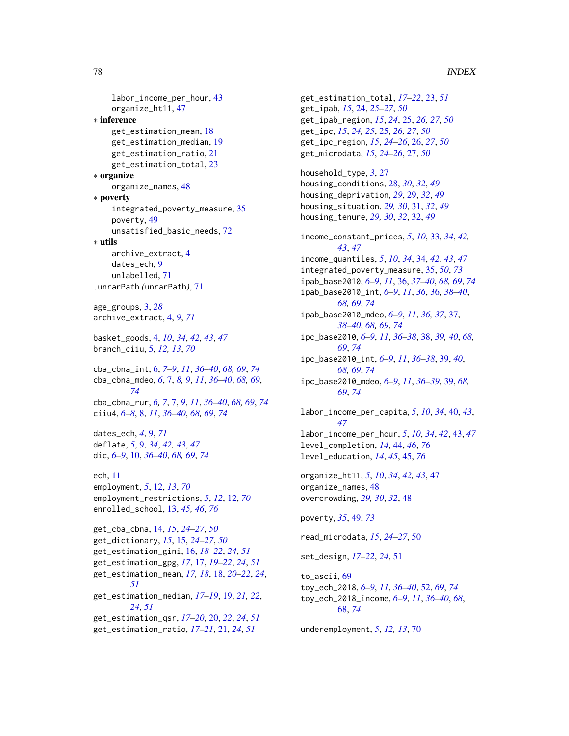labor_income_per_hour, 43
organize_ht11, 47

∗ **inference**
get_estimation_mean, 18
get_estimation_median, 19
get_estimation_ratio, 21
get_estimation_total, 23

∗ **organize**
organize_names, 48

∗ **poverty**
integrated_poverty_measure, 35
poverty, 49
unsatisfied_basic_needs, 72

∗ **utils**
archive_extract, 4
dates_ech, 9
unlabelled, 71

.unrarPath *(unrarPath)*, 71

age_groups, 3, *28*
archive_extract, 4, *9*, *71*

basket_goods, 4, *10*, *34*, *42, 43*, *47*
branch_ciiu, 5, *12, 13*, *70*

cba_cbna_int, 6, *7–9*, *11*, *36–40*, *68, 69*, *74*
cba_cbna_mdeo, *6*, 7, *8, 9*, *11*, *36–40*, *68, 69*, *74*
cba_cbna_rur, *6, 7*, 7, *9*, *11*, *36–40*, *68, 69*, *74*
ciiu4, *6–8*, 8, *11*, *36–40*, *68, 69*, *74*

dates_ech, *4*, 9, *71*
deflate, *5*, 9, *34*, *42, 43*, *47*
dic, *6–9*, 10, *36–40*, *68, 69*, *74*

ech, 11
employment, *5*, 12, *13*, *70*
employment_restrictions, *5*, *12*, 12, *70*
enrolled_school, 13, *45, 46*, *76*

get_cba_cbna, 14, *15*, *24–27*, *50*
get_dictionary, *15*, 15, *24–27*, *50*
get_estimation_gini, 16, *18–22*, *24*, *51*
get_estimation_gpg, *17*, 17, *19–22*, *24*, *51*
get_estimation_mean, *17, 18*, 18, *20–22*, *24*, *51*
get_estimation_median, *17–19*, 19, *21, 22*, *24*, *51*
get_estimation_qsr, *17–20*, 20, *22*, *24*, *51*
get_estimation_ratio, *17–21*, 21, *24*, *51*
get_estimation_total, *17–22*, 23, *51*
get_ipab, *15*, 24, *25–27*, *50*
get_ipab_region, *15*, *24*, 25, *26, 27*, *50*
get_ipc, *15*, *24, 25*, 25, *26, 27*, *50*
get_ipc_region, *15*, *24–26*, 26, *27*, *50*
get_microdata, *15*, *24–26*, 27, *50*

household_type, *3*, 27
housing_conditions, 28, *30*, *32*, *49*
housing_deprivation, *29*, 29, *32*, *49*
housing_situation, *29, 30*, 31, *32*, *49*
housing_tenure, *29, 30*, *32*, 32, *49*

income_constant_prices, *5*, *10*, 33, *34*, *42, 43*, *47*
income_quantiles, *5*, *10*, *34*, 34, *42, 43*, *47*
integrated_poverty_measure, 35, *50*, *73*
ipab_base2010, *6–9*, *11*, 36, *37–40*, *68, 69*, *74*
ipab_base2010_int, *6–9*, *11*, *36*, 36, *38–40*, *68, 69*, *74*
ipab_base2010_mdeo, *6–9*, *11*, *36, 37*, 37, *38–40*, *68, 69*, *74*
ipc_base2010, *6–9*, *11*, *36–38*, 38, *39, 40*, *68, 69*, *74*
ipc_base2010_int, *6–9*, *11*, *36–38*, 39, *40*, *68, 69*, *74*
ipc_base2010_mdeo, *6–9*, *11*, *36–39*, 39, *68, 69*, *74*

labor_income_per_capita, *5*, *10*, *34*, 40, *43*, *47*
labor_income_per_hour, *5*, *10*, *34*, *42*, 43, *47*
level_completion, *14*, 44, *46*, *76*
level_education, *14*, *45*, 45, *76*

organize_ht11, *5*, *10*, *34*, *42, 43*, 47
organize_names, 48
overcrowding, *29, 30*, *32*, 48

poverty, *35*, 49, *73*

read_microdata, *15*, *24–27*, 50

set_design, *17–22*, *24*, 51

to_ascii, 69
toy_ech_2018, *6–9*, *11*, *36–40*, 52, *69*, *74*
toy_ech_2018_income, *6–9*, *11*, *36–40*, *68*, 68, *74*

underemployment, *5*, *12, 13*, 70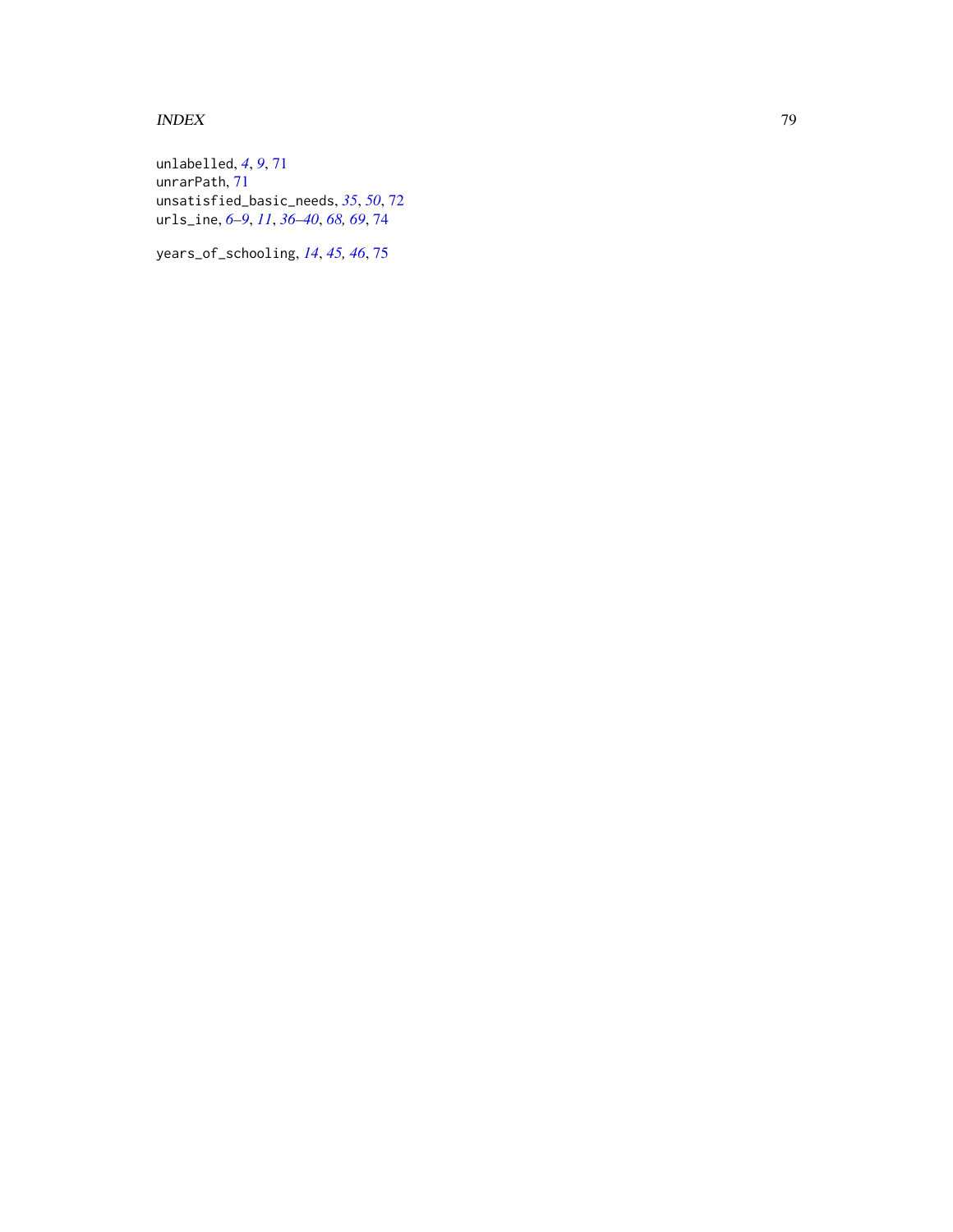unlabelled, *4*, *9*, 71
unrarPath, 71
unsatisfied_basic_needs, *35*, *50*, 72
urls_ine, *6–9*, *11*, *36–40*, *68, 69*, 74

years_of_schooling, *14*, *45, 46*, 75